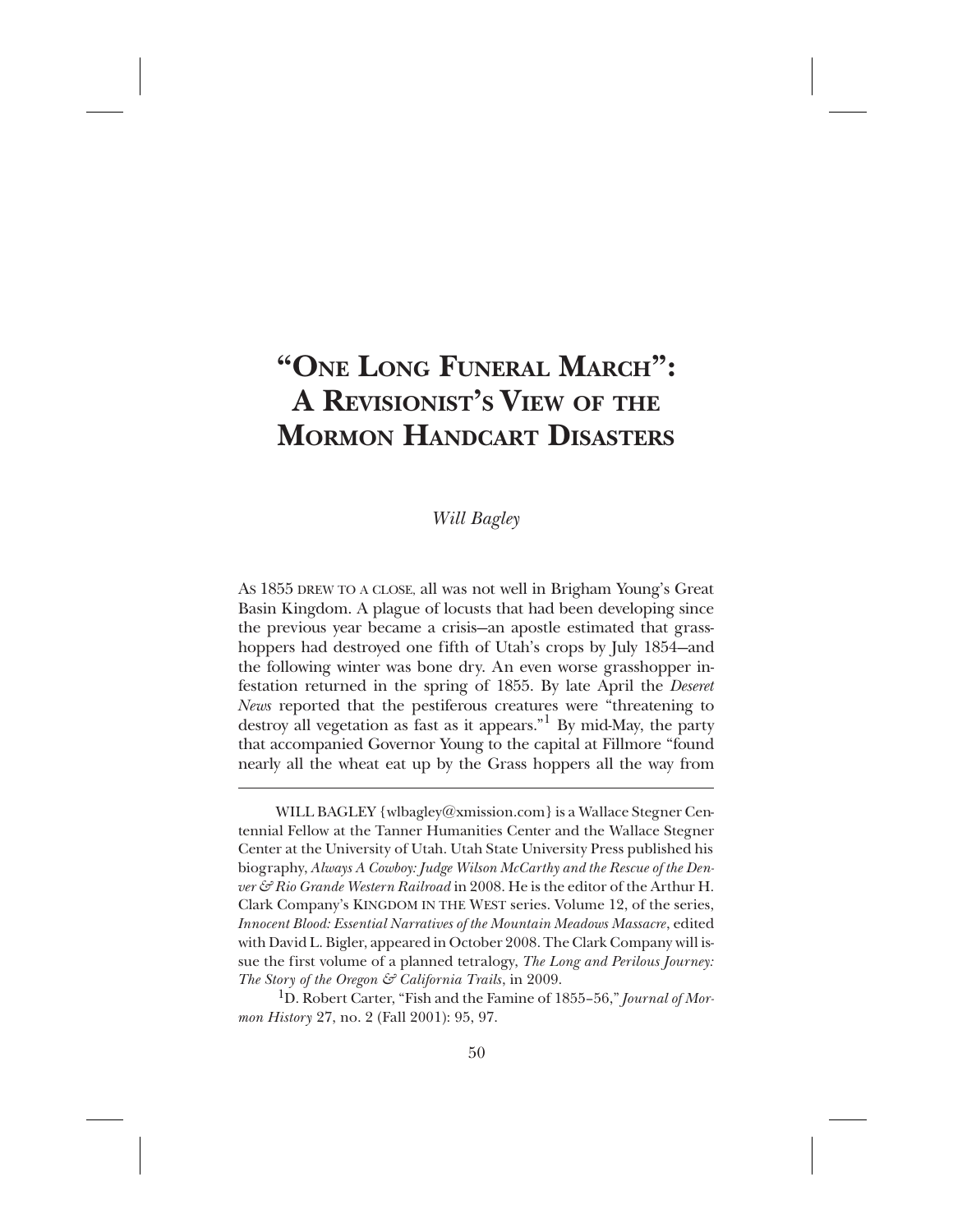# "One Long Funeral March": A Revisionist's View of the Mormon Handcart Disasters

*Will Bagley*

As 1855 drew to a close, all was not well in Brigham Young's Great Basin Kingdom. A plague of locusts that had been developing since the previous year became a crisis—an apostle estimated that grasshoppers had destroyed one fifth of Utah's crops by July 1854—and the following winter was bone dry. An even worse grasshopper infestation returned in the spring of 1855. By late April the *Deseret News* reported that the pestiferous creatures were "threatening to destroy all vegetation as fast as it appears."[1] By mid-May, the party that accompanied Governor Young to the capital at Fillmore "found nearly all the wheat eat up by the Grass hoppers all the way from

---

WILL BAGLEY {wlbagley@xmission.com} is a Wallace Stegner Centennial Fellow at the Tanner Humanities Center and the Wallace Stegner Center at the University of Utah. Utah State University Press published his biography, *Always A Cowboy: Judge Wilson McCarthy and the Rescue of the Denver & Rio Grande Western Railroad* in 2008. He is the editor of the Arthur H. Clark Company's KINGDOM IN THE WEST series. Volume 12, of the series, *Innocent Blood: Essential Narratives of the Mountain Meadows Massacre*, edited with David L. Bigler, appeared in October 2008. The Clark Company will issue the first volume of a planned tetralogy, *The Long and Perilous Journey: The Story of the Oregon & California Trails*, in 2009.

[1] D. Robert Carter, "Fish and the Famine of 1855–56," *Journal of Mormon History* 27, no. 2 (Fall 2001): 95, 97.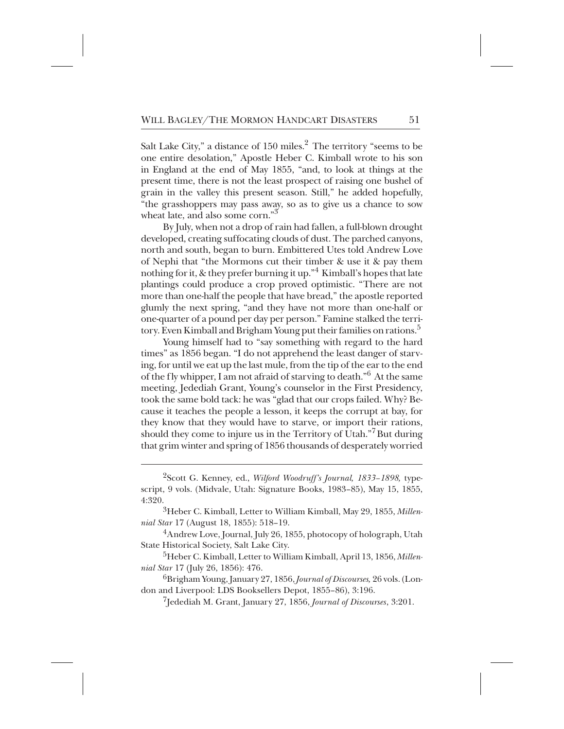Salt Lake City," a distance of 150 miles.[2] The territory "seems to be one entire desolation," Apostle Heber C. Kimball wrote to his son in England at the end of May 1855, "and, to look at things at the present time, there is not the least prospect of raising one bushel of grain in the valley this present season. Still," he added hopefully, "the grasshoppers may pass away, so as to give us a chance to sow wheat late, and also some corn."[3]

By July, when not a drop of rain had fallen, a full-blown drought developed, creating suffocating clouds of dust. The parched canyons, north and south, began to burn. Embittered Utes told Andrew Love of Nephi that "the Mormons cut their timber & use it & pay them nothing for it, & they prefer burning it up."[4] Kimball's hopes that late plantings could produce a crop proved optimistic. "There are not more than one-half the people that have bread," the apostle reported glumly the next spring, "and they have not more than one-half or one-quarter of a pound per day per person." Famine stalked the territory. Even Kimball and Brigham Young put their families on rations.[5]

Young himself had to "say something with regard to the hard times" as 1856 began. "I do not apprehend the least danger of starving, for until we eat up the last mule, from the tip of the ear to the end of the fly whipper, I am not afraid of starving to death."[6] At the same meeting, Jedediah Grant, Young's counselor in the First Presidency, took the same bold tack: he was "glad that our crops failed. Why? Because it teaches the people a lesson, it keeps the corrupt at bay, for they know that they would have to starve, or import their rations, should they come to injure us in the Territory of Utah."[7] But during that grim winter and spring of 1856 thousands of desperately worried

---

[2]Scott G. Kenney, ed., *Wilford Woodruff's Journal, 1833–1898,* typescript, 9 vols. (Midvale, Utah: Signature Books, 1983–85), May 15, 1855, 4:320.

[3]Heber C. Kimball, Letter to William Kimball, May 29, 1855, *Millennial Star* 17 (August 18, 1855): 518–19.

[4]Andrew Love, Journal, July 26, 1855, photocopy of holograph, Utah State Historical Society, Salt Lake City.

[5]Heber C. Kimball, Letter to William Kimball, April 13, 1856, *Millennial Star* 17 (July 26, 1856): 476.

[6]Brigham Young, January 27, 1856, *Journal of Discourses,* 26 vols. (London and Liverpool: LDS Booksellers Depot, 1855–86), 3:196.

[7]Jedediah M. Grant, January 27, 1856, *Journal of Discourses*, 3:201.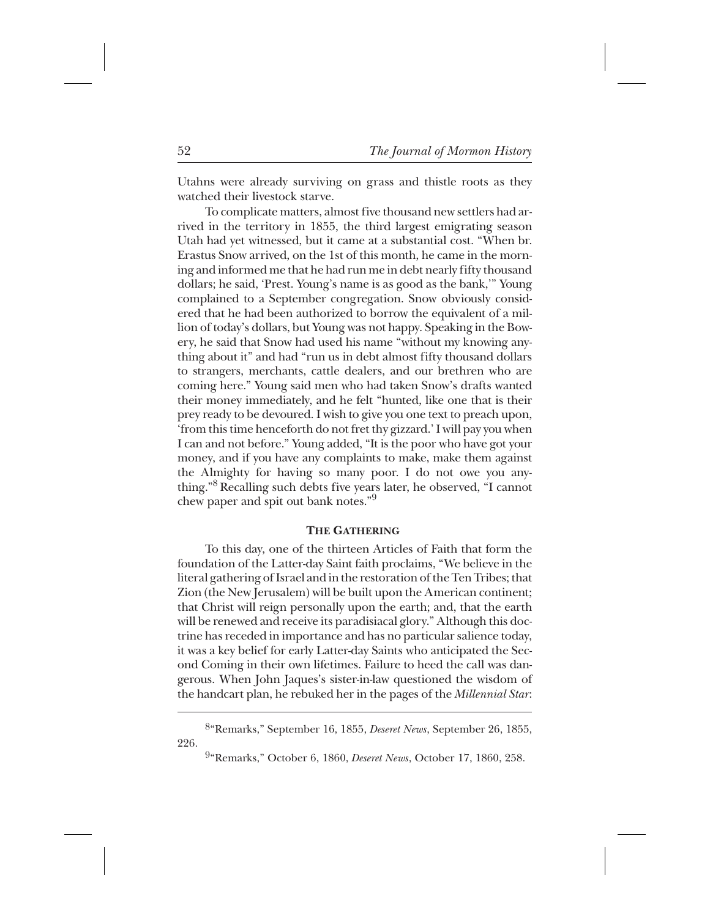Utahns were already surviving on grass and thistle roots as they watched their livestock starve.

To complicate matters, almost five thousand new settlers had arrived in the territory in 1855, the third largest emigrating season Utah had yet witnessed, but it came at a substantial cost. "When br. Erastus Snow arrived, on the 1st of this month, he came in the morning and informed me that he had run me in debt nearly fifty thousand dollars; he said, 'Prest. Young's name is as good as the bank,'" Young complained to a September congregation. Snow obviously considered that he had been authorized to borrow the equivalent of a million of today's dollars, but Young was not happy. Speaking in the Bowery, he said that Snow had used his name "without my knowing anything about it" and had "run us in debt almost fifty thousand dollars to strangers, merchants, cattle dealers, and our brethren who are coming here." Young said men who had taken Snow's drafts wanted their money immediately, and he felt "hunted, like one that is their prey ready to be devoured. I wish to give you one text to preach upon, 'from this time henceforth do not fret thy gizzard.' I will pay you when I can and not before." Young added, "It is the poor who have got your money, and if you have any complaints to make, make them against the Almighty for having so many poor. I do not owe you anything."[8] Recalling such debts five years later, he observed, "I cannot chew paper and spit out bank notes."[9]

## The Gathering

To this day, one of the thirteen Articles of Faith that form the foundation of the Latter-day Saint faith proclaims, "We believe in the literal gathering of Israel and in the restoration of the Ten Tribes; that Zion (the New Jerusalem) will be built upon the American continent; that Christ will reign personally upon the earth; and, that the earth will be renewed and receive its paradisiacal glory." Although this doctrine has receded in importance and has no particular salience today, it was a key belief for early Latter-day Saints who anticipated the Second Coming in their own lifetimes. Failure to heed the call was dangerous. When John Jaques's sister-in-law questioned the wisdom of the handcart plan, he rebuked her in the pages of the *Millennial Star*:

---

[8]"Remarks," September 16, 1855, *Deseret News*, September 26, 1855, 226.

[9]"Remarks," October 6, 1860, *Deseret News*, October 17, 1860, 258.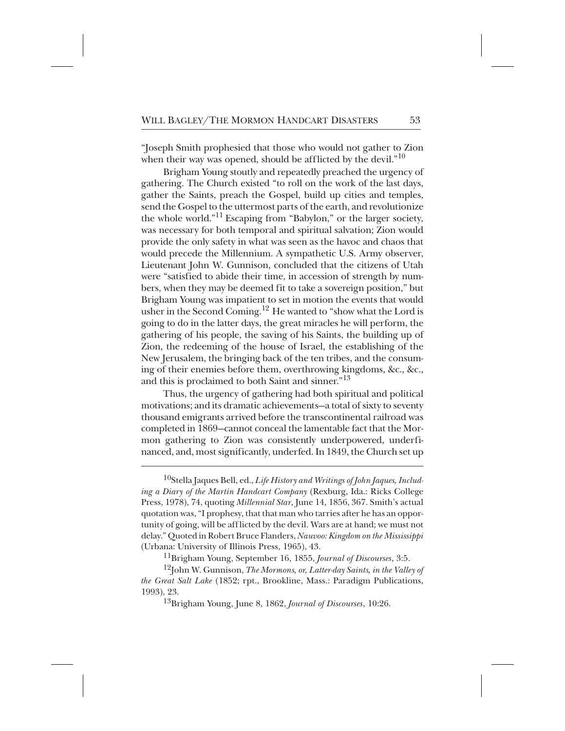"Joseph Smith prophesied that those who would not gather to Zion when their way was opened, should be afflicted by the devil."[10]

Brigham Young stoutly and repeatedly preached the urgency of gathering. The Church existed "to roll on the work of the last days, gather the Saints, preach the Gospel, build up cities and temples, send the Gospel to the uttermost parts of the earth, and revolutionize the whole world."[11] Escaping from "Babylon," or the larger society, was necessary for both temporal and spiritual salvation; Zion would provide the only safety in what was seen as the havoc and chaos that would precede the Millennium. A sympathetic U.S. Army observer, Lieutenant John W. Gunnison, concluded that the citizens of Utah were "satisfied to abide their time, in accession of strength by numbers, when they may be deemed fit to take a sovereign position," but Brigham Young was impatient to set in motion the events that would usher in the Second Coming.[12] He wanted to "show what the Lord is going to do in the latter days, the great miracles he will perform, the gathering of his people, the saving of his Saints, the building up of Zion, the redeeming of the house of Israel, the establishing of the New Jerusalem, the bringing back of the ten tribes, and the consuming of their enemies before them, overthrowing kingdoms, &c., &c., and this is proclaimed to both Saint and sinner."[13]

Thus, the urgency of gathering had both spiritual and political motivations; and its dramatic achievements—a total of sixty to seventy thousand emigrants arrived before the transcontinental railroad was completed in 1869—cannot conceal the lamentable fact that the Mormon gathering to Zion was consistently underpowered, underfinanced, and, most significantly, underfed. In 1849, the Church set up

---

[10]Stella Jaques Bell, ed., *Life History and Writings of John Jaques, Including a Diary of the Martin Handcart Company* (Rexburg, Ida.: Ricks College Press, 1978), 74, quoting *Millennial Star*, June 14, 1856, 367. Smith's actual quotation was, "I prophesy, that that man who tarries after he has an opportunity of going, will be afflicted by the devil. Wars are at hand; we must not delay." Quoted in Robert Bruce Flanders, *Nauvoo: Kingdom on the Mississippi* (Urbana: University of Illinois Press, 1965), 43.

[11]Brigham Young, September 16, 1855, *Journal of Discourses*, 3:5.

[12]John W. Gunnison, *The Mormons, or, Latter-day Saints, in the Valley of the Great Salt Lake* (1852; rpt., Brookline, Mass.: Paradigm Publications, 1993), 23.

[13]Brigham Young, June 8, 1862, *Journal of Discourses*, 10:26.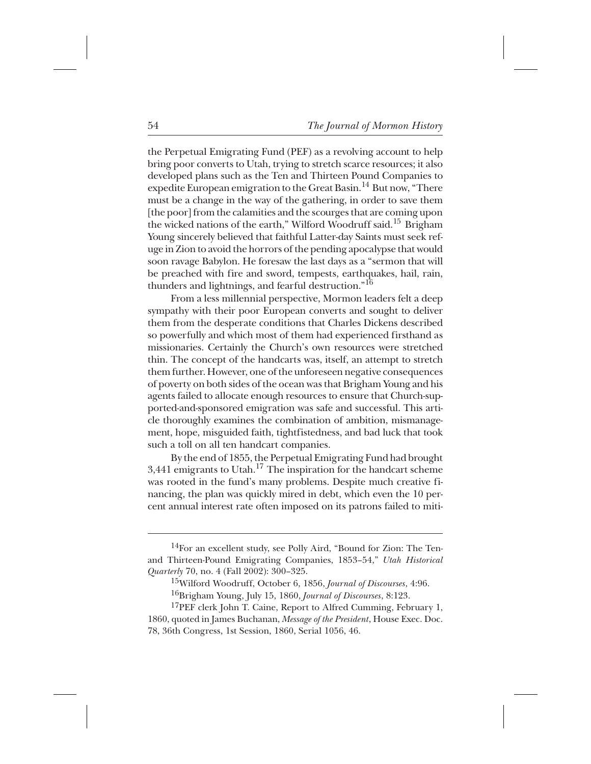the Perpetual Emigrating Fund (PEF) as a revolving account to help bring poor converts to Utah, trying to stretch scarce resources; it also developed plans such as the Ten and Thirteen Pound Companies to expedite European emigration to the Great Basin.[14] But now, "There must be a change in the way of the gathering, in order to save them [the poor] from the calamities and the scourges that are coming upon the wicked nations of the earth," Wilford Woodruff said.[15] Brigham Young sincerely believed that faithful Latter-day Saints must seek refuge in Zion to avoid the horrors of the pending apocalypse that would soon ravage Babylon. He foresaw the last days as a "sermon that will be preached with fire and sword, tempests, earthquakes, hail, rain, thunders and lightnings, and fearful destruction."[16]

From a less millennial perspective, Mormon leaders felt a deep sympathy with their poor European converts and sought to deliver them from the desperate conditions that Charles Dickens described so powerfully and which most of them had experienced firsthand as missionaries. Certainly the Church's own resources were stretched thin. The concept of the handcarts was, itself, an attempt to stretch them further. However, one of the unforeseen negative consequences of poverty on both sides of the ocean was that Brigham Young and his agents failed to allocate enough resources to ensure that Church-supported-and-sponsored emigration was safe and successful. This article thoroughly examines the combination of ambition, mismanagement, hope, misguided faith, tightfistedness, and bad luck that took such a toll on all ten handcart companies.

By the end of 1855, the Perpetual Emigrating Fund had brought 3,441 emigrants to Utah.[17] The inspiration for the handcart scheme was rooted in the fund's many problems. Despite much creative financing, the plan was quickly mired in debt, which even the 10 percent annual interest rate often imposed on its patrons failed to miti-

---

[14]For an excellent study, see Polly Aird, "Bound for Zion: The Ten- and Thirteen-Pound Emigrating Companies, 1853–54," *Utah Historical Quarterly* 70, no. 4 (Fall 2002): 300–325.

[15]Wilford Woodruff, October 6, 1856, *Journal of Discourses*, 4:96.

[16]Brigham Young, July 15, 1860, *Journal of Discourses*, 8:123.

[17]PEF clerk John T. Caine, Report to Alfred Cumming, February 1, 1860, quoted in James Buchanan, *Message of the President*, House Exec. Doc. 78, 36th Congress, 1st Session, 1860, Serial 1056, 46.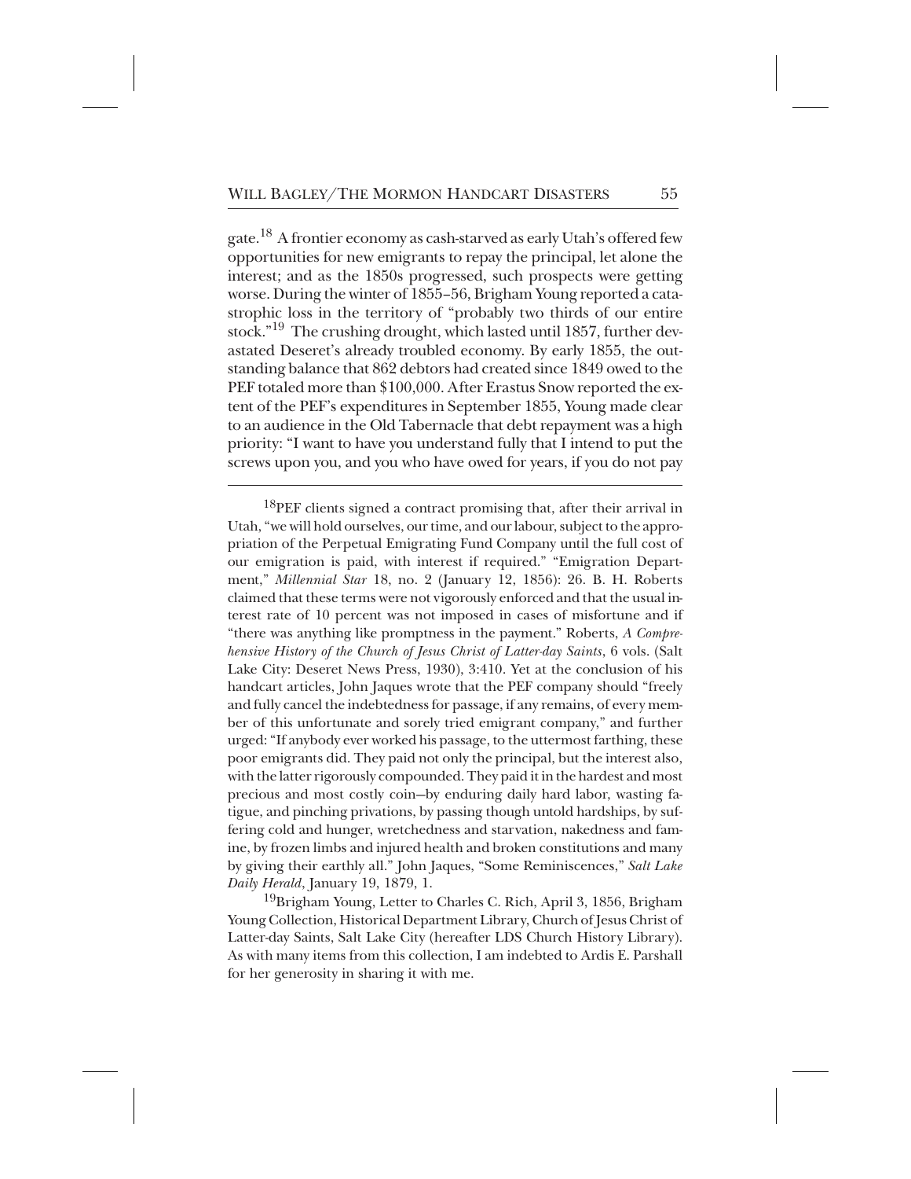gate.[18] A frontier economy as cash-starved as early Utah's offered few opportunities for new emigrants to repay the principal, let alone the interest; and as the 1850s progressed, such prospects were getting worse. During the winter of 1855–56, Brigham Young reported a catastrophic loss in the territory of "probably two thirds of our entire stock."[19] The crushing drought, which lasted until 1857, further devastated Deseret's already troubled economy. By early 1855, the outstanding balance that 862 debtors had created since 1849 owed to the PEF totaled more than $100,000. After Erastus Snow reported the extent of the PEF's expenditures in September 1855, Young made clear to an audience in the Old Tabernacle that debt repayment was a high priority: "I want to have you understand fully that I intend to put the screws upon you, and you who have owed for years, if you do not pay

---

[18] PEF clients signed a contract promising that, after their arrival in Utah, "we will hold ourselves, our time, and our labour, subject to the appropriation of the Perpetual Emigrating Fund Company until the full cost of our emigration is paid, with interest if required." "Emigration Department," *Millennial Star* 18, no. 2 (January 12, 1856): 26. B. H. Roberts claimed that these terms were not vigorously enforced and that the usual interest rate of 10 percent was not imposed in cases of misfortune and if "there was anything like promptness in the payment." Roberts, *A Comprehensive History of the Church of Jesus Christ of Latter-day Saints*, 6 vols. (Salt Lake City: Deseret News Press, 1930), 3:410. Yet at the conclusion of his handcart articles, John Jaques wrote that the PEF company should "freely and fully cancel the indebtedness for passage, if any remains, of every member of this unfortunate and sorely tried emigrant company," and further urged: "If anybody ever worked his passage, to the uttermost farthing, these poor emigrants did. They paid not only the principal, but the interest also, with the latter rigorously compounded. They paid it in the hardest and most precious and most costly coin—by enduring daily hard labor, wasting fatigue, and pinching privations, by passing though untold hardships, by suffering cold and hunger, wretchedness and starvation, nakedness and famine, by frozen limbs and injured health and broken constitutions and many by giving their earthly all." John Jaques, "Some Reminiscences," *Salt Lake Daily Herald*, January 19, 1879, 1.

[19] Brigham Young, Letter to Charles C. Rich, April 3, 1856, Brigham Young Collection, Historical Department Library, Church of Jesus Christ of Latter-day Saints, Salt Lake City (hereafter LDS Church History Library). As with many items from this collection, I am indebted to Ardis E. Parshall for her generosity in sharing it with me.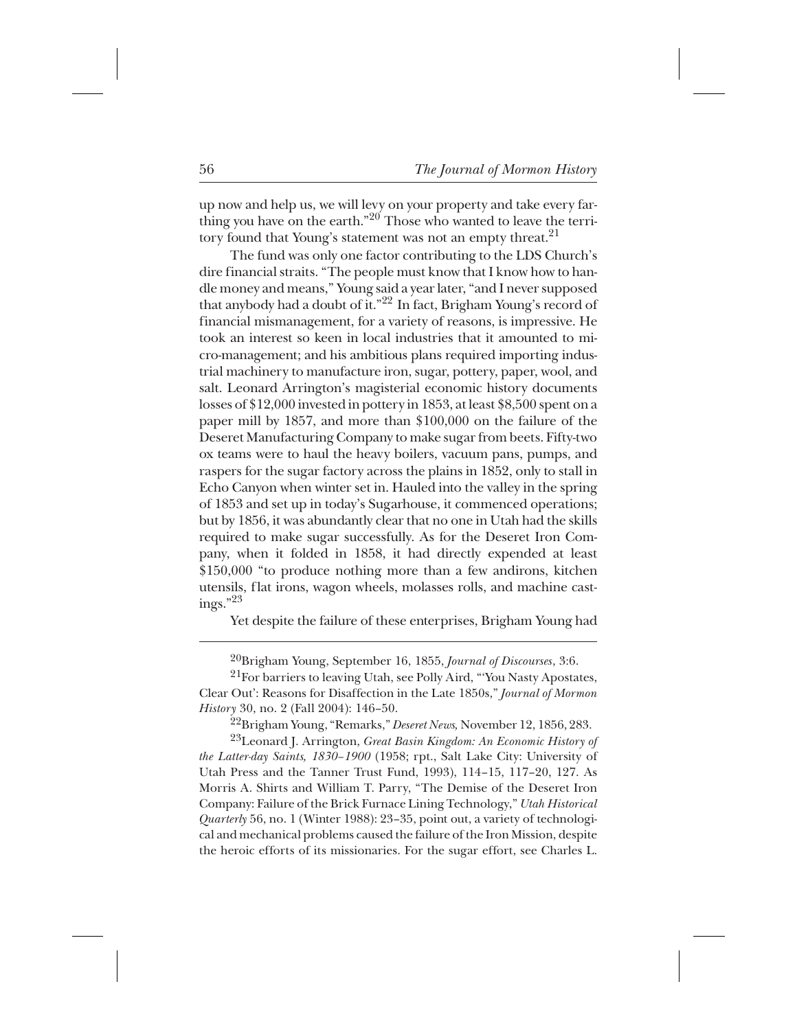up now and help us, we will levy on your property and take every farthing you have on the earth."[20] Those who wanted to leave the territory found that Young's statement was not an empty threat.[21]

The fund was only one factor contributing to the LDS Church's dire financial straits. "The people must know that I know how to handle money and means," Young said a year later, "and I never supposed that anybody had a doubt of it."[22] In fact, Brigham Young's record of financial mismanagement, for a variety of reasons, is impressive. He took an interest so keen in local industries that it amounted to micro-management; and his ambitious plans required importing industrial machinery to manufacture iron, sugar, pottery, paper, wool, and salt. Leonard Arrington's magisterial economic history documents losses of $12,000 invested in pottery in 1853, at least $8,500 spent on a paper mill by 1857, and more than $100,000 on the failure of the Deseret Manufacturing Company to make sugar from beets. Fifty-two ox teams were to haul the heavy boilers, vacuum pans, pumps, and raspers for the sugar factory across the plains in 1852, only to stall in Echo Canyon when winter set in. Hauled into the valley in the spring of 1853 and set up in today's Sugarhouse, it commenced operations; but by 1856, it was abundantly clear that no one in Utah had the skills required to make sugar successfully. As for the Deseret Iron Company, when it folded in 1858, it had directly expended at least $150,000 "to produce nothing more than a few andirons, kitchen utensils, flat irons, wagon wheels, molasses rolls, and machine castings."[23]

Yet despite the failure of these enterprises, Brigham Young had

---

[20]Brigham Young, September 16, 1855, *Journal of Discourses*, 3:6.

[21]For barriers to leaving Utah, see Polly Aird, "'You Nasty Apostates, Clear Out': Reasons for Disaffection in the Late 1850s," *Journal of Mormon History* 30, no. 2 (Fall 2004): 146–50.

[22]Brigham Young, "Remarks," *Deseret News*, November 12, 1856, 283.

[23]Leonard J. Arrington, *Great Basin Kingdom: An Economic History of the Latter-day Saints, 1830–1900* (1958; rpt., Salt Lake City: University of Utah Press and the Tanner Trust Fund, 1993), 114–15, 117–20, 127. As Morris A. Shirts and William T. Parry, "The Demise of the Deseret Iron Company: Failure of the Brick Furnace Lining Technology," *Utah Historical Quarterly* 56, no. 1 (Winter 1988): 23–35, point out, a variety of technological and mechanical problems caused the failure of the Iron Mission, despite the heroic efforts of its missionaries. For the sugar effort, see Charles L.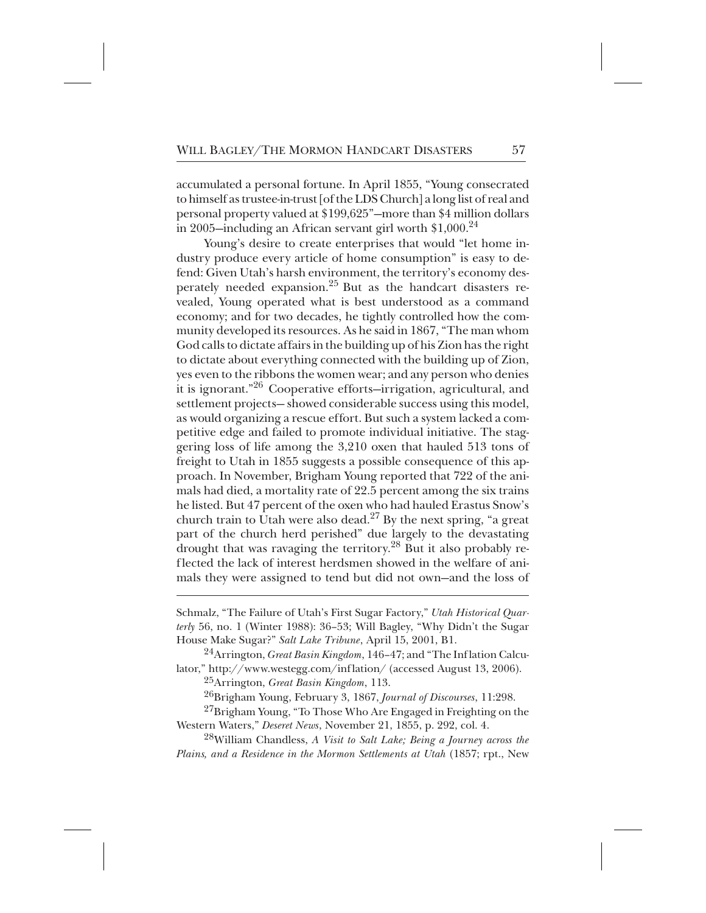accumulated a personal fortune. In April 1855, "Young consecrated to himself as trustee-in-trust [of the LDS Church] a long list of real and personal property valued at $199,625"—more than $4 million dollars in 2005—including an African servant girl worth $1,000.[24]

Young's desire to create enterprises that would "let home industry produce every article of home consumption" is easy to defend: Given Utah's harsh environment, the territory's economy desperately needed expansion.[25] But as the handcart disasters revealed, Young operated what is best understood as a command economy; and for two decades, he tightly controlled how the community developed its resources. As he said in 1867, "The man whom God calls to dictate affairs in the building up of his Zion has the right to dictate about everything connected with the building up of Zion, yes even to the ribbons the women wear; and any person who denies it is ignorant."[26] Cooperative efforts—irrigation, agricultural, and settlement projects— showed considerable success using this model, as would organizing a rescue effort. But such a system lacked a competitive edge and failed to promote individual initiative. The staggering loss of life among the 3,210 oxen that hauled 513 tons of freight to Utah in 1855 suggests a possible consequence of this approach. In November, Brigham Young reported that 722 of the animals had died, a mortality rate of 22.5 percent among the six trains he listed. But 47 percent of the oxen who had hauled Erastus Snow's church train to Utah were also dead.[27] By the next spring, "a great part of the church herd perished" due largely to the devastating drought that was ravaging the territory.[28] But it also probably reflected the lack of interest herdsmen showed in the welfare of animals they were assigned to tend but did not own—and the loss of

---

Schmalz, "The Failure of Utah's First Sugar Factory," *Utah Historical Quarterly* 56, no. 1 (Winter 1988): 36–53; Will Bagley, "Why Didn't the Sugar House Make Sugar?" *Salt Lake Tribune*, April 15, 2001, B1.

[24]Arrington, *Great Basin Kingdom*, 146–47; and "The Inflation Calculator," http://www.westegg.com/inflation/ (accessed August 13, 2006).

[25]Arrington, *Great Basin Kingdom*, 113.

[26]Brigham Young, February 3, 1867, *Journal of Discourses*, 11:298.

[27]Brigham Young, "To Those Who Are Engaged in Freighting on the Western Waters," *Deseret News*, November 21, 1855, p. 292, col. 4.

[28]William Chandless, *A Visit to Salt Lake; Being a Journey across the Plains, and a Residence in the Mormon Settlements at Utah* (1857; rpt., New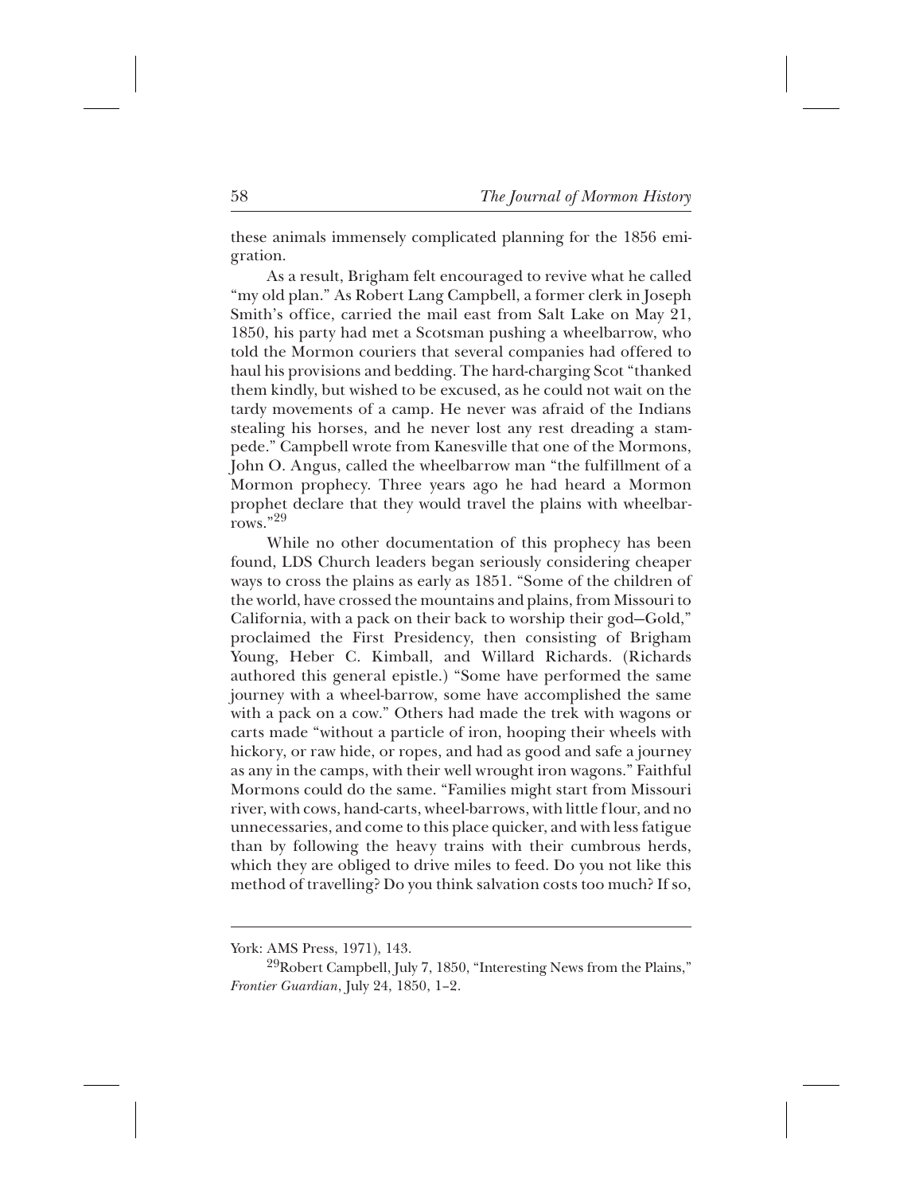these animals immensely complicated planning for the 1856 emigration.

As a result, Brigham felt encouraged to revive what he called "my old plan." As Robert Lang Campbell, a former clerk in Joseph Smith's office, carried the mail east from Salt Lake on May 21, 1850, his party had met a Scotsman pushing a wheelbarrow, who told the Mormon couriers that several companies had offered to haul his provisions and bedding. The hard-charging Scot "thanked them kindly, but wished to be excused, as he could not wait on the tardy movements of a camp. He never was afraid of the Indians stealing his horses, and he never lost any rest dreading a stampede." Campbell wrote from Kanesville that one of the Mormons, John O. Angus, called the wheelbarrow man "the fulfillment of a Mormon prophecy. Three years ago he had heard a Mormon prophet declare that they would travel the plains with wheelbarrows."[29]

While no other documentation of this prophecy has been found, LDS Church leaders began seriously considering cheaper ways to cross the plains as early as 1851. "Some of the children of the world, have crossed the mountains and plains, from Missouri to California, with a pack on their back to worship their god—Gold," proclaimed the First Presidency, then consisting of Brigham Young, Heber C. Kimball, and Willard Richards. (Richards authored this general epistle.) "Some have performed the same journey with a wheel-barrow, some have accomplished the same with a pack on a cow." Others had made the trek with wagons or carts made "without a particle of iron, hooping their wheels with hickory, or raw hide, or ropes, and had as good and safe a journey as any in the camps, with their well wrought iron wagons." Faithful Mormons could do the same. "Families might start from Missouri river, with cows, hand-carts, wheel-barrows, with little flour, and no unnecessaries, and come to this place quicker, and with less fatigue than by following the heavy trains with their cumbrous herds, which they are obliged to drive miles to feed. Do you not like this method of travelling? Do you think salvation costs too much? If so,

---

York: AMS Press, 1971), 143.

[29]Robert Campbell, July 7, 1850, "Interesting News from the Plains," *Frontier Guardian*, July 24, 1850, 1–2.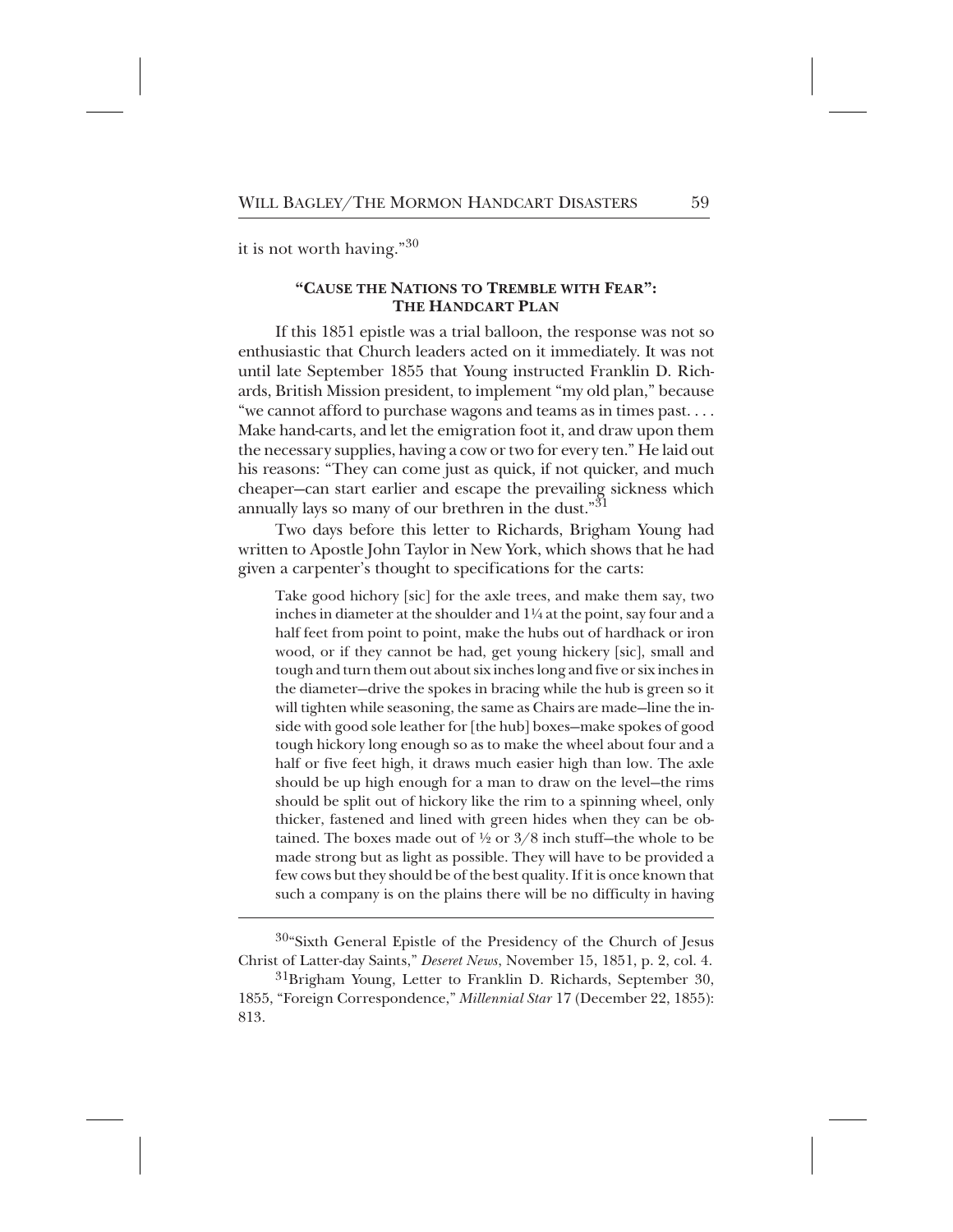it is not worth having."[30]

### "Cause the Nations to Tremble with Fear": The Handcart Plan

If this 1851 epistle was a trial balloon, the response was not so enthusiastic that Church leaders acted on it immediately. It was not until late September 1855 that Young instructed Franklin D. Richards, British Mission president, to implement "my old plan," because "we cannot afford to purchase wagons and teams as in times past. . . . Make hand-carts, and let the emigration foot it, and draw upon them the necessary supplies, having a cow or two for every ten." He laid out his reasons: "They can come just as quick, if not quicker, and much cheaper—can start earlier and escape the prevailing sickness which annually lays so many of our brethren in the dust."[31]

Two days before this letter to Richards, Brigham Young had written to Apostle John Taylor in New York, which shows that he had given a carpenter's thought to specifications for the carts:

> Take good hichory [sic] for the axle trees, and make them say, two inches in diameter at the shoulder and 1¼ at the point, say four and a half feet from point to point, make the hubs out of hardhack or iron wood, or if they cannot be had, get young hickery [sic], small and tough and turn them out about six inches long and five or six inches in the diameter—drive the spokes in bracing while the hub is green so it will tighten while seasoning, the same as Chairs are made—line the inside with good sole leather for [the hub] boxes—make spokes of good tough hickory long enough so as to make the wheel about four and a half or five feet high, it draws much easier high than low. The axle should be up high enough for a man to draw on the level—the rims should be split out of hickory like the rim to a spinning wheel, only thicker, fastened and lined with green hides when they can be obtained. The boxes made out of ½ or 3/8 inch stuff—the whole to be made strong but as light as possible. They will have to be provided a few cows but they should be of the best quality. If it is once known that such a company is on the plains there will be no difficulty in having

---

[30]"Sixth General Epistle of the Presidency of the Church of Jesus Christ of Latter-day Saints," *Deseret News,* November 15, 1851, p. 2, col. 4.

[31]Brigham Young, Letter to Franklin D. Richards, September 30, 1855, "Foreign Correspondence," *Millennial Star* 17 (December 22, 1855): 813.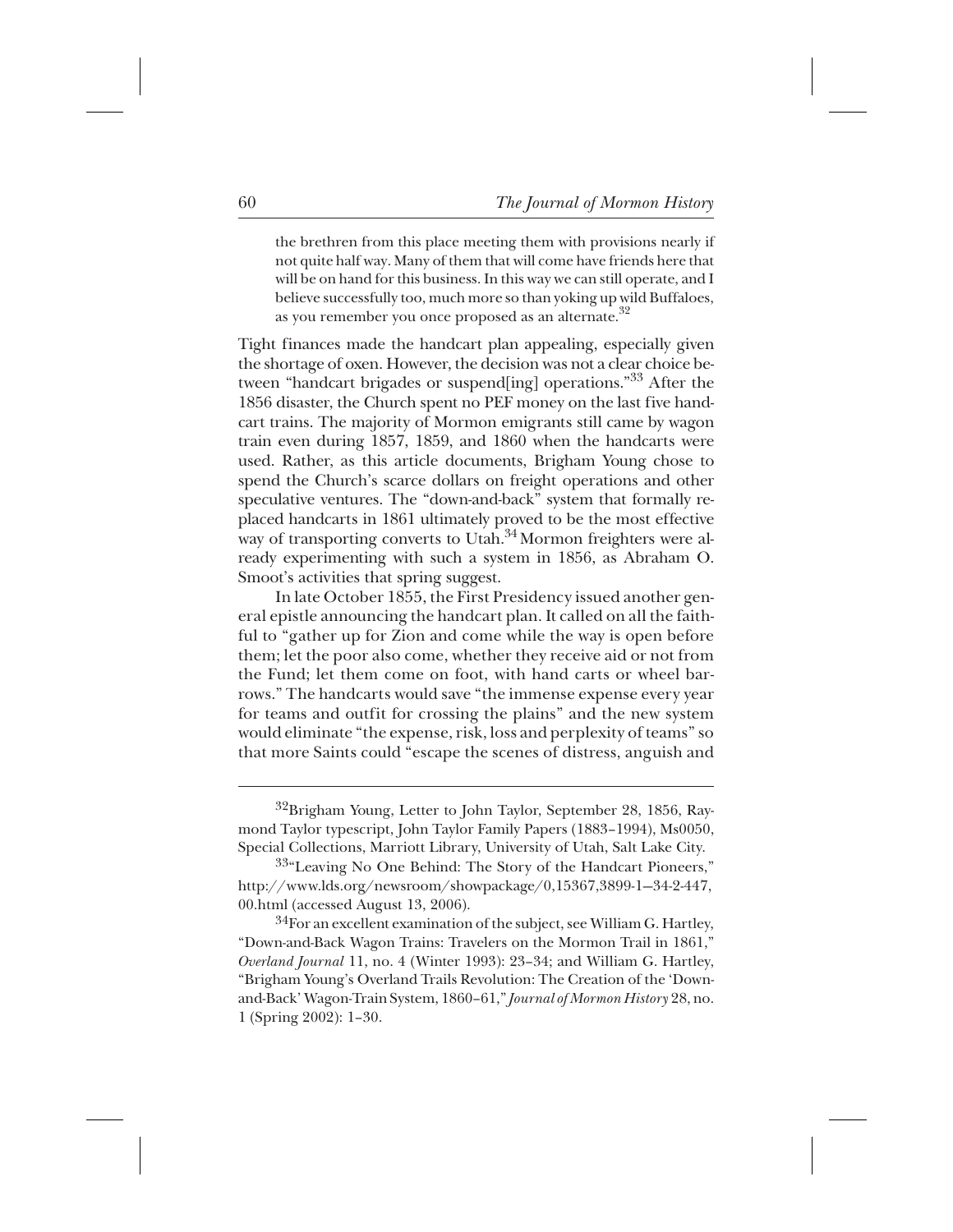> the brethren from this place meeting them with provisions nearly if not quite half way. Many of them that will come have friends here that will be on hand for this business. In this way we can still operate, and I believe successfully too, much more so than yoking up wild Buffaloes, as you remember you once proposed as an alternate.[32]

Tight finances made the handcart plan appealing, especially given the shortage of oxen. However, the decision was not a clear choice between "handcart brigades or suspend[ing] operations."[33] After the 1856 disaster, the Church spent no PEF money on the last five handcart trains. The majority of Mormon emigrants still came by wagon train even during 1857, 1859, and 1860 when the handcarts were used. Rather, as this article documents, Brigham Young chose to spend the Church's scarce dollars on freight operations and other speculative ventures. The "down-and-back" system that formally replaced handcarts in 1861 ultimately proved to be the most effective way of transporting converts to Utah.[34] Mormon freighters were already experimenting with such a system in 1856, as Abraham O. Smoot's activities that spring suggest.

In late October 1855, the First Presidency issued another general epistle announcing the handcart plan. It called on all the faithful to "gather up for Zion and come while the way is open before them; let the poor also come, whether they receive aid or not from the Fund; let them come on foot, with hand carts or wheel barrows." The handcarts would save "the immense expense every year for teams and outfit for crossing the plains" and the new system would eliminate "the expense, risk, loss and perplexity of teams" so that more Saints could "escape the scenes of distress, anguish and

---

[32]Brigham Young, Letter to John Taylor, September 28, 1856, Raymond Taylor typescript, John Taylor Family Papers (1883–1994), Ms0050, Special Collections, Marriott Library, University of Utah, Salt Lake City.

[33]"Leaving No One Behind: The Story of the Handcart Pioneers," http://www.lds.org/newsroom/showpackage/0,15367,3899-1—34-2-447,00.html (accessed August 13, 2006).

[34]For an excellent examination of the subject, see William G. Hartley, "Down-and-Back Wagon Trains: Travelers on the Mormon Trail in 1861," *Overland Journal* 11, no. 4 (Winter 1993): 23–34; and William G. Hartley, "Brigham Young's Overland Trails Revolution: The Creation of the 'Down-and-Back' Wagon-Train System, 1860–61," *Journal of Mormon History* 28, no. 1 (Spring 2002): 1–30.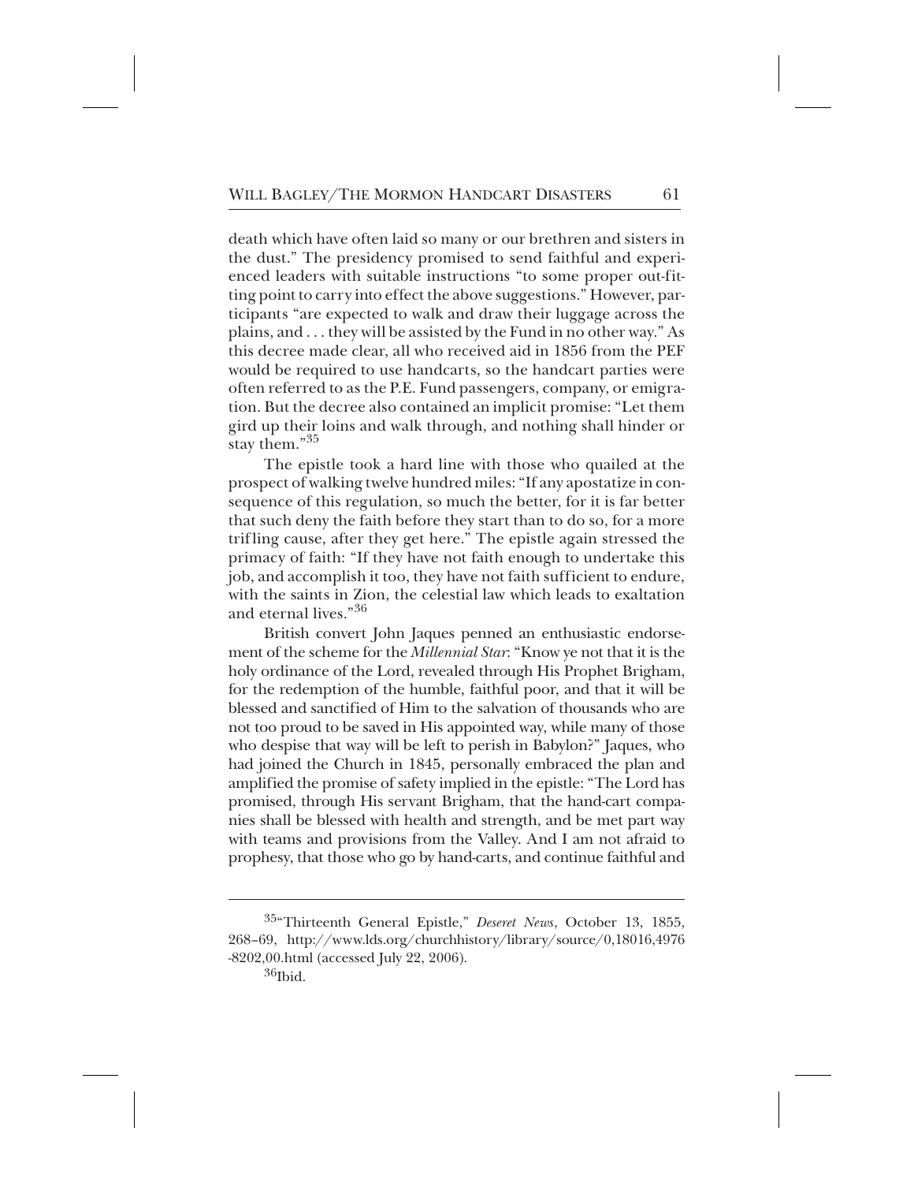death which have often laid so many or our brethren and sisters in the dust." The presidency promised to send faithful and experienced leaders with suitable instructions "to some proper out-fitting point to carry into effect the above suggestions." However, participants "are expected to walk and draw their luggage across the plains, and . . . they will be assisted by the Fund in no other way." As this decree made clear, all who received aid in 1856 from the PEF would be required to use handcarts, so the handcart parties were often referred to as the P.E. Fund passengers, company, or emigration. But the decree also contained an implicit promise: "Let them gird up their loins and walk through, and nothing shall hinder or stay them."[35]

The epistle took a hard line with those who quailed at the prospect of walking twelve hundred miles: "If any apostatize in consequence of this regulation, so much the better, for it is far better that such deny the faith before they start than to do so, for a more trifling cause, after they get here." The epistle again stressed the primacy of faith: "If they have not faith enough to undertake this job, and accomplish it too, they have not faith sufficient to endure, with the saints in Zion, the celestial law which leads to exaltation and eternal lives."[36]

British convert John Jaques penned an enthusiastic endorsement of the scheme for the *Millennial Star*: "Know ye not that it is the holy ordinance of the Lord, revealed through His Prophet Brigham, for the redemption of the humble, faithful poor, and that it will be blessed and sanctified of Him to the salvation of thousands who are not too proud to be saved in His appointed way, while many of those who despise that way will be left to perish in Babylon?" Jaques, who had joined the Church in 1845, personally embraced the plan and amplified the promise of safety implied in the epistle: "The Lord has promised, through His servant Brigham, that the hand-cart companies shall be blessed with health and strength, and be met part way with teams and provisions from the Valley. And I am not afraid to prophesy, that those who go by hand-carts, and continue faithful and

---

[35]"Thirteenth General Epistle," *Deseret News*, October 13, 1855, 268–69, http://www.lds.org/churchhistory/library/source/0,18016,4976-8202,00.html (accessed July 22, 2006).

[36]Ibid.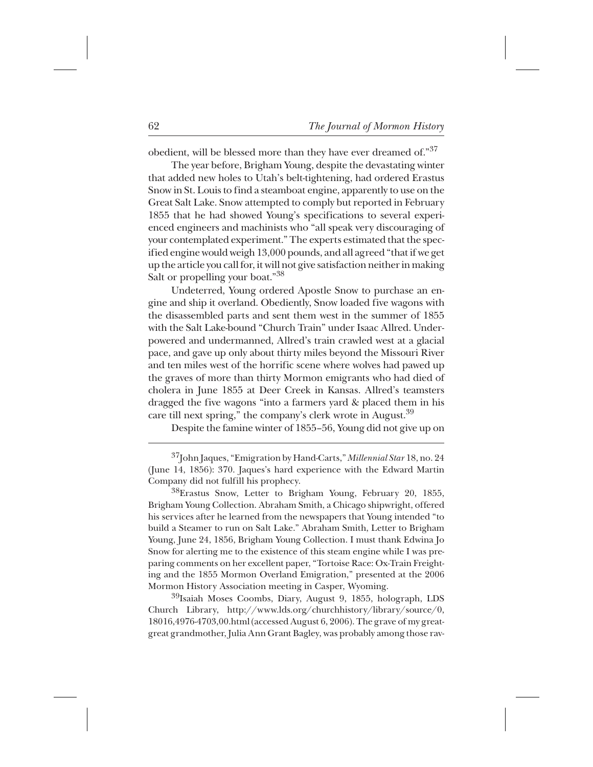obedient, will be blessed more than they have ever dreamed of."[37]

The year before, Brigham Young, despite the devastating winter that added new holes to Utah's belt-tightening, had ordered Erastus Snow in St. Louis to find a steamboat engine, apparently to use on the Great Salt Lake. Snow attempted to comply but reported in February 1855 that he had showed Young's specifications to several experienced engineers and machinists who "all speak very discouraging of your contemplated experiment." The experts estimated that the specified engine would weigh 13,000 pounds, and all agreed "that if we get up the article you call for, it will not give satisfaction neither in making Salt or propelling your boat."[38]

Undeterred, Young ordered Apostle Snow to purchase an engine and ship it overland. Obediently, Snow loaded five wagons with the disassembled parts and sent them west in the summer of 1855 with the Salt Lake-bound "Church Train" under Isaac Allred. Underpowered and undermanned, Allred's train crawled west at a glacial pace, and gave up only about thirty miles beyond the Missouri River and ten miles west of the horrific scene where wolves had pawed up the graves of more than thirty Mormon emigrants who had died of cholera in June 1855 at Deer Creek in Kansas. Allred's teamsters dragged the five wagons "into a farmers yard & placed them in his care till next spring," the company's clerk wrote in August.[39]

Despite the famine winter of 1855–56, Young did not give up on

---

[37]John Jaques, "Emigration by Hand-Carts," *Millennial Star* 18, no. 24 (June 14, 1856): 370. Jaques's hard experience with the Edward Martin Company did not fulfill his prophecy.

[38]Erastus Snow, Letter to Brigham Young, February 20, 1855, Brigham Young Collection. Abraham Smith, a Chicago shipwright, offered his services after he learned from the newspapers that Young intended "to build a Steamer to run on Salt Lake." Abraham Smith, Letter to Brigham Young, June 24, 1856, Brigham Young Collection. I must thank Edwina Jo Snow for alerting me to the existence of this steam engine while I was preparing comments on her excellent paper, "Tortoise Race: Ox-Train Freighting and the 1855 Mormon Overland Emigration," presented at the 2006 Mormon History Association meeting in Casper, Wyoming.

[39]Isaiah Moses Coombs, Diary, August 9, 1855, holograph, LDS Church Library, http://www.lds.org/churchhistory/library/source/0,18016,4976-4703,00.html (accessed August 6, 2006). The grave of my great-great grandmother, Julia Ann Grant Bagley, was probably among those rav-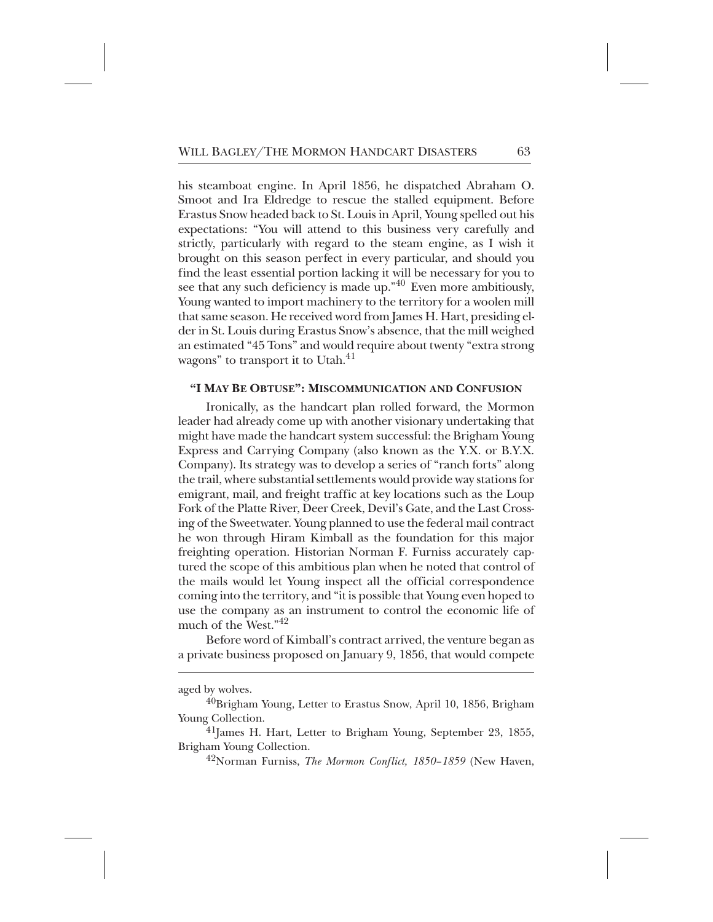his steamboat engine. In April 1856, he dispatched Abraham O. Smoot and Ira Eldredge to rescue the stalled equipment. Before Erastus Snow headed back to St. Louis in April, Young spelled out his expectations: "You will attend to this business very carefully and strictly, particularly with regard to the steam engine, as I wish it brought on this season perfect in every particular, and should you find the least essential portion lacking it will be necessary for you to see that any such deficiency is made up."[40] Even more ambitiously, Young wanted to import machinery to the territory for a woolen mill that same season. He received word from James H. Hart, presiding elder in St. Louis during Erastus Snow's absence, that the mill weighed an estimated "45 Tons" and would require about twenty "extra strong wagons" to transport it to Utah.[41]

### "I May Be Obtuse": Miscommunication and Confusion

Ironically, as the handcart plan rolled forward, the Mormon leader had already come up with another visionary undertaking that might have made the handcart system successful: the Brigham Young Express and Carrying Company (also known as the Y.X. or B.Y.X. Company). Its strategy was to develop a series of "ranch forts" along the trail, where substantial settlements would provide way stations for emigrant, mail, and freight traffic at key locations such as the Loup Fork of the Platte River, Deer Creek, Devil's Gate, and the Last Crossing of the Sweetwater. Young planned to use the federal mail contract he won through Hiram Kimball as the foundation for this major freighting operation. Historian Norman F. Furniss accurately captured the scope of this ambitious plan when he noted that control of the mails would let Young inspect all the official correspondence coming into the territory, and "it is possible that Young even hoped to use the company as an instrument to control the economic life of much of the West."[42]

Before word of Kimball's contract arrived, the venture began as a private business proposed on January 9, 1856, that would compete

---

aged by wolves.

[40]Brigham Young, Letter to Erastus Snow, April 10, 1856, Brigham Young Collection.

[41]James H. Hart, Letter to Brigham Young, September 23, 1855, Brigham Young Collection.

[42]Norman Furniss, *The Mormon Conflict, 1850–1859* (New Haven,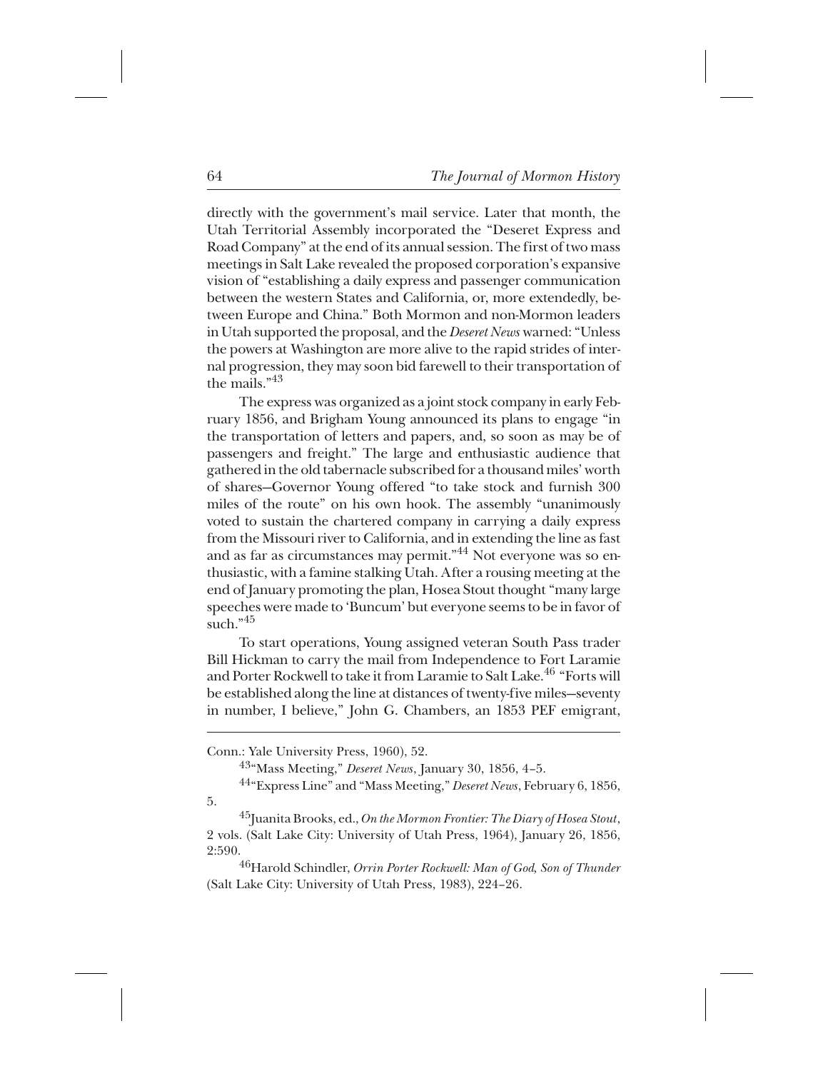directly with the government's mail service. Later that month, the Utah Territorial Assembly incorporated the "Deseret Express and Road Company" at the end of its annual session. The first of two mass meetings in Salt Lake revealed the proposed corporation's expansive vision of "establishing a daily express and passenger communication between the western States and California, or, more extendedly, between Europe and China." Both Mormon and non-Mormon leaders in Utah supported the proposal, and the *Deseret News* warned: "Unless the powers at Washington are more alive to the rapid strides of internal progression, they may soon bid farewell to their transportation of the mails."[43]

The express was organized as a joint stock company in early February 1856, and Brigham Young announced its plans to engage "in the transportation of letters and papers, and, so soon as may be of passengers and freight." The large and enthusiastic audience that gathered in the old tabernacle subscribed for a thousand miles' worth of shares—Governor Young offered "to take stock and furnish 300 miles of the route" on his own hook. The assembly "unanimously voted to sustain the chartered company in carrying a daily express from the Missouri river to California, and in extending the line as fast and as far as circumstances may permit."[44] Not everyone was so enthusiastic, with a famine stalking Utah. After a rousing meeting at the end of January promoting the plan, Hosea Stout thought "many large speeches were made to 'Buncum' but everyone seems to be in favor of such."[45]

To start operations, Young assigned veteran South Pass trader Bill Hickman to carry the mail from Independence to Fort Laramie and Porter Rockwell to take it from Laramie to Salt Lake.[46] "Forts will be established along the line at distances of twenty-five miles—seventy in number, I believe," John G. Chambers, an 1853 PEF emigrant,

---

Conn.: Yale University Press, 1960), 52.

[43]"Mass Meeting," *Deseret News*, January 30, 1856, 4–5.

[44]"Express Line" and "Mass Meeting," *Deseret News*, February 6, 1856, 5.

[45]Juanita Brooks, ed., *On the Mormon Frontier: The Diary of Hosea Stout*, 2 vols. (Salt Lake City: University of Utah Press, 1964), January 26, 1856, 2:590.

[46]Harold Schindler, *Orrin Porter Rockwell: Man of God, Son of Thunder* (Salt Lake City: University of Utah Press, 1983), 224–26.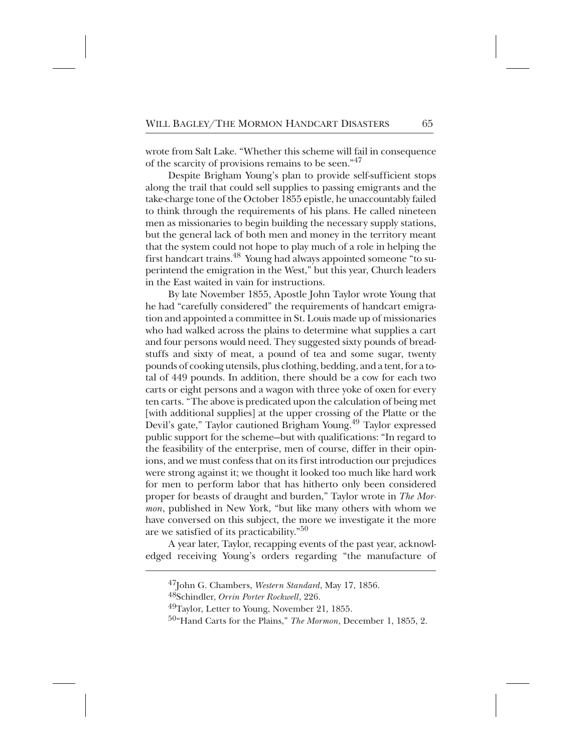wrote from Salt Lake. "Whether this scheme will fail in consequence of the scarcity of provisions remains to be seen."[47]

Despite Brigham Young's plan to provide self-sufficient stops along the trail that could sell supplies to passing emigrants and the take-charge tone of the October 1855 epistle, he unaccountably failed to think through the requirements of his plans. He called nineteen men as missionaries to begin building the necessary supply stations, but the general lack of both men and money in the territory meant that the system could not hope to play much of a role in helping the first handcart trains.[48] Young had always appointed someone "to superintend the emigration in the West," but this year, Church leaders in the East waited in vain for instructions.

By late November 1855, Apostle John Taylor wrote Young that he had "carefully considered" the requirements of handcart emigration and appointed a committee in St. Louis made up of missionaries who had walked across the plains to determine what supplies a cart and four persons would need. They suggested sixty pounds of breadstuffs and sixty of meat, a pound of tea and some sugar, twenty pounds of cooking utensils, plus clothing, bedding, and a tent, for a total of 449 pounds. In addition, there should be a cow for each two carts or eight persons and a wagon with three yoke of oxen for every ten carts. "The above is predicated upon the calculation of being met [with additional supplies] at the upper crossing of the Platte or the Devil's gate," Taylor cautioned Brigham Young.[49] Taylor expressed public support for the scheme—but with qualifications: "In regard to the feasibility of the enterprise, men of course, differ in their opinions, and we must confess that on its first introduction our prejudices were strong against it; we thought it looked too much like hard work for men to perform labor that has hitherto only been considered proper for beasts of draught and burden," Taylor wrote in *The Mormon*, published in New York, "but like many others with whom we have conversed on this subject, the more we investigate it the more are we satisfied of its practicability."[50]

A year later, Taylor, recapping events of the past year, acknowledged receiving Young's orders regarding "the manufacture of

---

[47]John G. Chambers, *Western Standard*, May 17, 1856.

[48]Schindler, *Orrin Porter Rockwell*, 226.

[49]Taylor, Letter to Young, November 21, 1855.

[50]"Hand Carts for the Plains," *The Mormon*, December 1, 1855, 2.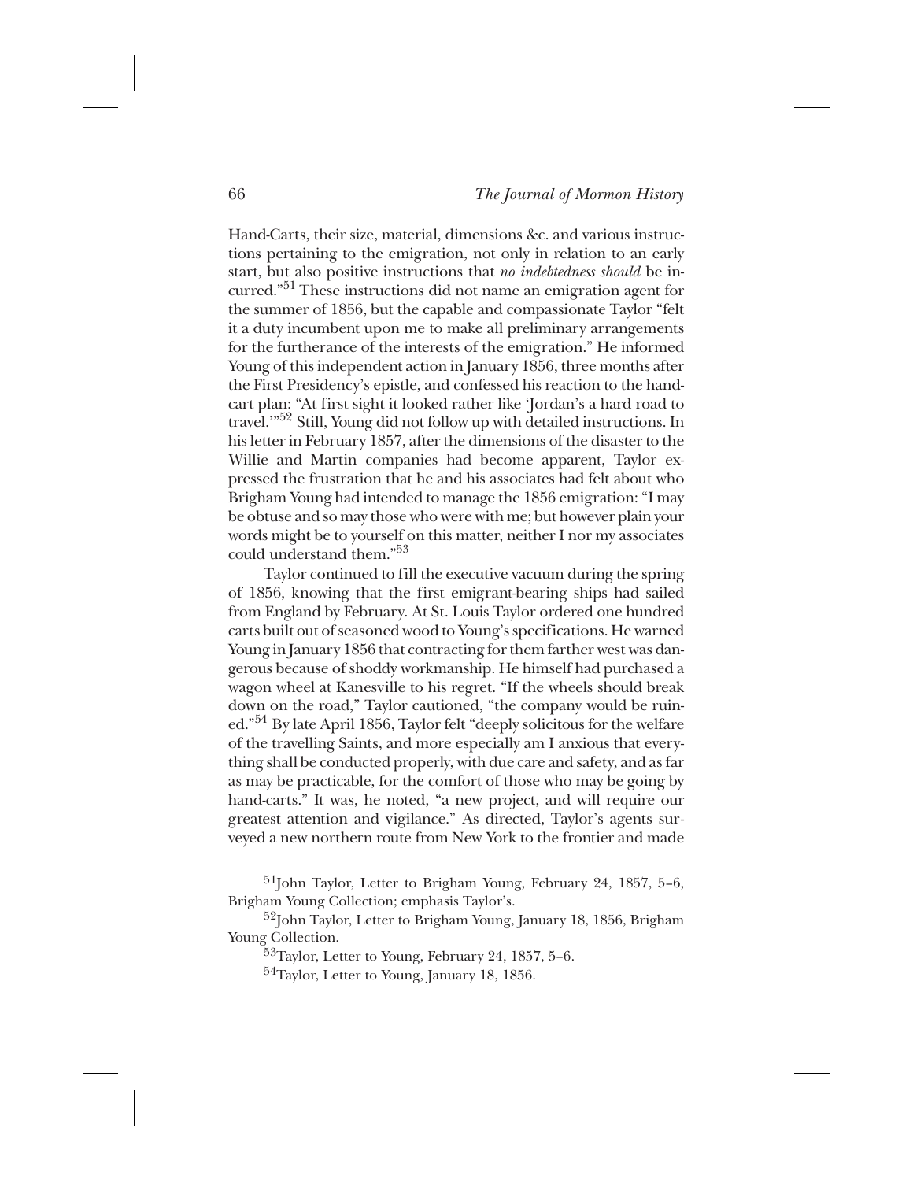Hand-Carts, their size, material, dimensions &c. and various instructions pertaining to the emigration, not only in relation to an early start, but also positive instructions that *no indebtedness should* be incurred."[51] These instructions did not name an emigration agent for the summer of 1856, but the capable and compassionate Taylor "felt it a duty incumbent upon me to make all preliminary arrangements for the furtherance of the interests of the emigration." He informed Young of this independent action in January 1856, three months after the First Presidency's epistle, and confessed his reaction to the handcart plan: "At first sight it looked rather like 'Jordan's a hard road to travel.'"[52] Still, Young did not follow up with detailed instructions. In his letter in February 1857, after the dimensions of the disaster to the Willie and Martin companies had become apparent, Taylor expressed the frustration that he and his associates had felt about who Brigham Young had intended to manage the 1856 emigration: "I may be obtuse and so may those who were with me; but however plain your words might be to yourself on this matter, neither I nor my associates could understand them."[53]

Taylor continued to fill the executive vacuum during the spring of 1856, knowing that the first emigrant-bearing ships had sailed from England by February. At St. Louis Taylor ordered one hundred carts built out of seasoned wood to Young's specifications. He warned Young in January 1856 that contracting for them farther west was dangerous because of shoddy workmanship. He himself had purchased a wagon wheel at Kanesville to his regret. "If the wheels should break down on the road," Taylor cautioned, "the company would be ruined."[54] By late April 1856, Taylor felt "deeply solicitous for the welfare of the travelling Saints, and more especially am I anxious that everything shall be conducted properly, with due care and safety, and as far as may be practicable, for the comfort of those who may be going by hand-carts." It was, he noted, "a new project, and will require our greatest attention and vigilance." As directed, Taylor's agents surveyed a new northern route from New York to the frontier and made

---

[51]John Taylor, Letter to Brigham Young, February 24, 1857, 5–6, Brigham Young Collection; emphasis Taylor's.

[52]John Taylor, Letter to Brigham Young, January 18, 1856, Brigham Young Collection.

[53]Taylor, Letter to Young, February 24, 1857, 5–6.

[54]Taylor, Letter to Young, January 18, 1856.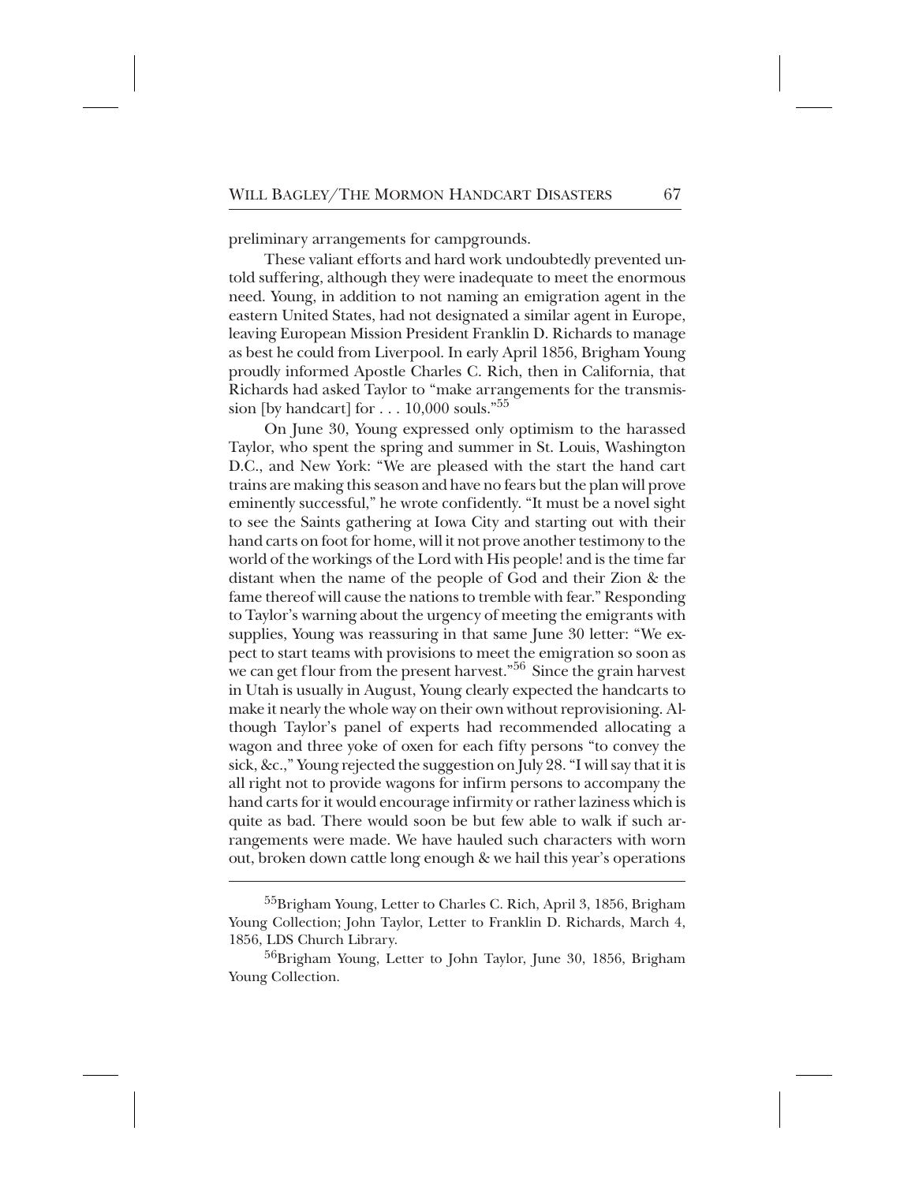preliminary arrangements for campgrounds.

These valiant efforts and hard work undoubtedly prevented untold suffering, although they were inadequate to meet the enormous need. Young, in addition to not naming an emigration agent in the eastern United States, had not designated a similar agent in Europe, leaving European Mission President Franklin D. Richards to manage as best he could from Liverpool. In early April 1856, Brigham Young proudly informed Apostle Charles C. Rich, then in California, that Richards had asked Taylor to "make arrangements for the transmission [by handcart] for . . . 10,000 souls."[55]

On June 30, Young expressed only optimism to the harassed Taylor, who spent the spring and summer in St. Louis, Washington D.C., and New York: "We are pleased with the start the hand cart trains are making this season and have no fears but the plan will prove eminently successful," he wrote confidently. "It must be a novel sight to see the Saints gathering at Iowa City and starting out with their hand carts on foot for home, will it not prove another testimony to the world of the workings of the Lord with His people! and is the time far distant when the name of the people of God and their Zion & the fame thereof will cause the nations to tremble with fear." Responding to Taylor's warning about the urgency of meeting the emigrants with supplies, Young was reassuring in that same June 30 letter: "We expect to start teams with provisions to meet the emigration so soon as we can get flour from the present harvest."[56] Since the grain harvest in Utah is usually in August, Young clearly expected the handcarts to make it nearly the whole way on their own without reprovisioning. Although Taylor's panel of experts had recommended allocating a wagon and three yoke of oxen for each fifty persons "to convey the sick, &c.," Young rejected the suggestion on July 28. "I will say that it is all right not to provide wagons for infirm persons to accompany the hand carts for it would encourage infirmity or rather laziness which is quite as bad. There would soon be but few able to walk if such arrangements were made. We have hauled such characters with worn out, broken down cattle long enough & we hail this year's operations

---

[55]Brigham Young, Letter to Charles C. Rich, April 3, 1856, Brigham Young Collection; John Taylor, Letter to Franklin D. Richards, March 4, 1856, LDS Church Library.

[56]Brigham Young, Letter to John Taylor, June 30, 1856, Brigham Young Collection.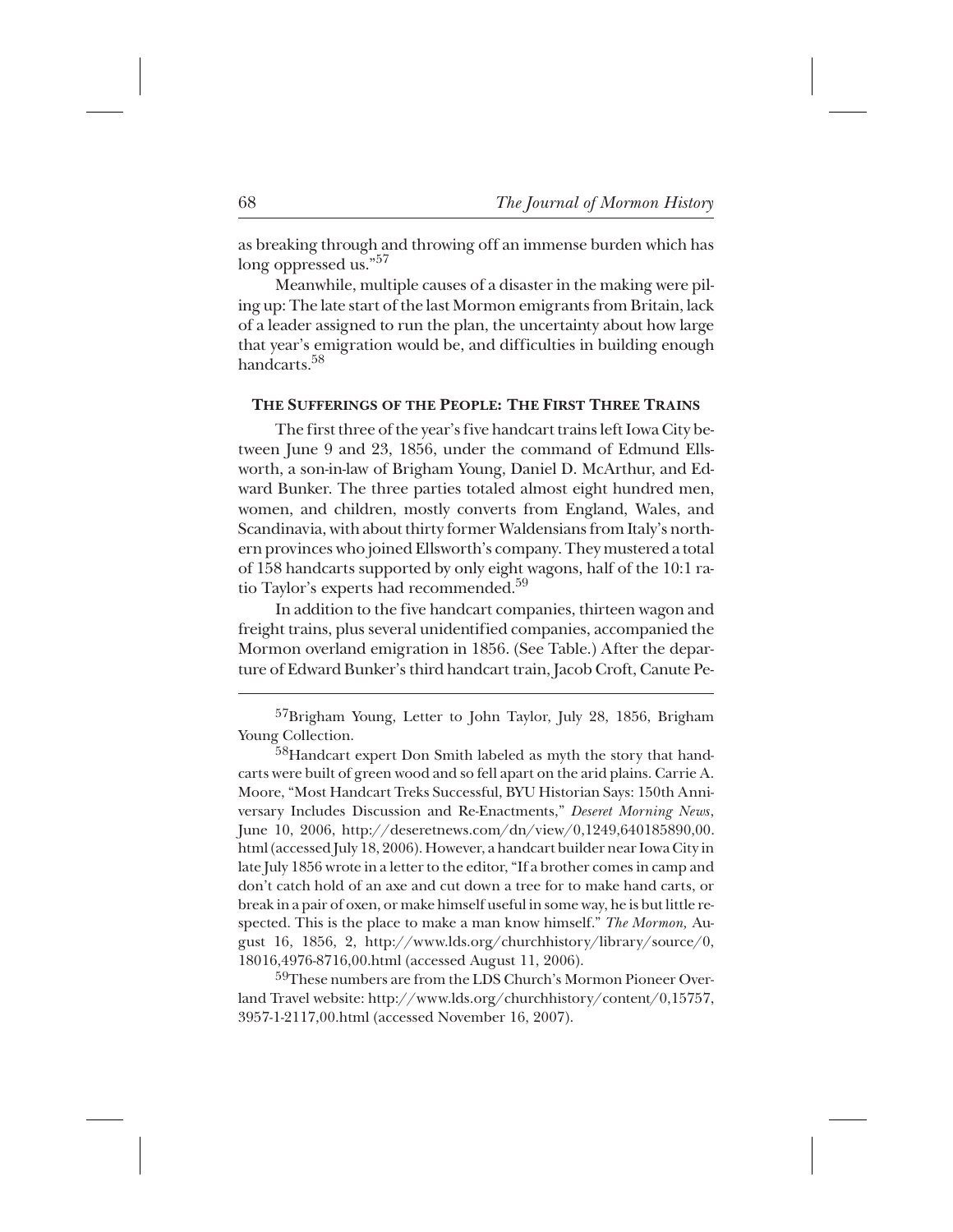as breaking through and throwing off an immense burden which has long oppressed us."[57]

Meanwhile, multiple causes of a disaster in the making were piling up: The late start of the last Mormon emigrants from Britain, lack of a leader assigned to run the plan, the uncertainty about how large that year's emigration would be, and difficulties in building enough handcarts.[58]

### THE SUFFERINGS OF THE PEOPLE: THE FIRST THREE TRAINS

The first three of the year's five handcart trains left Iowa City between June 9 and 23, 1856, under the command of Edmund Ellsworth, a son-in-law of Brigham Young, Daniel D. McArthur, and Edward Bunker. The three parties totaled almost eight hundred men, women, and children, mostly converts from England, Wales, and Scandinavia, with about thirty former Waldensians from Italy's northern provinces who joined Ellsworth's company. They mustered a total of 158 handcarts supported by only eight wagons, half of the 10:1 ratio Taylor's experts had recommended.[59]

In addition to the five handcart companies, thirteen wagon and freight trains, plus several unidentified companies, accompanied the Mormon overland emigration in 1856. (See Table.) After the departure of Edward Bunker's third handcart train, Jacob Croft, Canute Pe-

---

[57]Brigham Young, Letter to John Taylor, July 28, 1856, Brigham Young Collection.

[58]Handcart expert Don Smith labeled as myth the story that handcarts were built of green wood and so fell apart on the arid plains. Carrie A. Moore, "Most Handcart Treks Successful, BYU Historian Says: 150th Anniversary Includes Discussion and Re-Enactments," *Deseret Morning News*, June 10, 2006, http://deseretnews.com/dn/view/0,1249,640185890,00.html (accessed July 18, 2006). However, a handcart builder near Iowa City in late July 1856 wrote in a letter to the editor, "If a brother comes in camp and don't catch hold of an axe and cut down a tree for to make hand carts, or break in a pair of oxen, or make himself useful in some way, he is but little respected. This is the place to make a man know himself." *The Mormon,* August 16, 1856, 2, http://www.lds.org/churchhistory/library/source/0,18016,4976-8716,00.html (accessed August 11, 2006).

[59]These numbers are from the LDS Church's Mormon Pioneer Overland Travel website: http://www.lds.org/churchhistory/content/0,15757,3957-1-2117,00.html (accessed November 16, 2007).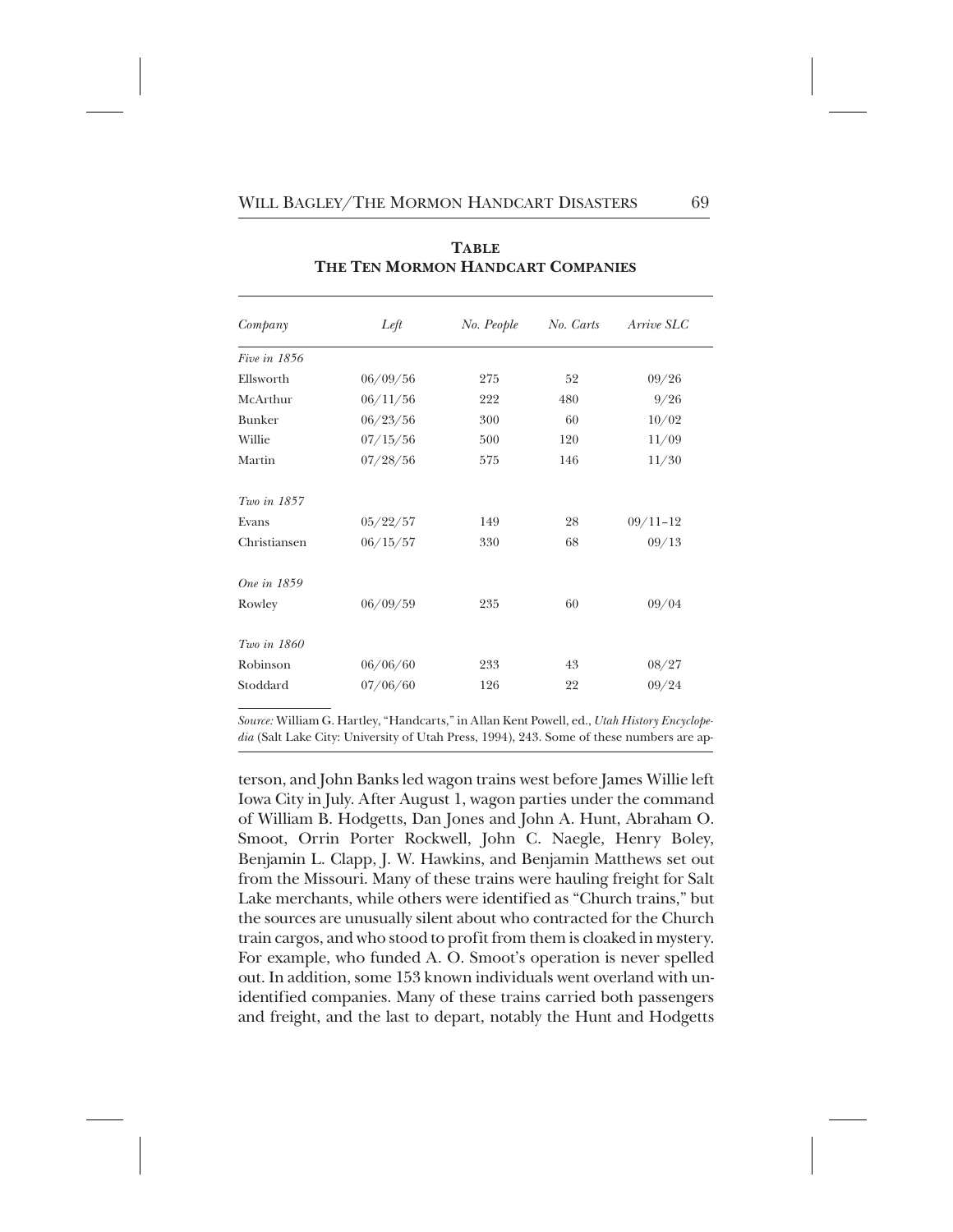**TABLE**
**THE TEN MORMON HANDCART COMPANIES**

| *Company* | *Left* | *No. People* | *No. Carts* | *Arrive SLC* |
|---|---|---|---|---|
| *Five in 1856* | | | | |
| Ellsworth | 06/09/56 | 275 | 52 | 09/26 |
| McArthur | 06/11/56 | 222 | 480 | 9/26 |
| Bunker | 06/23/56 | 300 | 60 | 10/02 |
| Willie | 07/15/56 | 500 | 120 | 11/09 |
| Martin | 07/28/56 | 575 | 146 | 11/30 |
| *Two in 1857* | | | | |
| Evans | 05/22/57 | 149 | 28 | 09/11–12 |
| Christiansen | 06/15/57 | 330 | 68 | 09/13 |
| *One in 1859* | | | | |
| Rowley | 06/09/59 | 235 | 60 | 09/04 |
| *Two in 1860* | | | | |
| Robinson | 06/06/60 | 233 | 43 | 08/27 |
| Stoddard | 07/06/60 | 126 | 22 | 09/24 |

*Source:* William G. Hartley, "Handcarts," in Allan Kent Powell, ed., *Utah History Encyclopedia* (Salt Lake City: University of Utah Press, 1994), 243. Some of these numbers are ap-

terson, and John Banks led wagon trains west before James Willie left Iowa City in July. After August 1, wagon parties under the command of William B. Hodgetts, Dan Jones and John A. Hunt, Abraham O. Smoot, Orrin Porter Rockwell, John C. Naegle, Henry Boley, Benjamin L. Clapp, J. W. Hawkins, and Benjamin Matthews set out from the Missouri. Many of these trains were hauling freight for Salt Lake merchants, while others were identified as "Church trains," but the sources are unusually silent about who contracted for the Church train cargos, and who stood to profit from them is cloaked in mystery. For example, who funded A. O. Smoot's operation is never spelled out. In addition, some 153 known individuals went overland with unidentified companies. Many of these trains carried both passengers and freight, and the last to depart, notably the Hunt and Hodgetts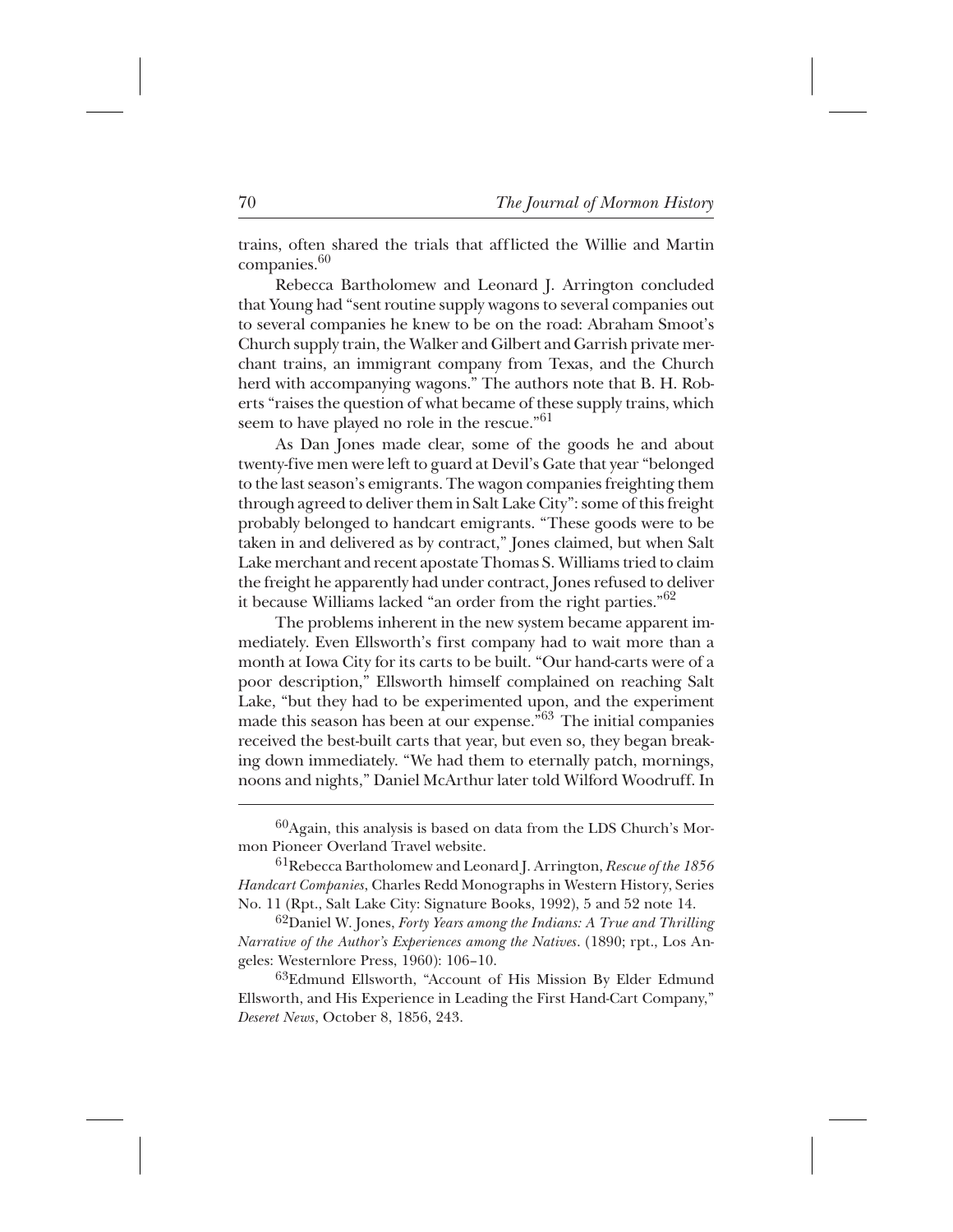trains, often shared the trials that afflicted the Willie and Martin companies.[60]

Rebecca Bartholomew and Leonard J. Arrington concluded that Young had "sent routine supply wagons to several companies out to several companies he knew to be on the road: Abraham Smoot's Church supply train, the Walker and Gilbert and Garrish private merchant trains, an immigrant company from Texas, and the Church herd with accompanying wagons." The authors note that B. H. Roberts "raises the question of what became of these supply trains, which seem to have played no role in the rescue."[61]

As Dan Jones made clear, some of the goods he and about twenty-five men were left to guard at Devil's Gate that year "belonged to the last season's emigrants. The wagon companies freighting them through agreed to deliver them in Salt Lake City": some of this freight probably belonged to handcart emigrants. "These goods were to be taken in and delivered as by contract," Jones claimed, but when Salt Lake merchant and recent apostate Thomas S. Williams tried to claim the freight he apparently had under contract, Jones refused to deliver it because Williams lacked "an order from the right parties."[62]

The problems inherent in the new system became apparent immediately. Even Ellsworth's first company had to wait more than a month at Iowa City for its carts to be built. "Our hand-carts were of a poor description," Ellsworth himself complained on reaching Salt Lake, "but they had to be experimented upon, and the experiment made this season has been at our expense."[63] The initial companies received the best-built carts that year, but even so, they began breaking down immediately. "We had them to eternally patch, mornings, noons and nights," Daniel McArthur later told Wilford Woodruff. In

---

[60] Again, this analysis is based on data from the LDS Church's Mormon Pioneer Overland Travel website.

[61] Rebecca Bartholomew and Leonard J. Arrington, *Rescue of the 1856 Handcart Companies*, Charles Redd Monographs in Western History, Series No. 11 (Rpt., Salt Lake City: Signature Books, 1992), 5 and 52 note 14.

[62] Daniel W. Jones, *Forty Years among the Indians: A True and Thrilling Narrative of the Author's Experiences among the Natives*. (1890; rpt., Los Angeles: Westernlore Press, 1960): 106–10.

[63] Edmund Ellsworth, "Account of His Mission By Elder Edmund Ellsworth, and His Experience in Leading the First Hand-Cart Company," *Deseret News*, October 8, 1856, 243.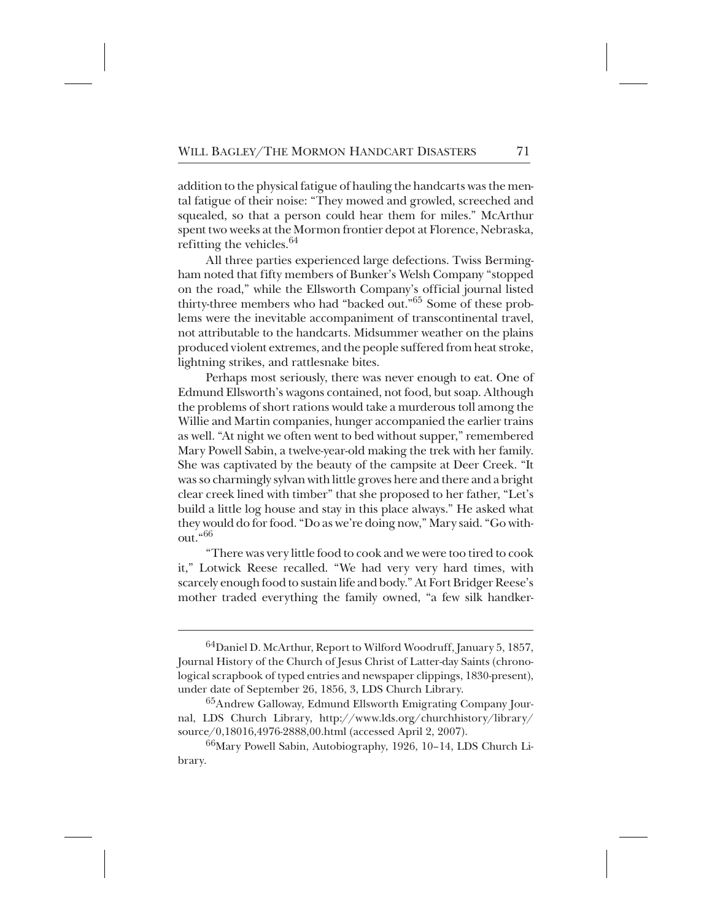addition to the physical fatigue of hauling the handcarts was the mental fatigue of their noise: "They mowed and growled, screeched and squealed, so that a person could hear them for miles." McArthur spent two weeks at the Mormon frontier depot at Florence, Nebraska, refitting the vehicles.[64]

All three parties experienced large defections. Twiss Bermingham noted that fifty members of Bunker's Welsh Company "stopped on the road," while the Ellsworth Company's official journal listed thirty-three members who had "backed out."[65] Some of these problems were the inevitable accompaniment of transcontinental travel, not attributable to the handcarts. Midsummer weather on the plains produced violent extremes, and the people suffered from heat stroke, lightning strikes, and rattlesnake bites.

Perhaps most seriously, there was never enough to eat. One of Edmund Ellsworth's wagons contained, not food, but soap. Although the problems of short rations would take a murderous toll among the Willie and Martin companies, hunger accompanied the earlier trains as well. "At night we often went to bed without supper," remembered Mary Powell Sabin, a twelve-year-old making the trek with her family. She was captivated by the beauty of the campsite at Deer Creek. "It was so charmingly sylvan with little groves here and there and a bright clear creek lined with timber" that she proposed to her father, "Let's build a little log house and stay in this place always." He asked what they would do for food. "Do as we're doing now," Mary said. "Go without."[66]

"There was very little food to cook and we were too tired to cook it," Lotwick Reese recalled. "We had very very hard times, with scarcely enough food to sustain life and body." At Fort Bridger Reese's mother traded everything the family owned, "a few silk handker-

---

[64] Daniel D. McArthur, Report to Wilford Woodruff, January 5, 1857, Journal History of the Church of Jesus Christ of Latter-day Saints (chronological scrapbook of typed entries and newspaper clippings, 1830-present), under date of September 26, 1856, 3, LDS Church Library.

[65] Andrew Galloway, Edmund Ellsworth Emigrating Company Journal, LDS Church Library, http://www.lds.org/churchhistory/library/source/0,18016,4976-2888,00.html (accessed April 2, 2007).

[66] Mary Powell Sabin, Autobiography, 1926, 10–14, LDS Church Library.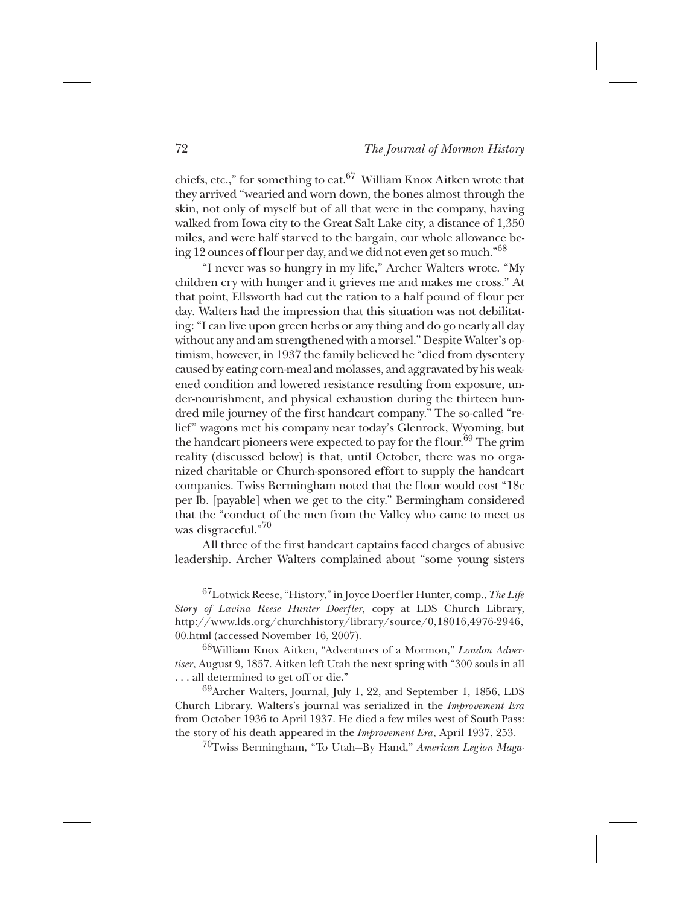chiefs, etc.," for something to eat.[67] William Knox Aitken wrote that they arrived "wearied and worn down, the bones almost through the skin, not only of myself but of all that were in the company, having walked from Iowa city to the Great Salt Lake city, a distance of 1,350 miles, and were half starved to the bargain, our whole allowance being 12 ounces of flour per day, and we did not even get so much."[68]

"I never was so hungry in my life," Archer Walters wrote. "My children cry with hunger and it grieves me and makes me cross." At that point, Ellsworth had cut the ration to a half pound of flour per day. Walters had the impression that this situation was not debilitating: "I can live upon green herbs or any thing and do go nearly all day without any and am strengthened with a morsel." Despite Walter's optimism, however, in 1937 the family believed he "died from dysentery caused by eating corn-meal and molasses, and aggravated by his weakened condition and lowered resistance resulting from exposure, under-nourishment, and physical exhaustion during the thirteen hundred mile journey of the first handcart company." The so-called "relief" wagons met his company near today's Glenrock, Wyoming, but the handcart pioneers were expected to pay for the flour.[69] The grim reality (discussed below) is that, until October, there was no organized charitable or Church-sponsored effort to supply the handcart companies. Twiss Bermingham noted that the flour would cost "18c per lb. [payable] when we get to the city." Bermingham considered that the "conduct of the men from the Valley who came to meet us was disgraceful."[70]

All three of the first handcart captains faced charges of abusive leadership. Archer Walters complained about "some young sisters

---

[67]Lotwick Reese, "History," in Joyce Doerfler Hunter, comp., *The Life Story of Lavina Reese Hunter Doerfler*, copy at LDS Church Library, http://www.lds.org/churchhistory/library/source/0,18016,4976-2946,00.html (accessed November 16, 2007).

[68]William Knox Aitken, "Adventures of a Mormon," *London Advertiser*, August 9, 1857. Aitken left Utah the next spring with "300 souls in all . . . all determined to get off or die."

[69]Archer Walters, Journal, July 1, 22, and September 1, 1856, LDS Church Library. Walters's journal was serialized in the *Improvement Era* from October 1936 to April 1937. He died a few miles west of South Pass: the story of his death appeared in the *Improvement Era*, April 1937, 253.

[70]Twiss Bermingham, "To Utah—By Hand," *American Legion Maga-*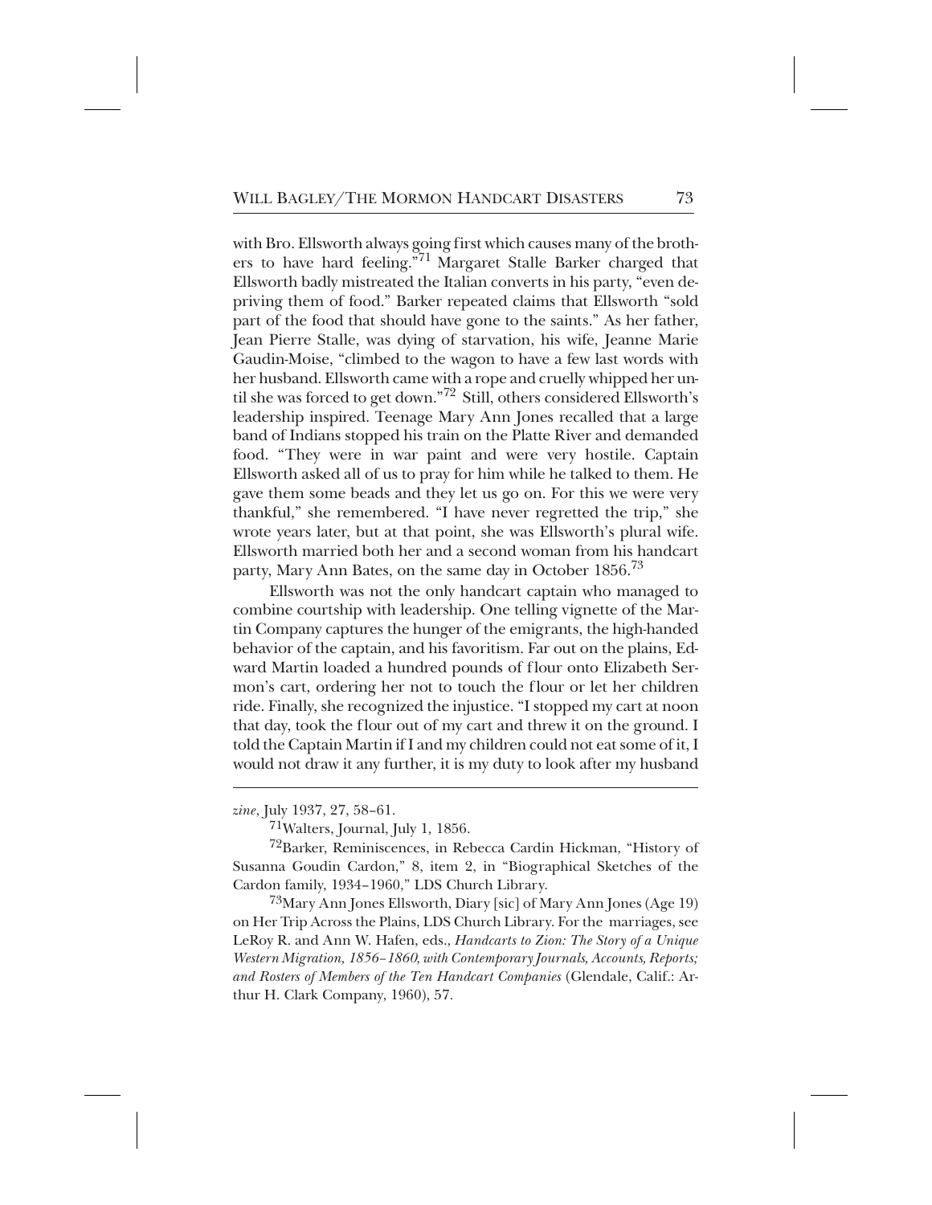with Bro. Ellsworth always going first which causes many of the brothers to have hard feeling."[71] Margaret Stalle Barker charged that Ellsworth badly mistreated the Italian converts in his party, "even depriving them of food." Barker repeated claims that Ellsworth "sold part of the food that should have gone to the saints." As her father, Jean Pierre Stalle, was dying of starvation, his wife, Jeanne Marie Gaudin-Moise, "climbed to the wagon to have a few last words with her husband. Ellsworth came with a rope and cruelly whipped her until she was forced to get down."[72] Still, others considered Ellsworth's leadership inspired. Teenage Mary Ann Jones recalled that a large band of Indians stopped his train on the Platte River and demanded food. "They were in war paint and were very hostile. Captain Ellsworth asked all of us to pray for him while he talked to them. He gave them some beads and they let us go on. For this we were very thankful," she remembered. "I have never regretted the trip," she wrote years later, but at that point, she was Ellsworth's plural wife. Ellsworth married both her and a second woman from his handcart party, Mary Ann Bates, on the same day in October 1856.[73]

Ellsworth was not the only handcart captain who managed to combine courtship with leadership. One telling vignette of the Martin Company captures the hunger of the emigrants, the high-handed behavior of the captain, and his favoritism. Far out on the plains, Edward Martin loaded a hundred pounds of flour onto Elizabeth Sermon's cart, ordering her not to touch the flour or let her children ride. Finally, she recognized the injustice. "I stopped my cart at noon that day, took the flour out of my cart and threw it on the ground. I told the Captain Martin if I and my children could not eat some of it, I would not draw it any further, it is my duty to look after my husband

---

*zine*, July 1937, 27, 58–61.

[71]Walters, Journal, July 1, 1856.

[72]Barker, Reminiscences, in Rebecca Cardin Hickman, "History of Susanna Goudin Cardon," 8, item 2, in "Biographical Sketches of the Cardon family, 1934–1960," LDS Church Library.

[73]Mary Ann Jones Ellsworth, Diary [sic] of Mary Ann Jones (Age 19) on Her Trip Across the Plains, LDS Church Library. For the marriages, see LeRoy R. and Ann W. Hafen, eds., *Handcarts to Zion: The Story of a Unique Western Migration, 1856–1860, with Contemporary Journals, Accounts, Reports; and Rosters of Members of the Ten Handcart Companies* (Glendale, Calif.: Arthur H. Clark Company, 1960), 57.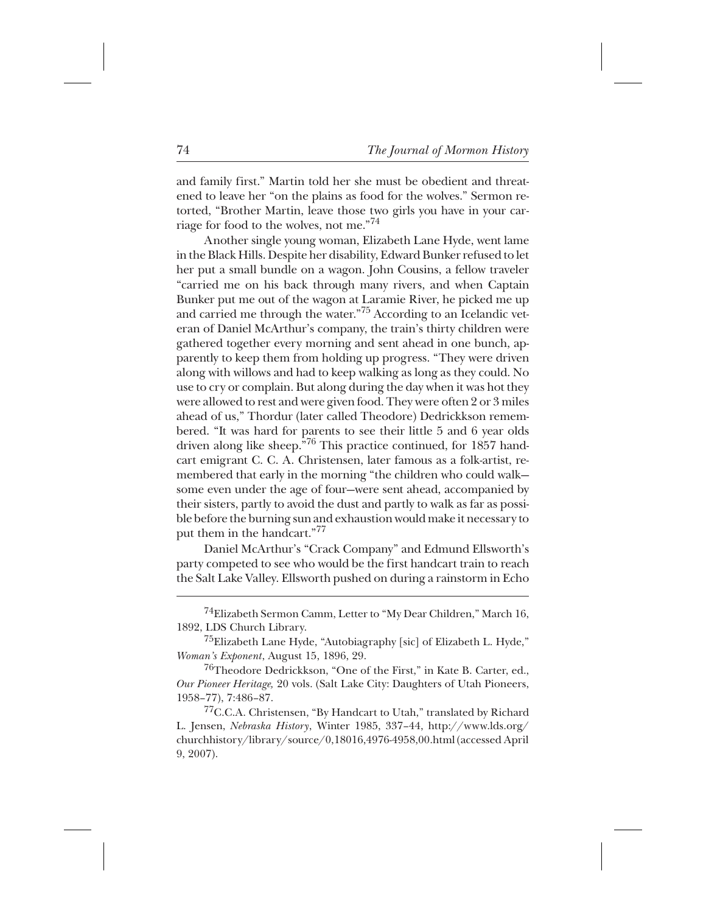and family first." Martin told her she must be obedient and threatened to leave her "on the plains as food for the wolves." Sermon retorted, "Brother Martin, leave those two girls you have in your carriage for food to the wolves, not me."[74]

Another single young woman, Elizabeth Lane Hyde, went lame in the Black Hills. Despite her disability, Edward Bunker refused to let her put a small bundle on a wagon. John Cousins, a fellow traveler "carried me on his back through many rivers, and when Captain Bunker put me out of the wagon at Laramie River, he picked me up and carried me through the water."[75] According to an Icelandic veteran of Daniel McArthur's company, the train's thirty children were gathered together every morning and sent ahead in one bunch, apparently to keep them from holding up progress. "They were driven along with willows and had to keep walking as long as they could. No use to cry or complain. But along during the day when it was hot they were allowed to rest and were given food. They were often 2 or 3 miles ahead of us," Thordur (later called Theodore) Dedrickkson remembered. "It was hard for parents to see their little 5 and 6 year olds driven along like sheep."[76] This practice continued, for 1857 handcart emigrant C. C. A. Christensen, later famous as a folk-artist, remembered that early in the morning "the children who could walk—some even under the age of four—were sent ahead, accompanied by their sisters, partly to avoid the dust and partly to walk as far as possible before the burning sun and exhaustion would make it necessary to put them in the handcart."[77]

Daniel McArthur's "Crack Company" and Edmund Ellsworth's party competed to see who would be the first handcart train to reach the Salt Lake Valley. Ellsworth pushed on during a rainstorm in Echo

---

[74]Elizabeth Sermon Camm, Letter to "My Dear Children," March 16, 1892, LDS Church Library.

[75]Elizabeth Lane Hyde, "Autobiagraphy [sic] of Elizabeth L. Hyde," *Woman's Exponent*, August 15, 1896, 29.

[76]Theodore Dedrickkson, "One of the First," in Kate B. Carter, ed., *Our Pioneer Heritage,* 20 vols. (Salt Lake City: Daughters of Utah Pioneers, 1958–77), 7:486–87.

[77]C.C.A. Christensen, "By Handcart to Utah," translated by Richard L. Jensen, *Nebraska History*, Winter 1985, 337–44, http://www.lds.org/churchhistory/library/source/0,18016,4976-4958,00.html (accessed April 9, 2007).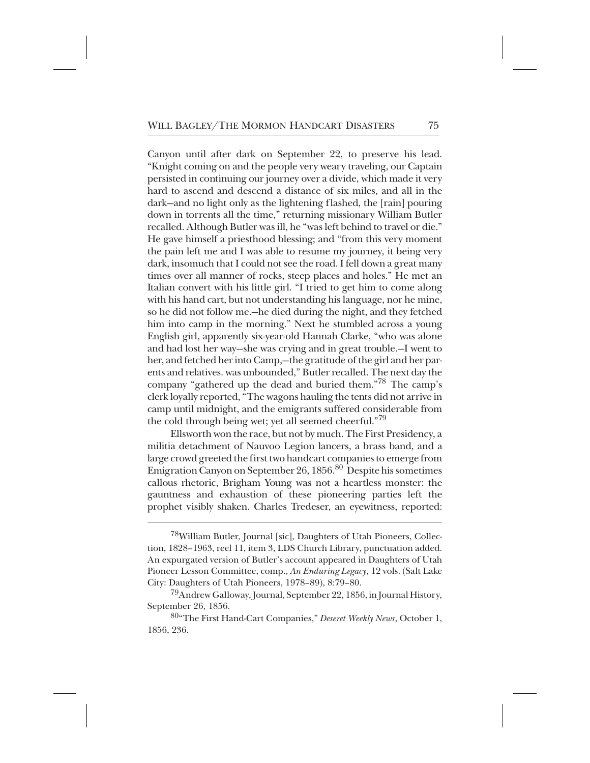Canyon until after dark on September 22, to preserve his lead. "Knight coming on and the people very weary traveling, our Captain persisted in continuing our journey over a divide, which made it very hard to ascend and descend a distance of six miles, and all in the dark—and no light only as the lightening flashed, the [rain] pouring down in torrents all the time," returning missionary William Butler recalled. Although Butler was ill, he "was left behind to travel or die." He gave himself a priesthood blessing; and "from this very moment the pain left me and I was able to resume my journey, it being very dark, insomuch that I could not see the road. I fell down a great many times over all manner of rocks, steep places and holes." He met an Italian convert with his little girl. "I tried to get him to come along with his hand cart, but not understanding his language, nor he mine, so he did not follow me.—he died during the night, and they fetched him into camp in the morning." Next he stumbled across a young English girl, apparently six-year-old Hannah Clarke, "who was alone and had lost her way—she was crying and in great trouble.—I went to her, and fetched her into Camp,—the gratitude of the girl and her parents and relatives. was unbounded," Butler recalled. The next day the company "gathered up the dead and buried them."[78] The camp's clerk loyally reported, "The wagons hauling the tents did not arrive in camp until midnight, and the emigrants suffered considerable from the cold through being wet; yet all seemed cheerful."[79]

Ellsworth won the race, but not by much. The First Presidency, a militia detachment of Nauvoo Legion lancers, a brass band, and a large crowd greeted the first two handcart companies to emerge from Emigration Canyon on September 26, 1856.[80] Despite his sometimes callous rhetoric, Brigham Young was not a heartless monster: the gauntness and exhaustion of these pioneering parties left the prophet visibly shaken. Charles Tredeser, an eyewitness, reported:

---

[78] William Butler, Journal [sic], Daughters of Utah Pioneers, Collection, 1828–1963, reel 11, item 3, LDS Church Library, punctuation added. An expurgated version of Butler's account appeared in Daughters of Utah Pioneer Lesson Committee, comp., *An Enduring Legacy*, 12 vols. (Salt Lake City: Daughters of Utah Pioneers, 1978–89), 8:79–80.

[79] Andrew Galloway, Journal, September 22, 1856, in Journal History, September 26, 1856.

[80] "The First Hand-Cart Companies," *Deseret Weekly News*, October 1, 1856, 236.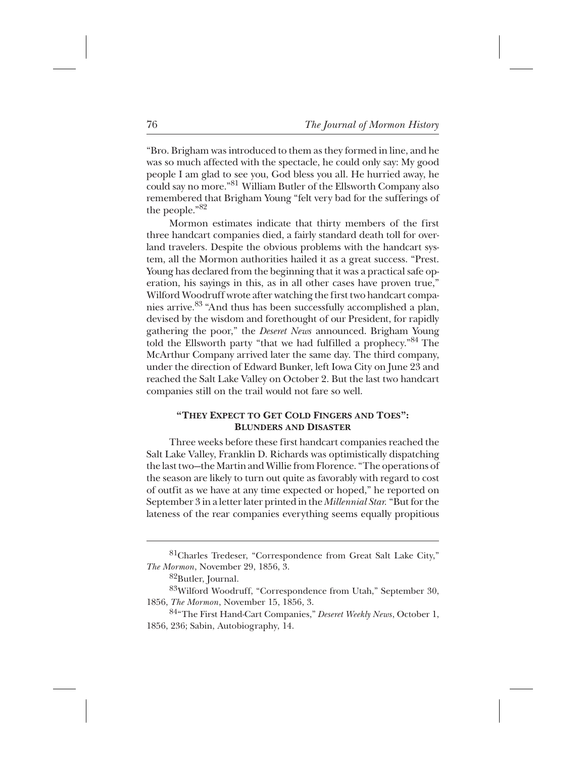"Bro. Brigham was introduced to them as they formed in line, and he was so much affected with the spectacle, he could only say: My good people I am glad to see you, God bless you all. He hurried away, he could say no more."[81] William Butler of the Ellsworth Company also remembered that Brigham Young "felt very bad for the sufferings of the people."[82]

Mormon estimates indicate that thirty members of the first three handcart companies died, a fairly standard death toll for overland travelers. Despite the obvious problems with the handcart system, all the Mormon authorities hailed it as a great success. "Prest. Young has declared from the beginning that it was a practical safe operation, his sayings in this, as in all other cases have proven true," Wilford Woodruff wrote after watching the first two handcart companies arrive.[83] "And thus has been successfully accomplished a plan, devised by the wisdom and forethought of our President, for rapidly gathering the poor," the *Deseret News* announced. Brigham Young told the Ellsworth party "that we had fulfilled a prophecy."[84] The McArthur Company arrived later the same day. The third company, under the direction of Edward Bunker, left Iowa City on June 23 and reached the Salt Lake Valley on October 2. But the last two handcart companies still on the trail would not fare so well.

### "They Expect to Get Cold Fingers and Toes": Blunders and Disaster

Three weeks before these first handcart companies reached the Salt Lake Valley, Franklin D. Richards was optimistically dispatching the last two—the Martin and Willie from Florence. "The operations of the season are likely to turn out quite as favorably with regard to cost of outfit as we have at any time expected or hoped," he reported on September 3 in a letter later printed in the *Millennial Star*. "But for the lateness of the rear companies everything seems equally propitious

---

[81] Charles Tredeser, "Correspondence from Great Salt Lake City," *The Mormon*, November 29, 1856, 3.

[82] Butler, Journal.

[83] Wilford Woodruff, "Correspondence from Utah," September 30, 1856, *The Mormon*, November 15, 1856, 3.

[84] "The First Hand-Cart Companies," *Deseret Weekly News*, October 1, 1856, 236; Sabin, Autobiography, 14.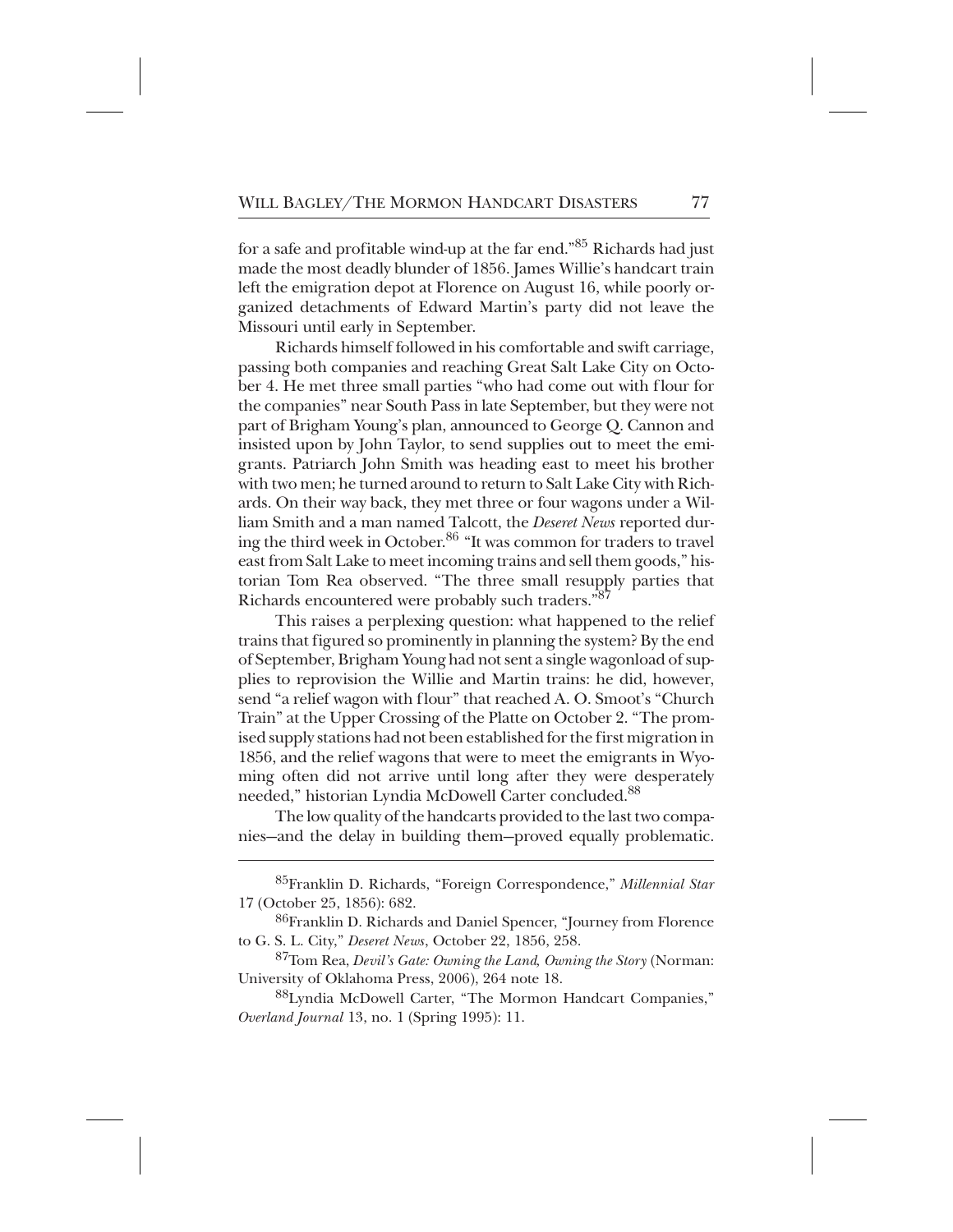for a safe and profitable wind-up at the far end."[85] Richards had just made the most deadly blunder of 1856. James Willie's handcart train left the emigration depot at Florence on August 16, while poorly organized detachments of Edward Martin's party did not leave the Missouri until early in September.

Richards himself followed in his comfortable and swift carriage, passing both companies and reaching Great Salt Lake City on October 4. He met three small parties "who had come out with flour for the companies" near South Pass in late September, but they were not part of Brigham Young's plan, announced to George Q. Cannon and insisted upon by John Taylor, to send supplies out to meet the emigrants. Patriarch John Smith was heading east to meet his brother with two men; he turned around to return to Salt Lake City with Richards. On their way back, they met three or four wagons under a William Smith and a man named Talcott, the *Deseret News* reported during the third week in October.[86] "It was common for traders to travel east from Salt Lake to meet incoming trains and sell them goods," historian Tom Rea observed. "The three small resupply parties that Richards encountered were probably such traders."[87]

This raises a perplexing question: what happened to the relief trains that figured so prominently in planning the system? By the end of September, Brigham Young had not sent a single wagonload of supplies to reprovision the Willie and Martin trains: he did, however, send "a relief wagon with flour" that reached A. O. Smoot's "Church Train" at the Upper Crossing of the Platte on October 2. "The promised supply stations had not been established for the first migration in 1856, and the relief wagons that were to meet the emigrants in Wyoming often did not arrive until long after they were desperately needed," historian Lyndia McDowell Carter concluded.[88]

The low quality of the handcarts provided to the last two companies—and the delay in building them—proved equally problematic.

---

[85]Franklin D. Richards, "Foreign Correspondence," *Millennial Star* 17 (October 25, 1856): 682.

[86]Franklin D. Richards and Daniel Spencer, "Journey from Florence to G. S. L. City," *Deseret News*, October 22, 1856, 258.

[87]Tom Rea, *Devil's Gate: Owning the Land, Owning the Story* (Norman: University of Oklahoma Press, 2006), 264 note 18.

[88]Lyndia McDowell Carter, "The Mormon Handcart Companies," *Overland Journal* 13, no. 1 (Spring 1995): 11.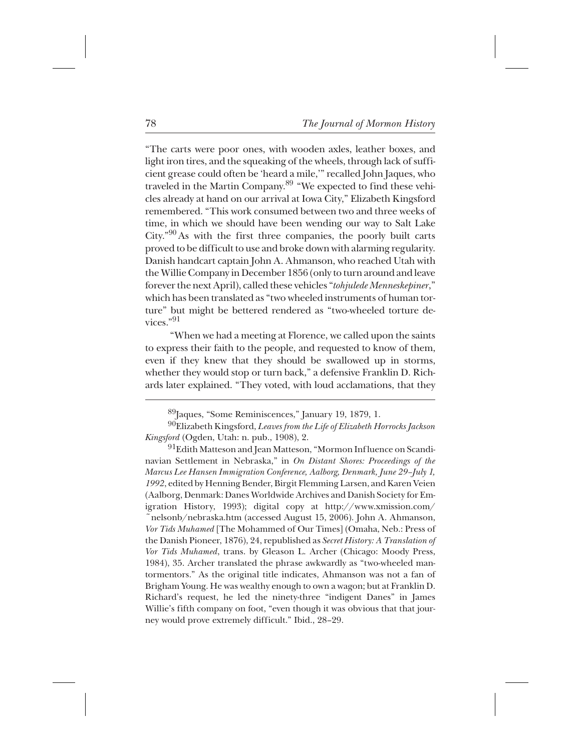"The carts were poor ones, with wooden axles, leather boxes, and light iron tires, and the squeaking of the wheels, through lack of sufficient grease could often be 'heard a mile,'" recalled John Jaques, who traveled in the Martin Company.[89] "We expected to find these vehicles already at hand on our arrival at Iowa City," Elizabeth Kingsford remembered. "This work consumed between two and three weeks of time, in which we should have been wending our way to Salt Lake City."[90] As with the first three companies, the poorly built carts proved to be difficult to use and broke down with alarming regularity. Danish handcart captain John A. Ahmanson, who reached Utah with the Willie Company in December 1856 (only to turn around and leave forever the next April), called these vehicles "*tohjulede Menneskepiner*," which has been translated as "two wheeled instruments of human torture" but might be bettered rendered as "two-wheeled torture devices."[91]

"When we had a meeting at Florence, we called upon the saints to express their faith to the people, and requested to know of them, even if they knew that they should be swallowed up in storms, whether they would stop or turn back," a defensive Franklin D. Richards later explained. "They voted, with loud acclamations, that they

---

[89]Jaques, "Some Reminiscences," January 19, 1879, 1.

[90]Elizabeth Kingsford, *Leaves from the Life of Elizabeth Horrocks Jackson Kingsford* (Ogden, Utah: n. pub., 1908), 2.

[91]Edith Matteson and Jean Matteson, "Mormon Influence on Scandinavian Settlement in Nebraska," in *On Distant Shores: Proceedings of the Marcus Lee Hansen Immigration Conference, Aalborg, Denmark, June 29–July 1, 1992*, edited by Henning Bender, Birgit Flemming Larsen, and Karen Veien (Aalborg, Denmark: Danes Worldwide Archives and Danish Society for Emigration History, 1993); digital copy at http://www.xmission.com/~nelsonb/nebraska.htm (accessed August 15, 2006). John A. Ahmanson, *Vor Tids Muhamed* [The Mohammed of Our Times] (Omaha, Neb.: Press of the Danish Pioneer, 1876), 24, republished as *Secret History: A Translation of Vor Tids Muhamed*, trans. by Gleason L. Archer (Chicago: Moody Press, 1984), 35. Archer translated the phrase awkwardly as "two-wheeled man-tormentors." As the original title indicates, Ahmanson was not a fan of Brigham Young. He was wealthy enough to own a wagon; but at Franklin D. Richard's request, he led the ninety-three "indigent Danes" in James Willie's fifth company on foot, "even though it was obvious that that journey would prove extremely difficult." Ibid., 28–29.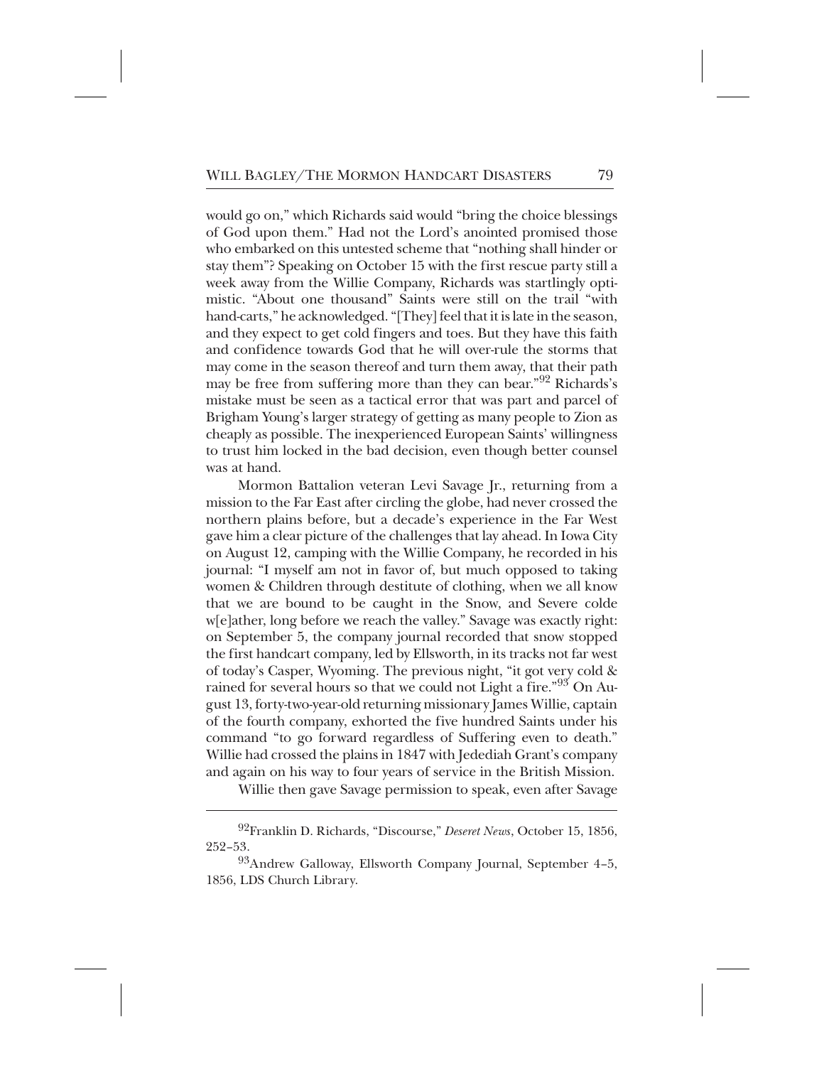would go on," which Richards said would "bring the choice blessings of God upon them." Had not the Lord's anointed promised those who embarked on this untested scheme that "nothing shall hinder or stay them"? Speaking on October 15 with the first rescue party still a week away from the Willie Company, Richards was startlingly optimistic. "About one thousand" Saints were still on the trail "with hand-carts," he acknowledged. "[They] feel that it is late in the season, and they expect to get cold fingers and toes. But they have this faith and confidence towards God that he will over-rule the storms that may come in the season thereof and turn them away, that their path may be free from suffering more than they can bear."[92] Richards's mistake must be seen as a tactical error that was part and parcel of Brigham Young's larger strategy of getting as many people to Zion as cheaply as possible. The inexperienced European Saints' willingness to trust him locked in the bad decision, even though better counsel was at hand.

Mormon Battalion veteran Levi Savage Jr., returning from a mission to the Far East after circling the globe, had never crossed the northern plains before, but a decade's experience in the Far West gave him a clear picture of the challenges that lay ahead. In Iowa City on August 12, camping with the Willie Company, he recorded in his journal: "I myself am not in favor of, but much opposed to taking women & Children through destitute of clothing, when we all know that we are bound to be caught in the Snow, and Severe colde w[e]ather, long before we reach the valley." Savage was exactly right: on September 5, the company journal recorded that snow stopped the first handcart company, led by Ellsworth, in its tracks not far west of today's Casper, Wyoming. The previous night, "it got very cold & rained for several hours so that we could not Light a fire."[93] On August 13, forty-two-year-old returning missionary James Willie, captain of the fourth company, exhorted the five hundred Saints under his command "to go forward regardless of Suffering even to death." Willie had crossed the plains in 1847 with Jedediah Grant's company and again on his way to four years of service in the British Mission.

Willie then gave Savage permission to speak, even after Savage

---

[92]Franklin D. Richards, "Discourse," *Deseret News*, October 15, 1856, 252–53.

[93]Andrew Galloway, Ellsworth Company Journal, September 4–5, 1856, LDS Church Library.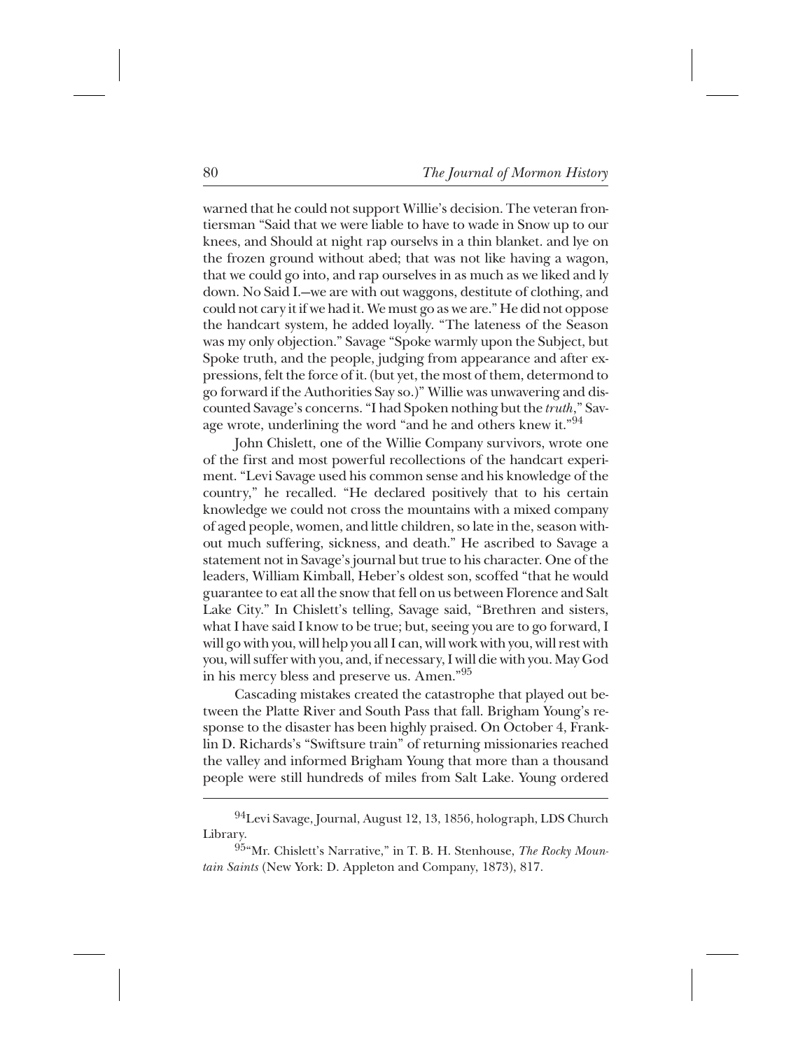warned that he could not support Willie's decision. The veteran frontiersman "Said that we were liable to have to wade in Snow up to our knees, and Should at night rap ourselvs in a thin blanket. and lye on the frozen ground without abed; that was not like having a wagon, that we could go into, and rap ourselves in as much as we liked and ly down. No Said I.—we are with out waggons, destitute of clothing, and could not cary it if we had it. We must go as we are." He did not oppose the handcart system, he added loyally. "The lateness of the Season was my only objection." Savage "Spoke warmly upon the Subject, but Spoke truth, and the people, judging from appearance and after expressions, felt the force of it. (but yet, the most of them, determond to go forward if the Authorities Say so.)" Willie was unwavering and discounted Savage's concerns. "I had Spoken nothing but the *truth*," Savage wrote, underlining the word "and he and others knew it."[94]

John Chislett, one of the Willie Company survivors, wrote one of the first and most powerful recollections of the handcart experiment. "Levi Savage used his common sense and his knowledge of the country," he recalled. "He declared positively that to his certain knowledge we could not cross the mountains with a mixed company of aged people, women, and little children, so late in the, season without much suffering, sickness, and death." He ascribed to Savage a statement not in Savage's journal but true to his character. One of the leaders, William Kimball, Heber's oldest son, scoffed "that he would guarantee to eat all the snow that fell on us between Florence and Salt Lake City." In Chislett's telling, Savage said, "Brethren and sisters, what I have said I know to be true; but, seeing you are to go forward, I will go with you, will help you all I can, will work with you, will rest with you, will suffer with you, and, if necessary, I will die with you. May God in his mercy bless and preserve us. Amen."[95]

Cascading mistakes created the catastrophe that played out between the Platte River and South Pass that fall. Brigham Young's response to the disaster has been highly praised. On October 4, Franklin D. Richards's "Swiftsure train" of returning missionaries reached the valley and informed Brigham Young that more than a thousand people were still hundreds of miles from Salt Lake. Young ordered

---

[94]Levi Savage, Journal, August 12, 13, 1856, holograph, LDS Church Library.

[95]"Mr. Chislett's Narrative," in T. B. H. Stenhouse, *The Rocky Mountain Saints* (New York: D. Appleton and Company, 1873), 817.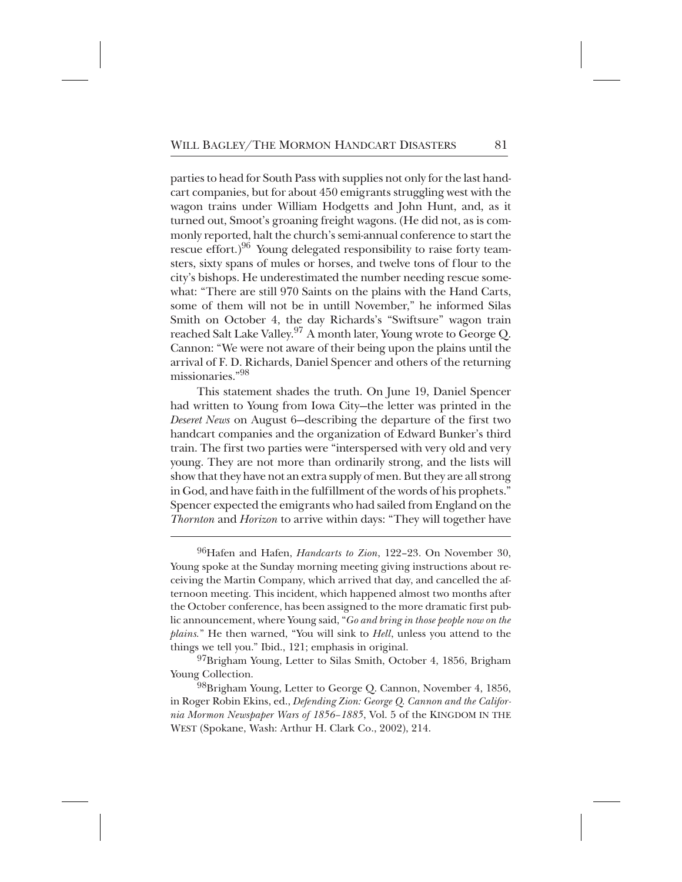parties to head for South Pass with supplies not only for the last handcart companies, but for about 450 emigrants struggling west with the wagon trains under William Hodgetts and John Hunt, and, as it turned out, Smoot's groaning freight wagons. (He did not, as is commonly reported, halt the church's semi-annual conference to start the rescue effort.)[96] Young delegated responsibility to raise forty teamsters, sixty spans of mules or horses, and twelve tons of flour to the city's bishops. He underestimated the number needing rescue somewhat: "There are still 970 Saints on the plains with the Hand Carts, some of them will not be in untill November," he informed Silas Smith on October 4, the day Richards's "Swiftsure" wagon train reached Salt Lake Valley.[97] A month later, Young wrote to George Q. Cannon: "We were not aware of their being upon the plains until the arrival of F. D. Richards, Daniel Spencer and others of the returning missionaries."[98]

This statement shades the truth. On June 19, Daniel Spencer had written to Young from Iowa City—the letter was printed in the *Deseret News* on August 6—describing the departure of the first two handcart companies and the organization of Edward Bunker's third train. The first two parties were "interspersed with very old and very young. They are not more than ordinarily strong, and the lists will show that they have not an extra supply of men. But they are all strong in God, and have faith in the fulfillment of the words of his prophets." Spencer expected the emigrants who had sailed from England on the *Thornton* and *Horizon* to arrive within days: "They will together have

---

[96]Hafen and Hafen, *Handcarts to Zion*, 122–23. On November 30, Young spoke at the Sunday morning meeting giving instructions about receiving the Martin Company, which arrived that day, and cancelled the afternoon meeting. This incident, which happened almost two months after the October conference, has been assigned to the more dramatic first public announcement, where Young said, "*Go and bring in those people now on the plains.*" He then warned, "You will sink to *Hell*, unless you attend to the things we tell you." Ibid., 121; emphasis in original.

[97]Brigham Young, Letter to Silas Smith, October 4, 1856, Brigham Young Collection.

[98]Brigham Young, Letter to George Q. Cannon, November 4, 1856, in Roger Robin Ekins, ed., *Defending Zion: George Q. Cannon and the California Mormon Newspaper Wars of 1856–1885*, Vol. 5 of the KINGDOM IN THE WEST (Spokane, Wash: Arthur H. Clark Co., 2002), 214.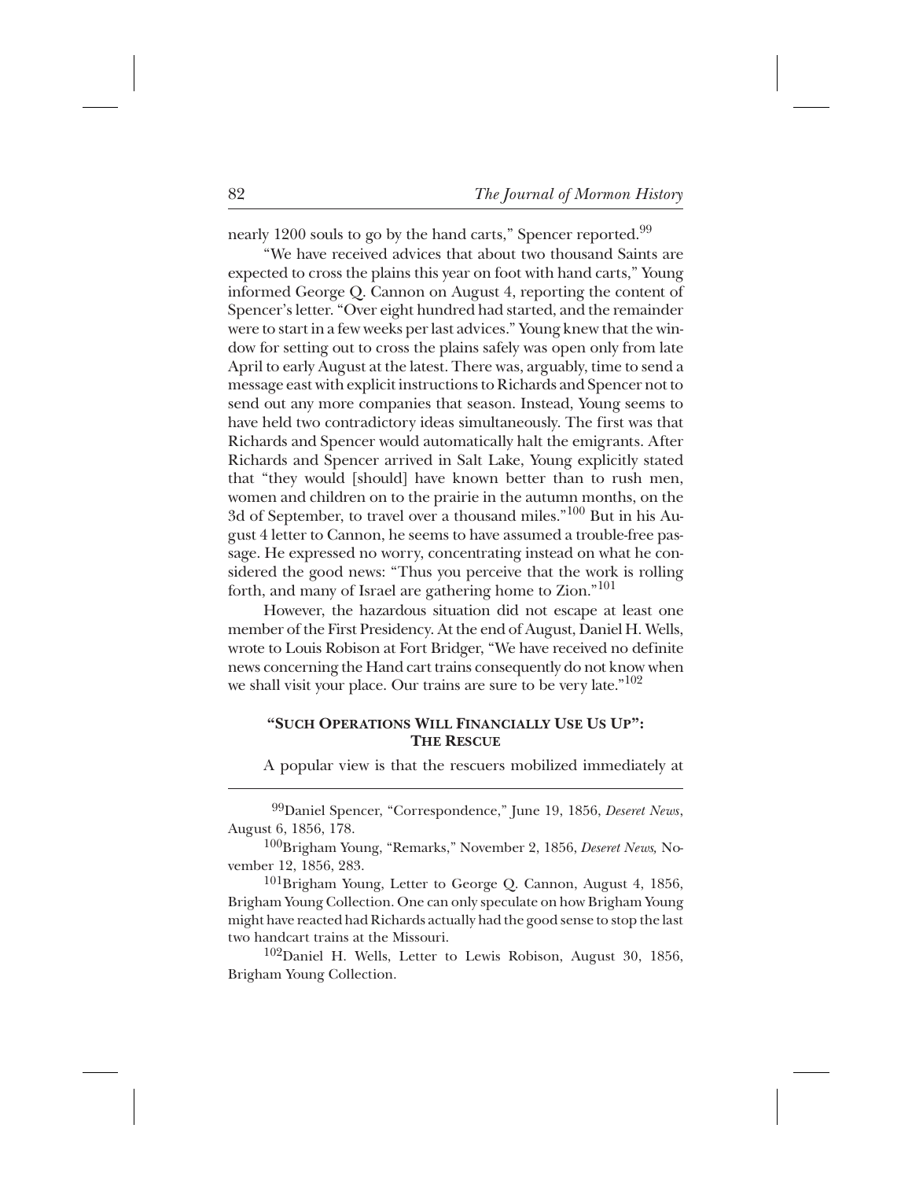nearly 1200 souls to go by the hand carts," Spencer reported.[99]

"We have received advices that about two thousand Saints are expected to cross the plains this year on foot with hand carts," Young informed George Q. Cannon on August 4, reporting the content of Spencer's letter. "Over eight hundred had started, and the remainder were to start in a few weeks per last advices." Young knew that the window for setting out to cross the plains safely was open only from late April to early August at the latest. There was, arguably, time to send a message east with explicit instructions to Richards and Spencer not to send out any more companies that season. Instead, Young seems to have held two contradictory ideas simultaneously. The first was that Richards and Spencer would automatically halt the emigrants. After Richards and Spencer arrived in Salt Lake, Young explicitly stated that "they would [should] have known better than to rush men, women and children on to the prairie in the autumn months, on the 3d of September, to travel over a thousand miles."[100] But in his August 4 letter to Cannon, he seems to have assumed a trouble-free passage. He expressed no worry, concentrating instead on what he considered the good news: "Thus you perceive that the work is rolling forth, and many of Israel are gathering home to Zion."[101]

However, the hazardous situation did not escape at least one member of the First Presidency. At the end of August, Daniel H. Wells, wrote to Louis Robison at Fort Bridger, "We have received no definite news concerning the Hand cart trains consequently do not know when we shall visit your place. Our trains are sure to be very late."[102]

## "Such Operations Will Financially Use Us Up": The Rescue

A popular view is that the rescuers mobilized immediately at

[99]Daniel Spencer, "Correspondence," June 19, 1856, *Deseret News*, August 6, 1856, 178.

[100]Brigham Young, "Remarks," November 2, 1856, *Deseret News,* November 12, 1856, 283.

[101]Brigham Young, Letter to George Q. Cannon, August 4, 1856, Brigham Young Collection. One can only speculate on how Brigham Young might have reacted had Richards actually had the good sense to stop the last two handcart trains at the Missouri.

[102]Daniel H. Wells, Letter to Lewis Robison, August 30, 1856, Brigham Young Collection.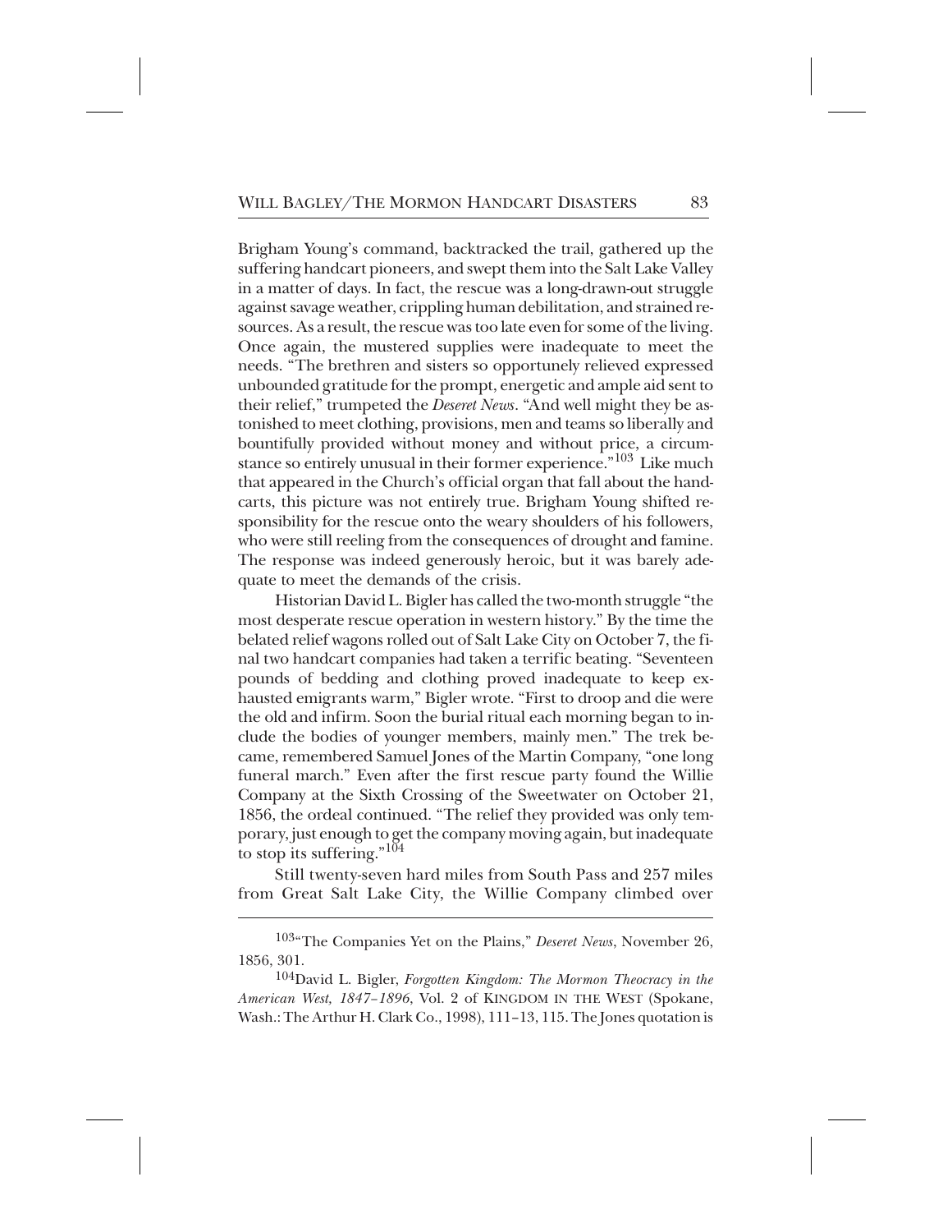Brigham Young's command, backtracked the trail, gathered up the suffering handcart pioneers, and swept them into the Salt Lake Valley in a matter of days. In fact, the rescue was a long-drawn-out struggle against savage weather, crippling human debilitation, and strained resources. As a result, the rescue was too late even for some of the living. Once again, the mustered supplies were inadequate to meet the needs. "The brethren and sisters so opportunely relieved expressed unbounded gratitude for the prompt, energetic and ample aid sent to their relief," trumpeted the *Deseret News*. "And well might they be astonished to meet clothing, provisions, men and teams so liberally and bountifully provided without money and without price, a circumstance so entirely unusual in their former experience."[103] Like much that appeared in the Church's official organ that fall about the handcarts, this picture was not entirely true. Brigham Young shifted responsibility for the rescue onto the weary shoulders of his followers, who were still reeling from the consequences of drought and famine. The response was indeed generously heroic, but it was barely adequate to meet the demands of the crisis.

Historian David L. Bigler has called the two-month struggle "the most desperate rescue operation in western history." By the time the belated relief wagons rolled out of Salt Lake City on October 7, the final two handcart companies had taken a terrific beating. "Seventeen pounds of bedding and clothing proved inadequate to keep exhausted emigrants warm," Bigler wrote. "First to droop and die were the old and infirm. Soon the burial ritual each morning began to include the bodies of younger members, mainly men." The trek became, remembered Samuel Jones of the Martin Company, "one long funeral march." Even after the first rescue party found the Willie Company at the Sixth Crossing of the Sweetwater on October 21, 1856, the ordeal continued. "The relief they provided was only temporary, just enough to get the company moving again, but inadequate to stop its suffering."[104]

Still twenty-seven hard miles from South Pass and 257 miles from Great Salt Lake City, the Willie Company climbed over

---

[103] "The Companies Yet on the Plains," *Deseret News*, November 26, 1856, 301.

[104] David L. Bigler, *Forgotten Kingdom: The Mormon Theocracy in the American West, 1847–1896*, Vol. 2 of KINGDOM IN THE WEST (Spokane, Wash.: The Arthur H. Clark Co., 1998), 111–13, 115. The Jones quotation is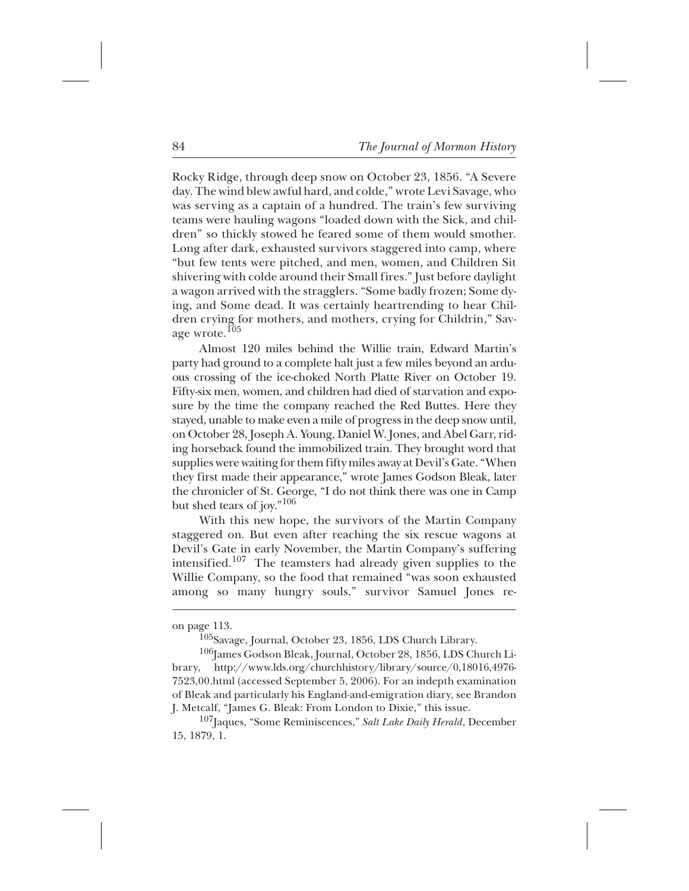Rocky Ridge, through deep snow on October 23, 1856. "A Severe day. The wind blew awful hard, and colde," wrote Levi Savage, who was serving as a captain of a hundred. The train's few surviving teams were hauling wagons "loaded down with the Sick, and children" so thickly stowed he feared some of them would smother. Long after dark, exhausted survivors staggered into camp, where "but few tents were pitched, and men, women, and Children Sit shivering with colde around their Small fires." Just before daylight a wagon arrived with the stragglers. "Some badly frozen; Some dying, and Some dead. It was certainly heartrending to hear Children crying for mothers, and mothers, crying for Childrin," Savage wrote.[105]

Almost 120 miles behind the Willie train, Edward Martin's party had ground to a complete halt just a few miles beyond an arduous crossing of the ice-choked North Platte River on October 19. Fifty-six men, women, and children had died of starvation and exposure by the time the company reached the Red Buttes. Here they stayed, unable to make even a mile of progress in the deep snow until, on October 28, Joseph A. Young, Daniel W. Jones, and Abel Garr, riding horseback found the immobilized train. They brought word that supplies were waiting for them fifty miles away at Devil's Gate. "When they first made their appearance," wrote James Godson Bleak, later the chronicler of St. George, "I do not think there was one in Camp but shed tears of joy."[106]

With this new hope, the survivors of the Martin Company staggered on. But even after reaching the six rescue wagons at Devil's Gate in early November, the Martin Company's suffering intensified.[107] The teamsters had already given supplies to the Willie Company, so the food that remained "was soon exhausted among so many hungry souls," survivor Samuel Jones re-

---

on page 113.

[105]Savage, Journal, October 23, 1856, LDS Church Library.

[106]James Godson Bleak, Journal, October 28, 1856, LDS Church Library, http://www.lds.org/churchhistory/library/source/0,18016,4976-7523,00.html (accessed September 5, 2006). For an indepth examination of Bleak and particularly his England-and-emigration diary, see Brandon J. Metcalf, "James G. Bleak: From London to Dixie," this issue.

[107]Jaques, "Some Reminiscences," *Salt Lake Daily Herald*, December 15, 1879, 1.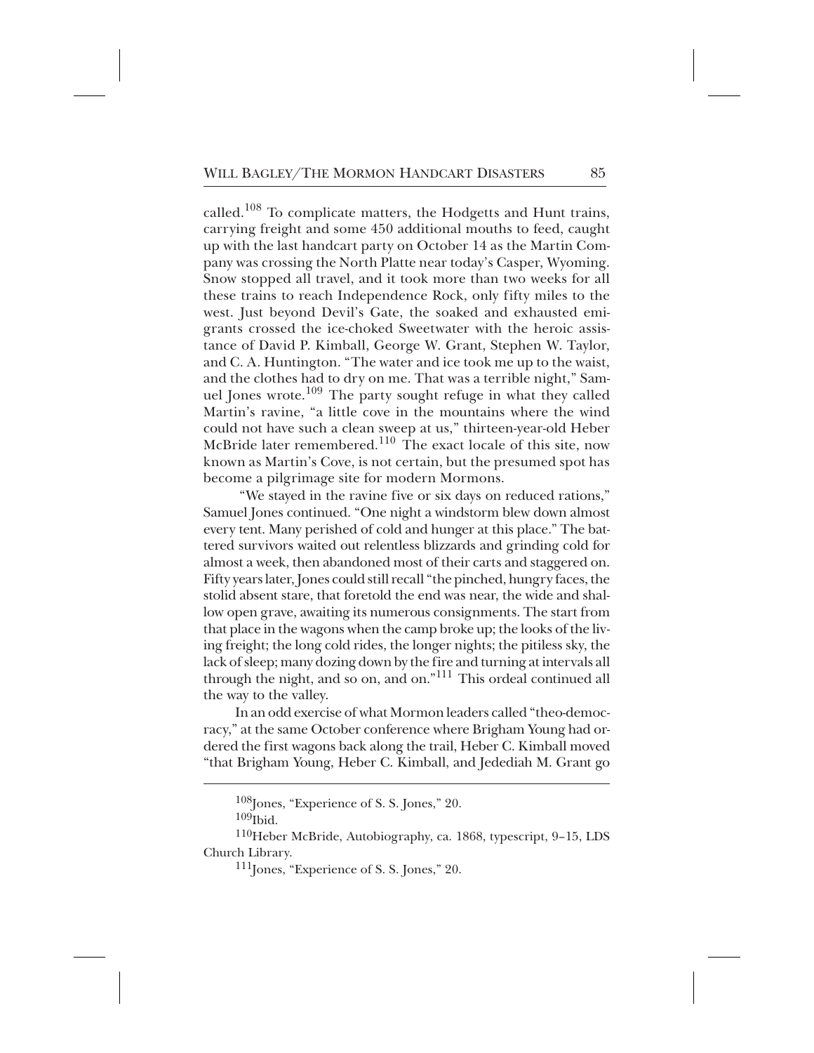called.[108] To complicate matters, the Hodgetts and Hunt trains, carrying freight and some 450 additional mouths to feed, caught up with the last handcart party on October 14 as the Martin Company was crossing the North Platte near today's Casper, Wyoming. Snow stopped all travel, and it took more than two weeks for all these trains to reach Independence Rock, only fifty miles to the west. Just beyond Devil's Gate, the soaked and exhausted emigrants crossed the ice-choked Sweetwater with the heroic assistance of David P. Kimball, George W. Grant, Stephen W. Taylor, and C. A. Huntington. "The water and ice took me up to the waist, and the clothes had to dry on me. That was a terrible night," Samuel Jones wrote.[109] The party sought refuge in what they called Martin's ravine, "a little cove in the mountains where the wind could not have such a clean sweep at us," thirteen-year-old Heber McBride later remembered.[110] The exact locale of this site, now known as Martin's Cove, is not certain, but the presumed spot has become a pilgrimage site for modern Mormons.

"We stayed in the ravine five or six days on reduced rations," Samuel Jones continued. "One night a windstorm blew down almost every tent. Many perished of cold and hunger at this place." The battered survivors waited out relentless blizzards and grinding cold for almost a week, then abandoned most of their carts and staggered on. Fifty years later, Jones could still recall "the pinched, hungry faces, the stolid absent stare, that foretold the end was near, the wide and shallow open grave, awaiting its numerous consignments. The start from that place in the wagons when the camp broke up; the looks of the living freight; the long cold rides, the longer nights; the pitiless sky, the lack of sleep; many dozing down by the fire and turning at intervals all through the night, and so on, and on."[111] This ordeal continued all the way to the valley.

In an odd exercise of what Mormon leaders called "theo-democracy," at the same October conference where Brigham Young had ordered the first wagons back along the trail, Heber C. Kimball moved "that Brigham Young, Heber C. Kimball, and Jedediah M. Grant go

---

[108] Jones, "Experience of S. S. Jones," 20.

[109] Ibid.

[110] Heber McBride, Autobiography, ca. 1868, typescript, 9–15, LDS Church Library.

[111] Jones, "Experience of S. S. Jones," 20.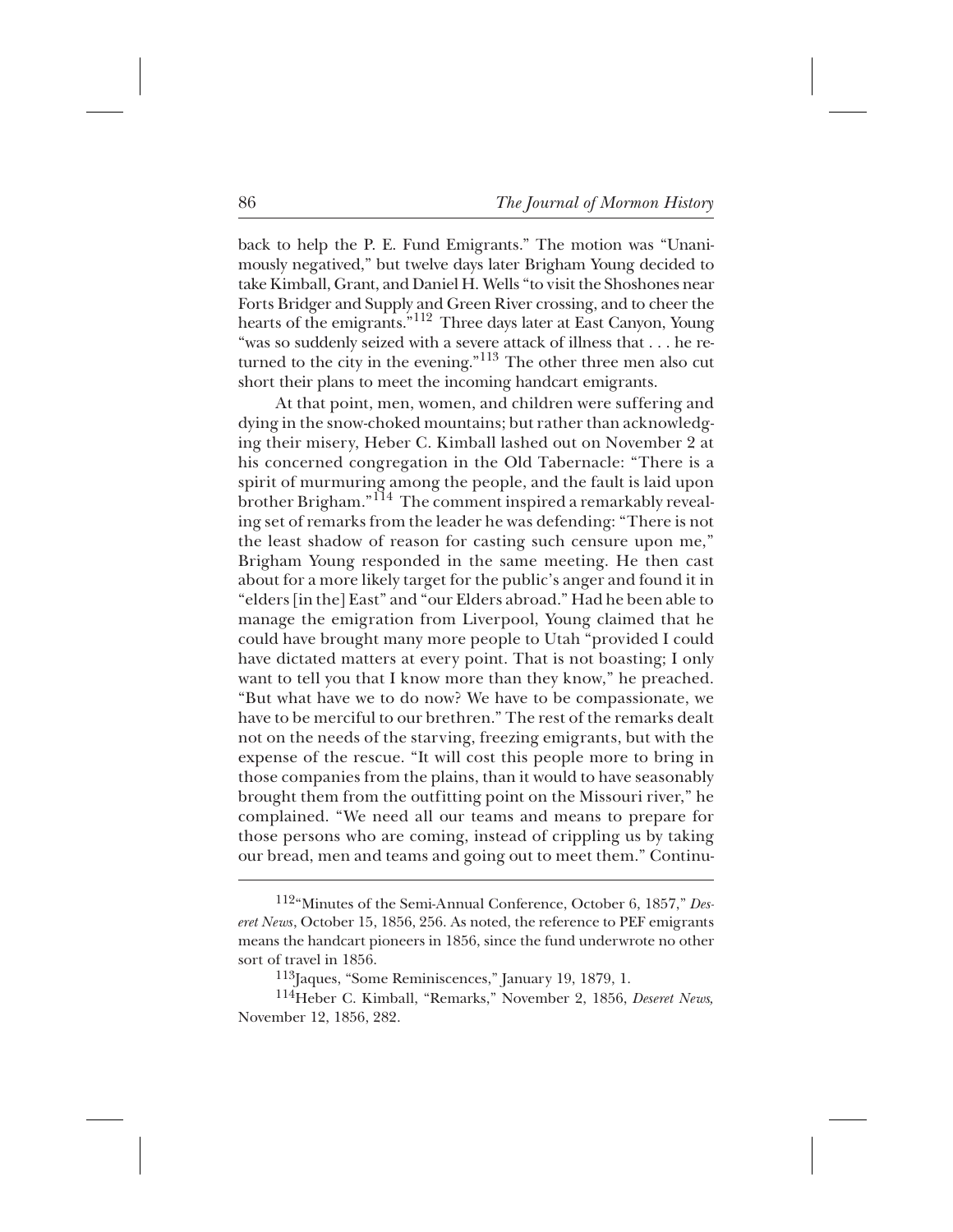back to help the P. E. Fund Emigrants." The motion was "Unanimously negatived," but twelve days later Brigham Young decided to take Kimball, Grant, and Daniel H. Wells "to visit the Shoshones near Forts Bridger and Supply and Green River crossing, and to cheer the hearts of the emigrants."[112] Three days later at East Canyon, Young "was so suddenly seized with a severe attack of illness that . . . he returned to the city in the evening."[113] The other three men also cut short their plans to meet the incoming handcart emigrants.

At that point, men, women, and children were suffering and dying in the snow-choked mountains; but rather than acknowledging their misery, Heber C. Kimball lashed out on November 2 at his concerned congregation in the Old Tabernacle: "There is a spirit of murmuring among the people, and the fault is laid upon brother Brigham."[114] The comment inspired a remarkably revealing set of remarks from the leader he was defending: "There is not the least shadow of reason for casting such censure upon me," Brigham Young responded in the same meeting. He then cast about for a more likely target for the public's anger and found it in "elders [in the] East" and "our Elders abroad." Had he been able to manage the emigration from Liverpool, Young claimed that he could have brought many more people to Utah "provided I could have dictated matters at every point. That is not boasting; I only want to tell you that I know more than they know," he preached. "But what have we to do now? We have to be compassionate, we have to be merciful to our brethren." The rest of the remarks dealt not on the needs of the starving, freezing emigrants, but with the expense of the rescue. "It will cost this people more to bring in those companies from the plains, than it would to have seasonably brought them from the outfitting point on the Missouri river," he complained. "We need all our teams and means to prepare for those persons who are coming, instead of crippling us by taking our bread, men and teams and going out to meet them." Continu-

---

[112]"Minutes of the Semi-Annual Conference, October 6, 1857," *Deseret News*, October 15, 1856, 256. As noted, the reference to PEF emigrants means the handcart pioneers in 1856, since the fund underwrote no other sort of travel in 1856.

[113]Jaques, "Some Reminiscences," January 19, 1879, 1.

[114]Heber C. Kimball, "Remarks," November 2, 1856, *Deseret News,* November 12, 1856, 282.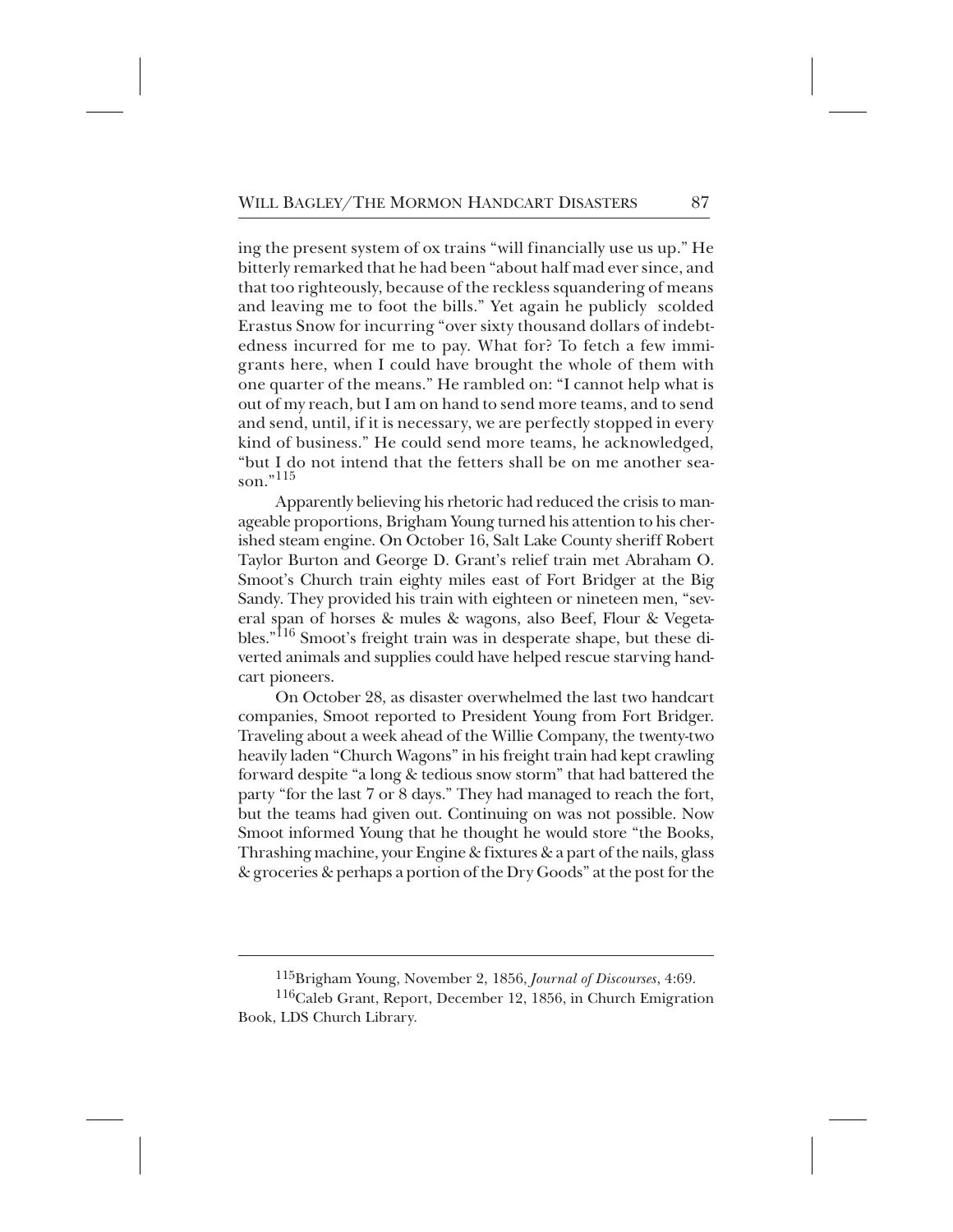ing the present system of ox trains "will financially use us up." He bitterly remarked that he had been "about half mad ever since, and that too righteously, because of the reckless squandering of means and leaving me to foot the bills." Yet again he publicly scolded Erastus Snow for incurring "over sixty thousand dollars of indebtedness incurred for me to pay. What for? To fetch a few immigrants here, when I could have brought the whole of them with one quarter of the means." He rambled on: "I cannot help what is out of my reach, but I am on hand to send more teams, and to send and send, until, if it is necessary, we are perfectly stopped in every kind of business." He could send more teams, he acknowledged, "but I do not intend that the fetters shall be on me another season."[115]

Apparently believing his rhetoric had reduced the crisis to manageable proportions, Brigham Young turned his attention to his cherished steam engine. On October 16, Salt Lake County sheriff Robert Taylor Burton and George D. Grant's relief train met Abraham O. Smoot's Church train eighty miles east of Fort Bridger at the Big Sandy. They provided his train with eighteen or nineteen men, "several span of horses & mules & wagons, also Beef, Flour & Vegetables."[116] Smoot's freight train was in desperate shape, but these diverted animals and supplies could have helped rescue starving handcart pioneers.

On October 28, as disaster overwhelmed the last two handcart companies, Smoot reported to President Young from Fort Bridger. Traveling about a week ahead of the Willie Company, the twenty-two heavily laden "Church Wagons" in his freight train had kept crawling forward despite "a long & tedious snow storm" that had battered the party "for the last 7 or 8 days." They had managed to reach the fort, but the teams had given out. Continuing on was not possible. Now Smoot informed Young that he thought he would store "the Books, Thrashing machine, your Engine & fixtures & a part of the nails, glass & groceries & perhaps a portion of the Dry Goods" at the post for the

---

[115]Brigham Young, November 2, 1856, *Journal of Discourses*, 4:69.

[116]Caleb Grant, Report, December 12, 1856, in Church Emigration Book, LDS Church Library.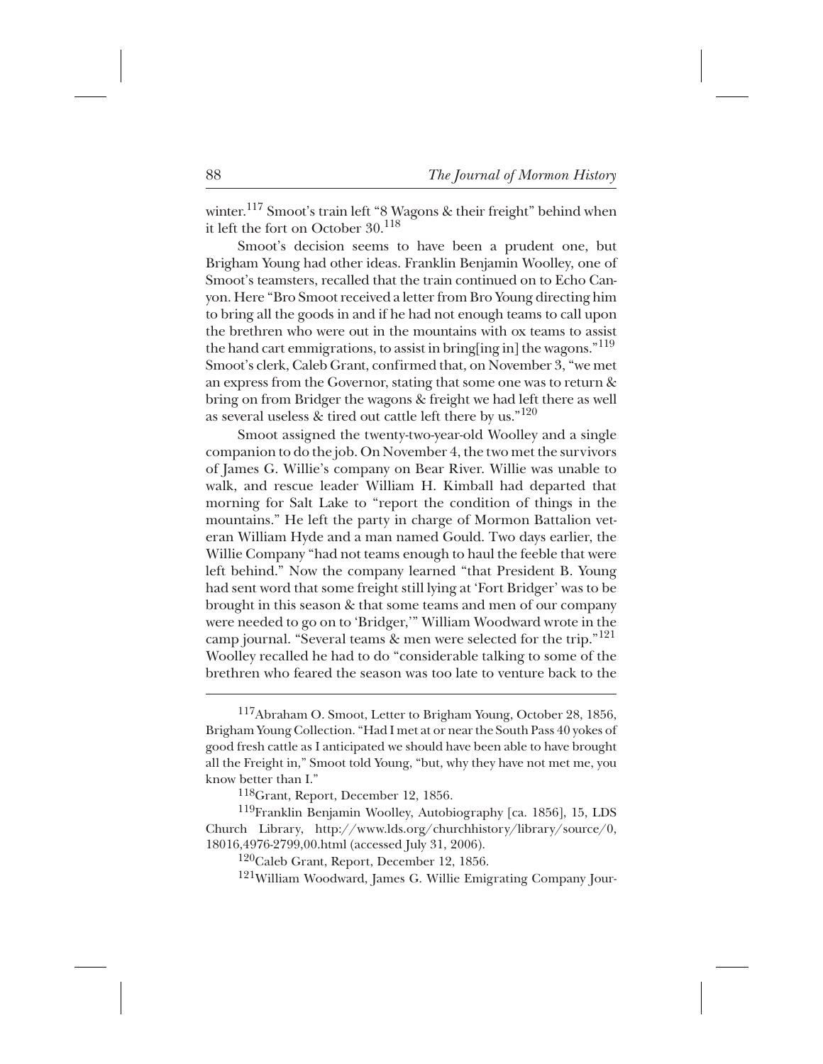winter.[117] Smoot's train left "8 Wagons & their freight" behind when it left the fort on October 30.[118]

Smoot's decision seems to have been a prudent one, but Brigham Young had other ideas. Franklin Benjamin Woolley, one of Smoot's teamsters, recalled that the train continued on to Echo Canyon. Here "Bro Smoot received a letter from Bro Young directing him to bring all the goods in and if he had not enough teams to call upon the brethren who were out in the mountains with ox teams to assist the hand cart emmigrations, to assist in bring[ing in] the wagons."[119] Smoot's clerk, Caleb Grant, confirmed that, on November 3, "we met an express from the Governor, stating that some one was to return & bring on from Bridger the wagons & freight we had left there as well as several useless & tired out cattle left there by us."[120]

Smoot assigned the twenty-two-year-old Woolley and a single companion to do the job. On November 4, the two met the survivors of James G. Willie's company on Bear River. Willie was unable to walk, and rescue leader William H. Kimball had departed that morning for Salt Lake to "report the condition of things in the mountains." He left the party in charge of Mormon Battalion veteran William Hyde and a man named Gould. Two days earlier, the Willie Company "had not teams enough to haul the feeble that were left behind." Now the company learned "that President B. Young had sent word that some freight still lying at 'Fort Bridger' was to be brought in this season & that some teams and men of our company were needed to go on to 'Bridger,'" William Woodward wrote in the camp journal. "Several teams & men were selected for the trip."[121] Woolley recalled he had to do "considerable talking to some of the brethren who feared the season was too late to venture back to the

---

[117]Abraham O. Smoot, Letter to Brigham Young, October 28, 1856, Brigham Young Collection. "Had I met at or near the South Pass 40 yokes of good fresh cattle as I anticipated we should have been able to have brought all the Freight in," Smoot told Young, "but, why they have not met me, you know better than I."

[118]Grant, Report, December 12, 1856.

[119]Franklin Benjamin Woolley, Autobiography [ca. 1856], 15, LDS Church Library, http://www.lds.org/churchhistory/library/source/0,18016,4976-2799,00.html (accessed July 31, 2006).

[120]Caleb Grant, Report, December 12, 1856.

[121]William Woodward, James G. Willie Emigrating Company Jour-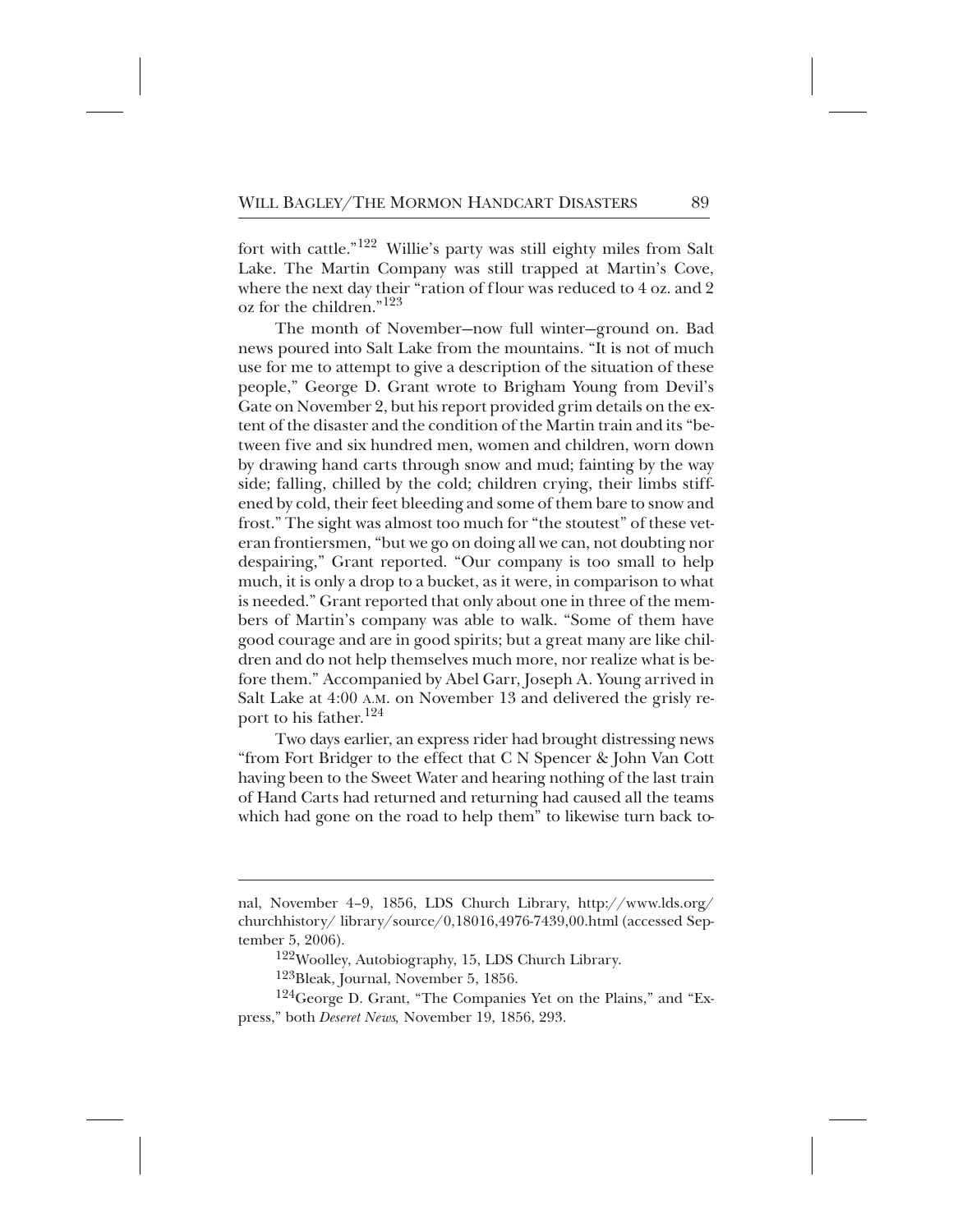fort with cattle."[122] Willie's party was still eighty miles from Salt Lake. The Martin Company was still trapped at Martin's Cove, where the next day their "ration of flour was reduced to 4 oz. and 2 oz for the children."[123]

The month of November—now full winter—ground on. Bad news poured into Salt Lake from the mountains. "It is not of much use for me to attempt to give a description of the situation of these people," George D. Grant wrote to Brigham Young from Devil's Gate on November 2, but his report provided grim details on the extent of the disaster and the condition of the Martin train and its "between five and six hundred men, women and children, worn down by drawing hand carts through snow and mud; fainting by the way side; falling, chilled by the cold; children crying, their limbs stiffened by cold, their feet bleeding and some of them bare to snow and frost." The sight was almost too much for "the stoutest" of these veteran frontiersmen, "but we go on doing all we can, not doubting nor despairing," Grant reported. "Our company is too small to help much, it is only a drop to a bucket, as it were, in comparison to what is needed." Grant reported that only about one in three of the members of Martin's company was able to walk. "Some of them have good courage and are in good spirits; but a great many are like children and do not help themselves much more, nor realize what is before them." Accompanied by Abel Garr, Joseph A. Young arrived in Salt Lake at 4:00 A.M. on November 13 and delivered the grisly report to his father.[124]

Two days earlier, an express rider had brought distressing news "from Fort Bridger to the effect that C N Spencer & John Van Cott having been to the Sweet Water and hearing nothing of the last train of Hand Carts had returned and returning had caused all the teams which had gone on the road to help them" to likewise turn back to-

---

nal, November 4–9, 1856, LDS Church Library, http://www.lds.org/churchhistory/ library/source/0,18016,4976-7439,00.html (accessed September 5, 2006).

[122]Woolley, Autobiography, 15, LDS Church Library.

[123]Bleak, Journal, November 5, 1856.

[124]George D. Grant, "The Companies Yet on the Plains," and "Express," both *Deseret News,* November 19, 1856, 293.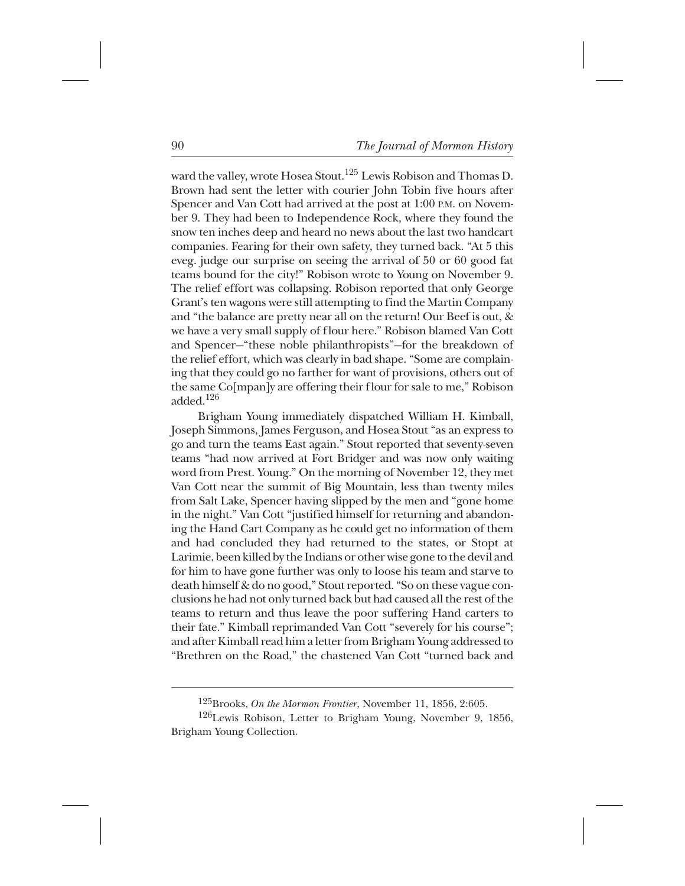ward the valley, wrote Hosea Stout.[125] Lewis Robison and Thomas D. Brown had sent the letter with courier John Tobin five hours after Spencer and Van Cott had arrived at the post at 1:00 P.M. on November 9. They had been to Independence Rock, where they found the snow ten inches deep and heard no news about the last two handcart companies. Fearing for their own safety, they turned back. "At 5 this eveg. judge our surprise on seeing the arrival of 50 or 60 good fat teams bound for the city!" Robison wrote to Young on November 9. The relief effort was collapsing. Robison reported that only George Grant's ten wagons were still attempting to find the Martin Company and "the balance are pretty near all on the return! Our Beef is out, & we have a very small supply of flour here." Robison blamed Van Cott and Spencer—"these noble philanthropists"—for the breakdown of the relief effort, which was clearly in bad shape. "Some are complaining that they could go no farther for want of provisions, others out of the same Co[mpan]y are offering their flour for sale to me," Robison added.[126]

Brigham Young immediately dispatched William H. Kimball, Joseph Simmons, James Ferguson, and Hosea Stout "as an express to go and turn the teams East again." Stout reported that seventy-seven teams "had now arrived at Fort Bridger and was now only waiting word from Prest. Young." On the morning of November 12, they met Van Cott near the summit of Big Mountain, less than twenty miles from Salt Lake, Spencer having slipped by the men and "gone home in the night." Van Cott "justified himself for returning and abandoning the Hand Cart Company as he could get no information of them and had concluded they had returned to the states, or Stopt at Larimie, been killed by the Indians or other wise gone to the devil and for him to have gone further was only to loose his team and starve to death himself & do no good," Stout reported. "So on these vague conclusions he had not only turned back but had caused all the rest of the teams to return and thus leave the poor suffering Hand carters to their fate." Kimball reprimanded Van Cott "severely for his course"; and after Kimball read him a letter from Brigham Young addressed to "Brethren on the Road," the chastened Van Cott "turned back and

---

[125]Brooks, *On the Mormon Frontier*, November 11, 1856, 2:605.

[126]Lewis Robison, Letter to Brigham Young, November 9, 1856, Brigham Young Collection.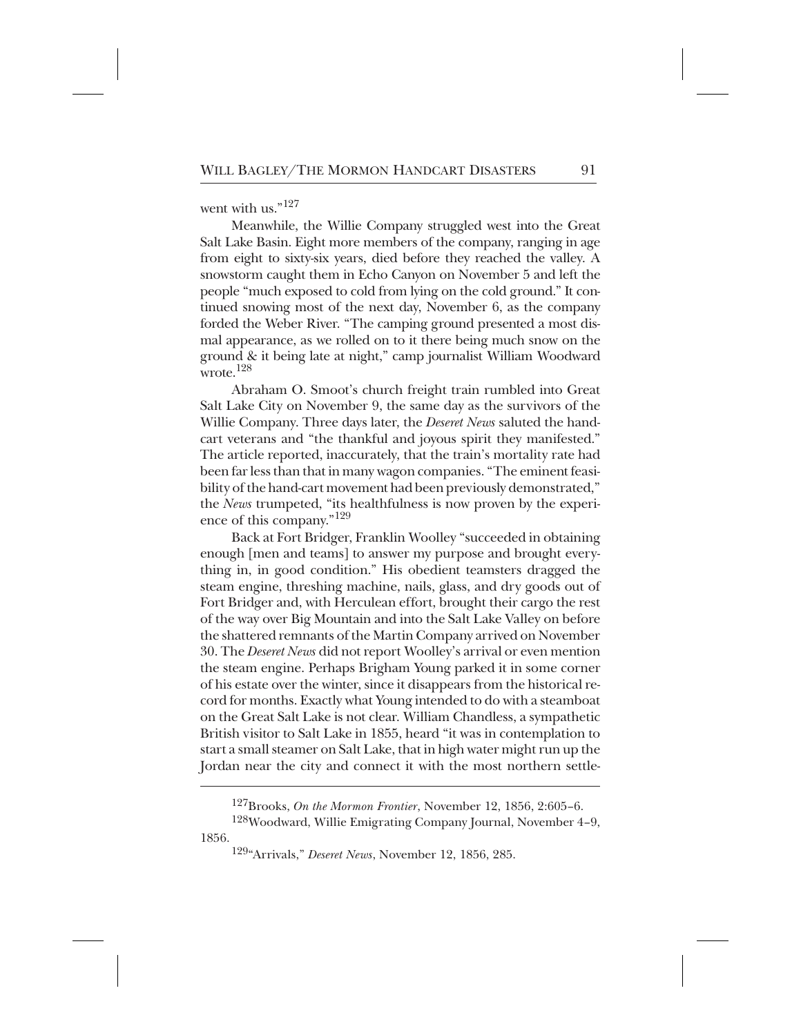went with us."[127]

Meanwhile, the Willie Company struggled west into the Great Salt Lake Basin. Eight more members of the company, ranging in age from eight to sixty-six years, died before they reached the valley. A snowstorm caught them in Echo Canyon on November 5 and left the people "much exposed to cold from lying on the cold ground." It continued snowing most of the next day, November 6, as the company forded the Weber River. "The camping ground presented a most dismal appearance, as we rolled on to it there being much snow on the ground & it being late at night," camp journalist William Woodward wrote.[128]

Abraham O. Smoot's church freight train rumbled into Great Salt Lake City on November 9, the same day as the survivors of the Willie Company. Three days later, the *Deseret News* saluted the handcart veterans and "the thankful and joyous spirit they manifested." The article reported, inaccurately, that the train's mortality rate had been far less than that in many wagon companies. "The eminent feasibility of the hand-cart movement had been previously demonstrated," the *News* trumpeted, "its healthfulness is now proven by the experience of this company."[129]

Back at Fort Bridger, Franklin Woolley "succeeded in obtaining enough [men and teams] to answer my purpose and brought everything in, in good condition." His obedient teamsters dragged the steam engine, threshing machine, nails, glass, and dry goods out of Fort Bridger and, with Herculean effort, brought their cargo the rest of the way over Big Mountain and into the Salt Lake Valley on before the shattered remnants of the Martin Company arrived on November 30. The *Deseret News* did not report Woolley's arrival or even mention the steam engine. Perhaps Brigham Young parked it in some corner of his estate over the winter, since it disappears from the historical record for months. Exactly what Young intended to do with a steamboat on the Great Salt Lake is not clear. William Chandless, a sympathetic British visitor to Salt Lake in 1855, heard "it was in contemplation to start a small steamer on Salt Lake, that in high water might run up the Jordan near the city and connect it with the most northern settle-

---

[127]Brooks, *On the Mormon Frontier*, November 12, 1856, 2:605–6.

[128]Woodward, Willie Emigrating Company Journal, November 4–9, 1856.

[129]"Arrivals," *Deseret News*, November 12, 1856, 285.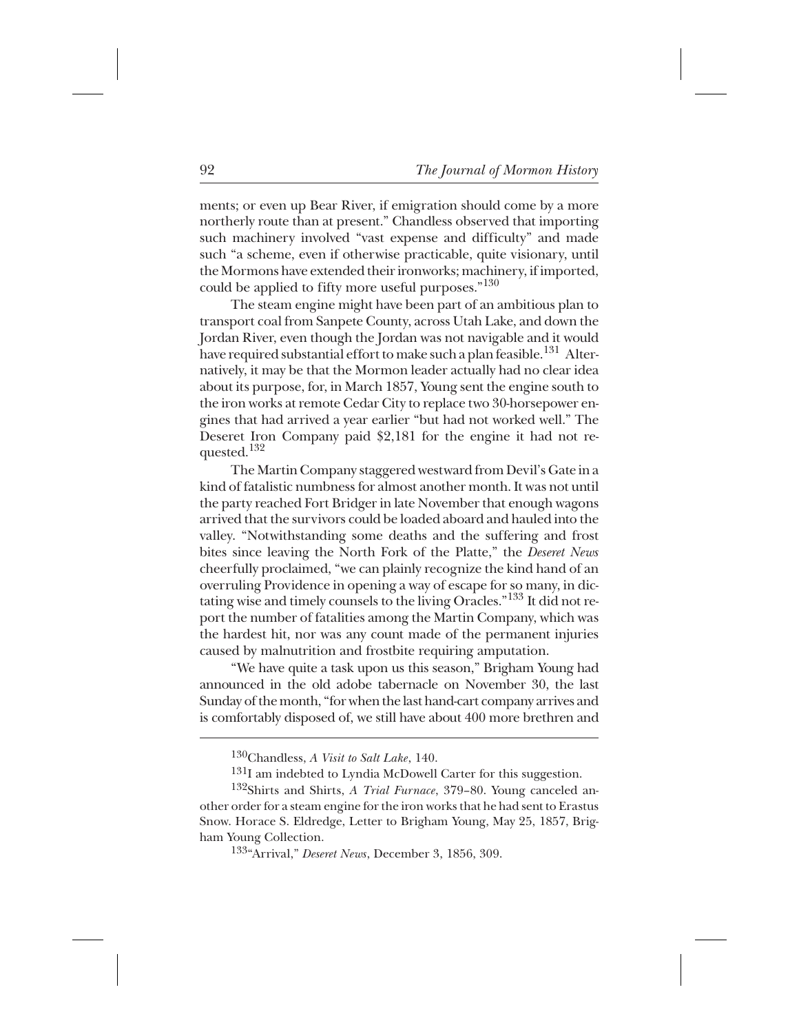ments; or even up Bear River, if emigration should come by a more northerly route than at present." Chandless observed that importing such machinery involved "vast expense and difficulty" and made such "a scheme, even if otherwise practicable, quite visionary, until the Mormons have extended their ironworks; machinery, if imported, could be applied to fifty more useful purposes."[130]

The steam engine might have been part of an ambitious plan to transport coal from Sanpete County, across Utah Lake, and down the Jordan River, even though the Jordan was not navigable and it would have required substantial effort to make such a plan feasible.[131] Alternatively, it may be that the Mormon leader actually had no clear idea about its purpose, for, in March 1857, Young sent the engine south to the iron works at remote Cedar City to replace two 30-horsepower engines that had arrived a year earlier "but had not worked well." The Deseret Iron Company paid $2,181 for the engine it had not requested.[132]

The Martin Company staggered westward from Devil's Gate in a kind of fatalistic numbness for almost another month. It was not until the party reached Fort Bridger in late November that enough wagons arrived that the survivors could be loaded aboard and hauled into the valley. "Notwithstanding some deaths and the suffering and frost bites since leaving the North Fork of the Platte," the *Deseret News* cheerfully proclaimed, "we can plainly recognize the kind hand of an overruling Providence in opening a way of escape for so many, in dictating wise and timely counsels to the living Oracles."[133] It did not report the number of fatalities among the Martin Company, which was the hardest hit, nor was any count made of the permanent injuries caused by malnutrition and frostbite requiring amputation.

"We have quite a task upon us this season," Brigham Young had announced in the old adobe tabernacle on November 30, the last Sunday of the month, "for when the last hand-cart company arrives and is comfortably disposed of, we still have about 400 more brethren and

---

[130]Chandless, *A Visit to Salt Lake*, 140.

[131]I am indebted to Lyndia McDowell Carter for this suggestion.

[132]Shirts and Shirts, *A Trial Furnace*, 379–80. Young canceled another order for a steam engine for the iron works that he had sent to Erastus Snow. Horace S. Eldredge, Letter to Brigham Young, May 25, 1857, Brigham Young Collection.

[133]"Arrival," *Deseret News*, December 3, 1856, 309.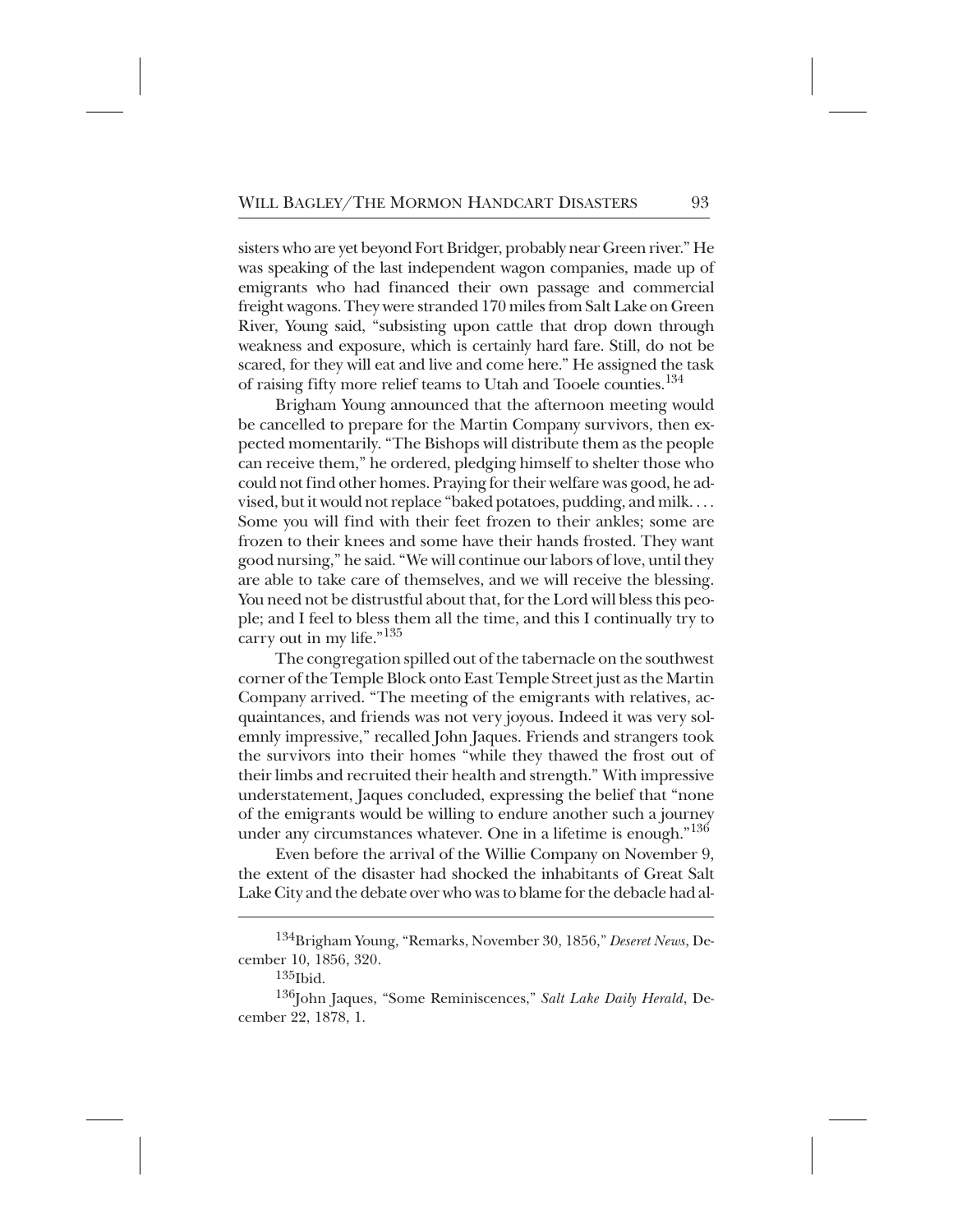sisters who are yet beyond Fort Bridger, probably near Green river." He was speaking of the last independent wagon companies, made up of emigrants who had financed their own passage and commercial freight wagons. They were stranded 170 miles from Salt Lake on Green River, Young said, "subsisting upon cattle that drop down through weakness and exposure, which is certainly hard fare. Still, do not be scared, for they will eat and live and come here." He assigned the task of raising fifty more relief teams to Utah and Tooele counties.[134]

Brigham Young announced that the afternoon meeting would be cancelled to prepare for the Martin Company survivors, then expected momentarily. "The Bishops will distribute them as the people can receive them," he ordered, pledging himself to shelter those who could not find other homes. Praying for their welfare was good, he advised, but it would not replace "baked potatoes, pudding, and milk. . . . Some you will find with their feet frozen to their ankles; some are frozen to their knees and some have their hands frosted. They want good nursing," he said. "We will continue our labors of love, until they are able to take care of themselves, and we will receive the blessing. You need not be distrustful about that, for the Lord will bless this people; and I feel to bless them all the time, and this I continually try to carry out in my life."[135]

The congregation spilled out of the tabernacle on the southwest corner of the Temple Block onto East Temple Street just as the Martin Company arrived. "The meeting of the emigrants with relatives, acquaintances, and friends was not very joyous. Indeed it was very solemnly impressive," recalled John Jaques. Friends and strangers took the survivors into their homes "while they thawed the frost out of their limbs and recruited their health and strength." With impressive understatement, Jaques concluded, expressing the belief that "none of the emigrants would be willing to endure another such a journey under any circumstances whatever. One in a lifetime is enough."[136]

Even before the arrival of the Willie Company on November 9, the extent of the disaster had shocked the inhabitants of Great Salt Lake City and the debate over who was to blame for the debacle had al-

---

[134]Brigham Young, "Remarks, November 30, 1856," *Deseret News*, December 10, 1856, 320.

[135]Ibid.

[136]John Jaques, "Some Reminiscences," *Salt Lake Daily Herald*, December 22, 1878, 1.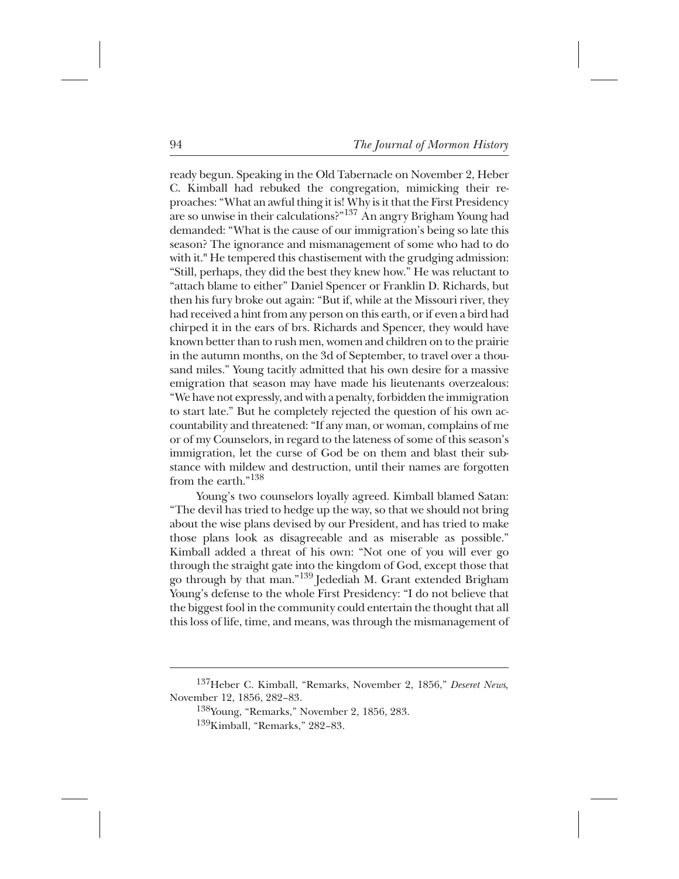ready begun. Speaking in the Old Tabernacle on November 2, Heber C. Kimball had rebuked the congregation, mimicking their reproaches: "What an awful thing it is! Why is it that the First Presidency are so unwise in their calculations?"[137] An angry Brigham Young had demanded: "What is the cause of our immigration's being so late this season? The ignorance and mismanagement of some who had to do with it." He tempered this chastisement with the grudging admission: "Still, perhaps, they did the best they knew how." He was reluctant to "attach blame to either" Daniel Spencer or Franklin D. Richards, but then his fury broke out again: "But if, while at the Missouri river, they had received a hint from any person on this earth, or if even a bird had chirped it in the ears of brs. Richards and Spencer, they would have known better than to rush men, women and children on to the prairie in the autumn months, on the 3d of September, to travel over a thousand miles." Young tacitly admitted that his own desire for a massive emigration that season may have made his lieutenants overzealous: "We have not expressly, and with a penalty, forbidden the immigration to start late." But he completely rejected the question of his own accountability and threatened: "If any man, or woman, complains of me or of my Counselors, in regard to the lateness of some of this season's immigration, let the curse of God be on them and blast their substance with mildew and destruction, until their names are forgotten from the earth."[138]

Young's two counselors loyally agreed. Kimball blamed Satan: "The devil has tried to hedge up the way, so that we should not bring about the wise plans devised by our President, and has tried to make those plans look as disagreeable and as miserable as possible." Kimball added a threat of his own: "Not one of you will ever go through the straight gate into the kingdom of God, except those that go through by that man."[139] Jedediah M. Grant extended Brigham Young's defense to the whole First Presidency: "I do not believe that the biggest fool in the community could entertain the thought that all this loss of life, time, and means, was through the mismanagement of

---

[137]Heber C. Kimball, "Remarks, November 2, 1856," *Deseret News*, November 12, 1856, 282–83.

[138]Young, "Remarks," November 2, 1856, 283.

[139]Kimball, "Remarks," 282–83.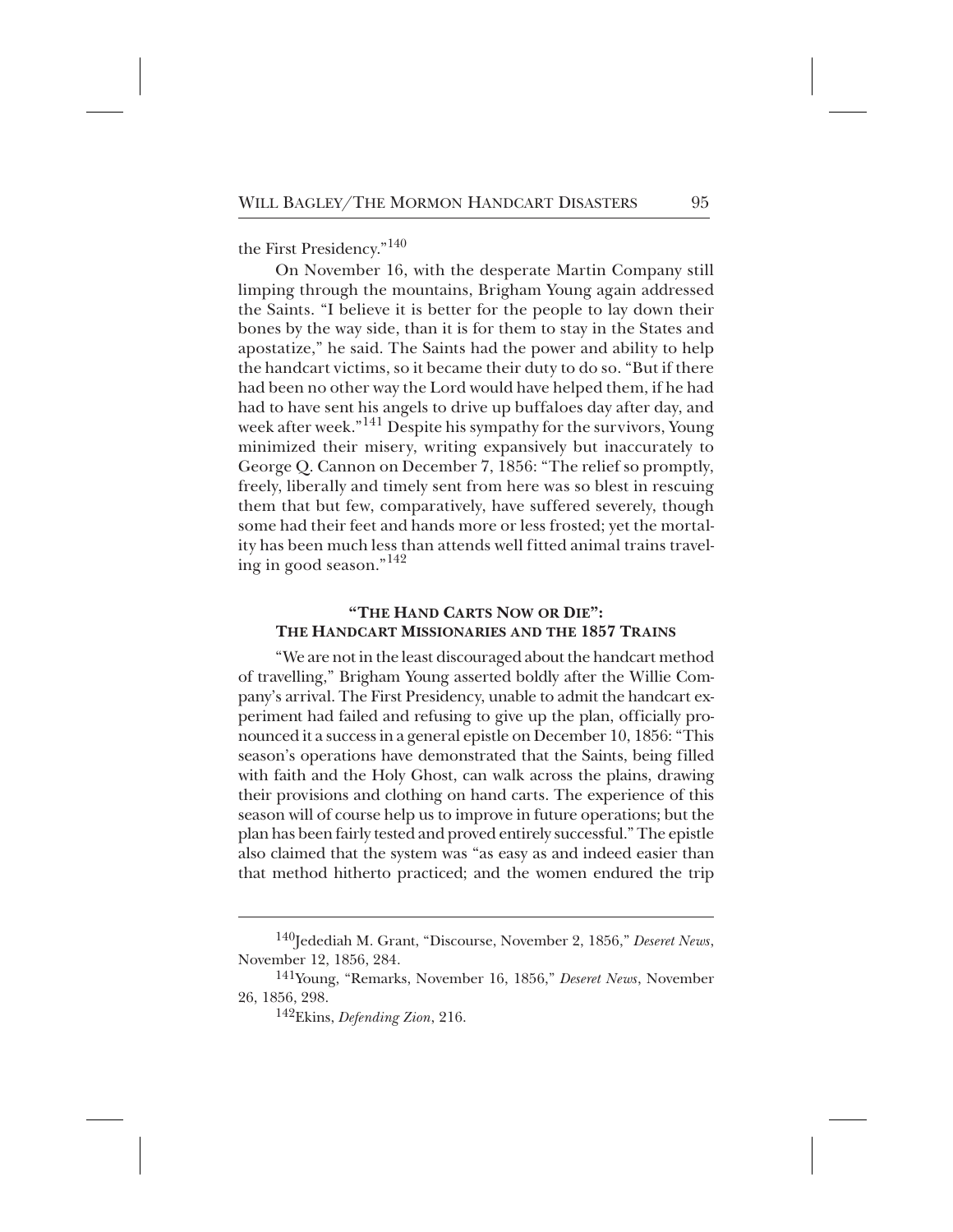the First Presidency."[140]

On November 16, with the desperate Martin Company still limping through the mountains, Brigham Young again addressed the Saints. "I believe it is better for the people to lay down their bones by the way side, than it is for them to stay in the States and apostatize," he said. The Saints had the power and ability to help the handcart victims, so it became their duty to do so. "But if there had been no other way the Lord would have helped them, if he had had to have sent his angels to drive up buffaloes day after day, and week after week."[141] Despite his sympathy for the survivors, Young minimized their misery, writing expansively but inaccurately to George Q. Cannon on December 7, 1856: "The relief so promptly, freely, liberally and timely sent from here was so blest in rescuing them that but few, comparatively, have suffered severely, though some had their feet and hands more or less frosted; yet the mortality has been much less than attends well fitted animal trains traveling in good season."[142]

### "The Hand Carts Now or Die": The Handcart Missionaries and the 1857 Trains

"We are not in the least discouraged about the handcart method of travelling," Brigham Young asserted boldly after the Willie Company's arrival. The First Presidency, unable to admit the handcart experiment had failed and refusing to give up the plan, officially pronounced it a success in a general epistle on December 10, 1856: "This season's operations have demonstrated that the Saints, being filled with faith and the Holy Ghost, can walk across the plains, drawing their provisions and clothing on hand carts. The experience of this season will of course help us to improve in future operations; but the plan has been fairly tested and proved entirely successful." The epistle also claimed that the system was "as easy as and indeed easier than that method hitherto practiced; and the women endured the trip

---

[140] Jedediah M. Grant, "Discourse, November 2, 1856," *Deseret News*, November 12, 1856, 284.

[141] Young, "Remarks, November 16, 1856," *Deseret News*, November 26, 1856, 298.

[142] Ekins, *Defending Zion*, 216.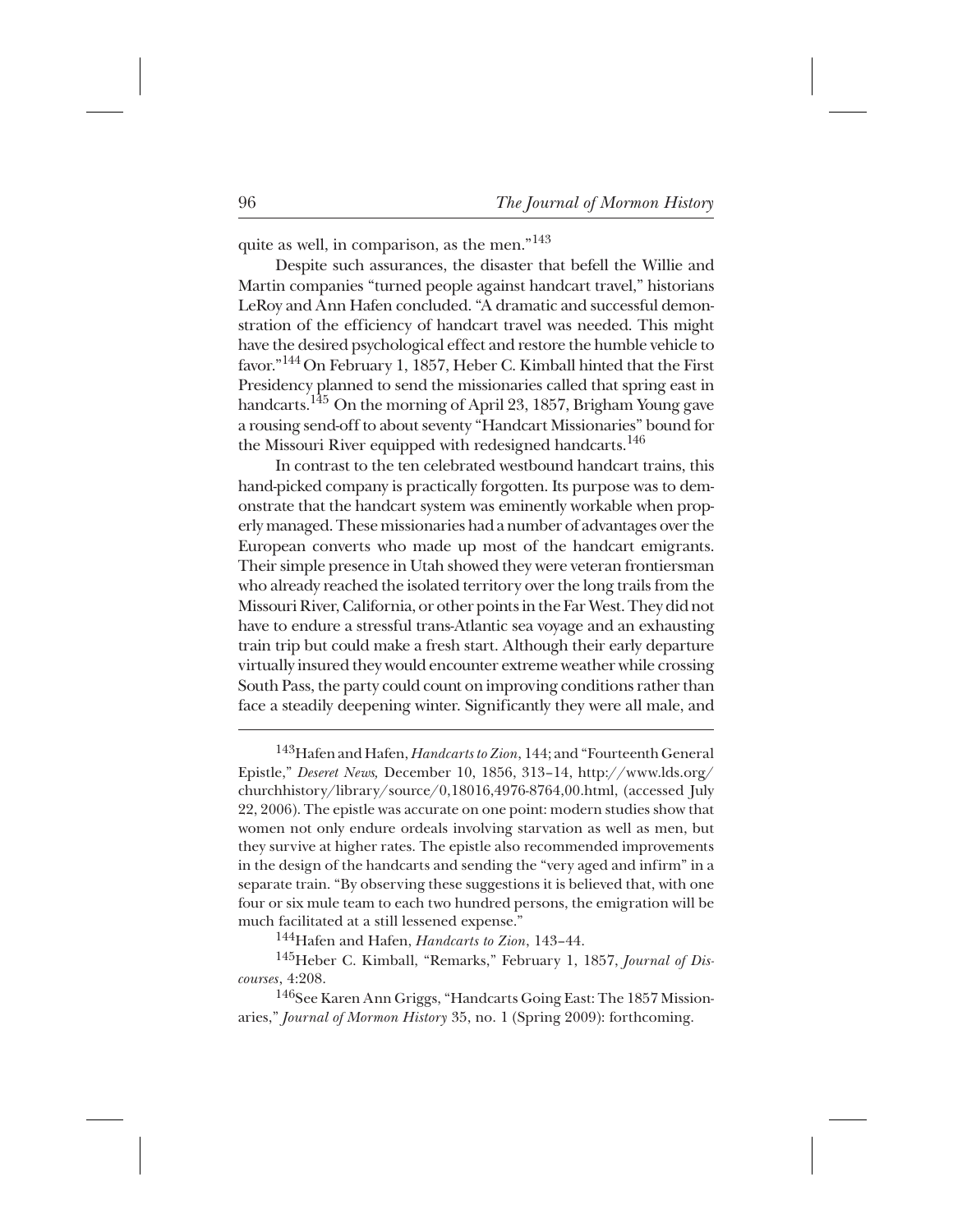quite as well, in comparison, as the men."[143]

Despite such assurances, the disaster that befell the Willie and Martin companies "turned people against handcart travel," historians LeRoy and Ann Hafen concluded. "A dramatic and successful demonstration of the efficiency of handcart travel was needed. This might have the desired psychological effect and restore the humble vehicle to favor."[144] On February 1, 1857, Heber C. Kimball hinted that the First Presidency planned to send the missionaries called that spring east in handcarts.[145] On the morning of April 23, 1857, Brigham Young gave a rousing send-off to about seventy "Handcart Missionaries" bound for the Missouri River equipped with redesigned handcarts.[146]

In contrast to the ten celebrated westbound handcart trains, this hand-picked company is practically forgotten. Its purpose was to demonstrate that the handcart system was eminently workable when properly managed. These missionaries had a number of advantages over the European converts who made up most of the handcart emigrants. Their simple presence in Utah showed they were veteran frontiersman who already reached the isolated territory over the long trails from the Missouri River, California, or other points in the Far West. They did not have to endure a stressful trans-Atlantic sea voyage and an exhausting train trip but could make a fresh start. Although their early departure virtually insured they would encounter extreme weather while crossing South Pass, the party could count on improving conditions rather than face a steadily deepening winter. Significantly they were all male, and

---

[143]Hafen and Hafen, *Handcarts to Zion*, 144; and "Fourteenth General Epistle," *Deseret News,* December 10, 1856, 313–14, http://www.lds.org/churchhistory/library/source/0,18016,4976-8764,00.html, (accessed July 22, 2006). The epistle was accurate on one point: modern studies show that women not only endure ordeals involving starvation as well as men, but they survive at higher rates. The epistle also recommended improvements in the design of the handcarts and sending the "very aged and infirm" in a separate train. "By observing these suggestions it is believed that, with one four or six mule team to each two hundred persons, the emigration will be much facilitated at a still lessened expense."

[144]Hafen and Hafen, *Handcarts to Zion*, 143–44.

[145]Heber C. Kimball, "Remarks," February 1, 1857, *Journal of Discourses*, 4:208.

[146]See Karen Ann Griggs, "Handcarts Going East: The 1857 Missionaries," *Journal of Mormon History* 35, no. 1 (Spring 2009): forthcoming.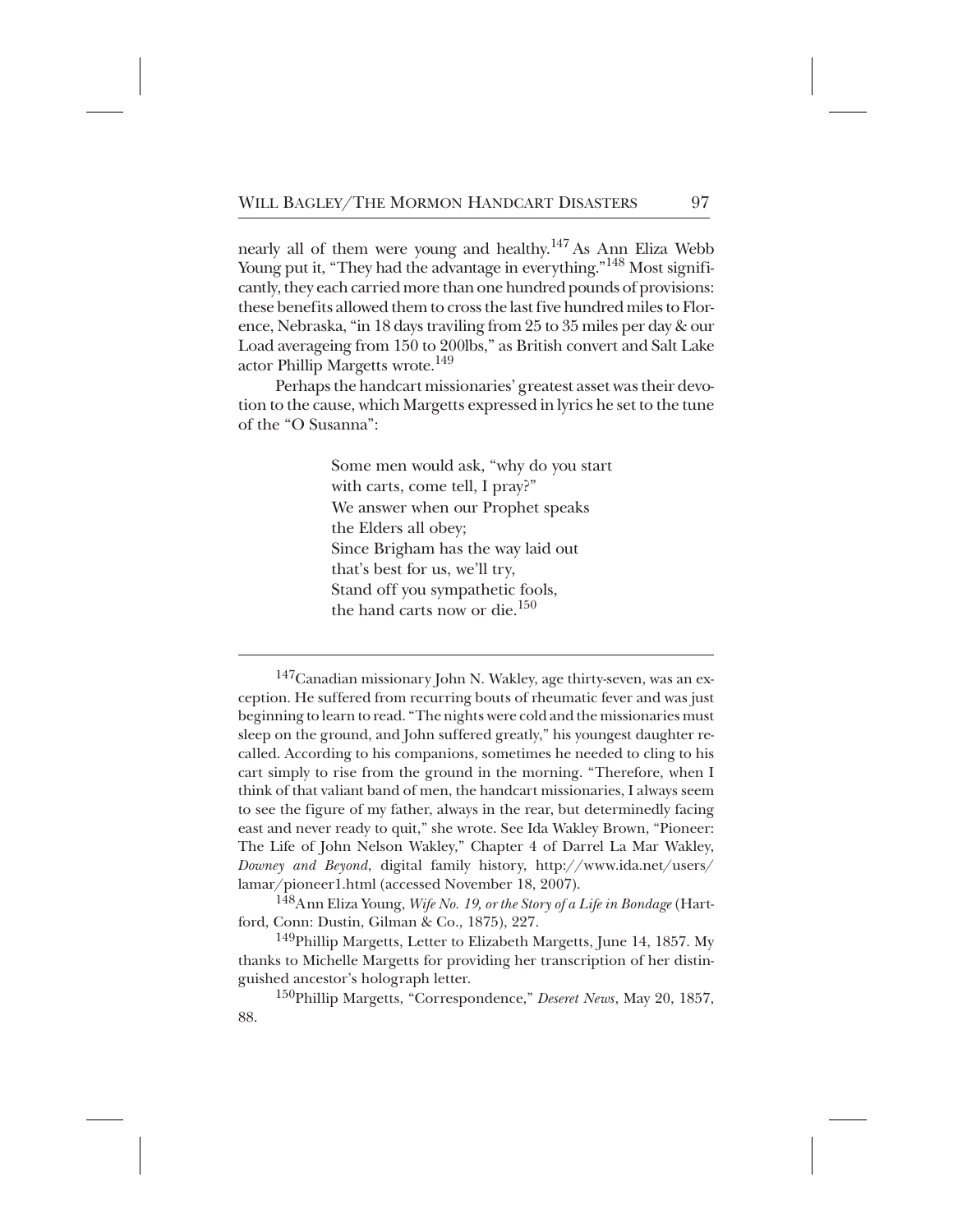nearly all of them were young and healthy.[147] As Ann Eliza Webb Young put it, "They had the advantage in everything."[148] Most significantly, they each carried more than one hundred pounds of provisions: these benefits allowed them to cross the last five hundred miles to Florence, Nebraska, "in 18 days traviling from 25 to 35 miles per day & our Load averageing from 150 to 200lbs," as British convert and Salt Lake actor Phillip Margetts wrote.[149]

Perhaps the handcart missionaries' greatest asset was their devotion to the cause, which Margetts expressed in lyrics he set to the tune of the "O Susanna":

> Some men would ask, "why do you start
> with carts, come tell, I pray?"
> We answer when our Prophet speaks
> the Elders all obey;
> Since Brigham has the way laid out
> that's best for us, we'll try,
> Stand off you sympathetic fools,
> the hand carts now or die.[150]

---

[147]Canadian missionary John N. Wakley, age thirty-seven, was an exception. He suffered from recurring bouts of rheumatic fever and was just beginning to learn to read. "The nights were cold and the missionaries must sleep on the ground, and John suffered greatly," his youngest daughter recalled. According to his companions, sometimes he needed to cling to his cart simply to rise from the ground in the morning. "Therefore, when I think of that valiant band of men, the handcart missionaries, I always seem to see the figure of my father, always in the rear, but determinedly facing east and never ready to quit," she wrote. See Ida Wakley Brown, "Pioneer: The Life of John Nelson Wakley," Chapter 4 of Darrel La Mar Wakley, *Downey and Beyond*, digital family history, http://www.ida.net/users/lamar/pioneer1.html (accessed November 18, 2007).

[148]Ann Eliza Young, *Wife No. 19, or the Story of a Life in Bondage* (Hartford, Conn: Dustin, Gilman & Co., 1875), 227.

[149]Phillip Margetts, Letter to Elizabeth Margetts, June 14, 1857. My thanks to Michelle Margetts for providing her transcription of her distinguished ancestor's holograph letter.

[150]Phillip Margetts, "Correspondence," *Deseret News*, May 20, 1857, 88.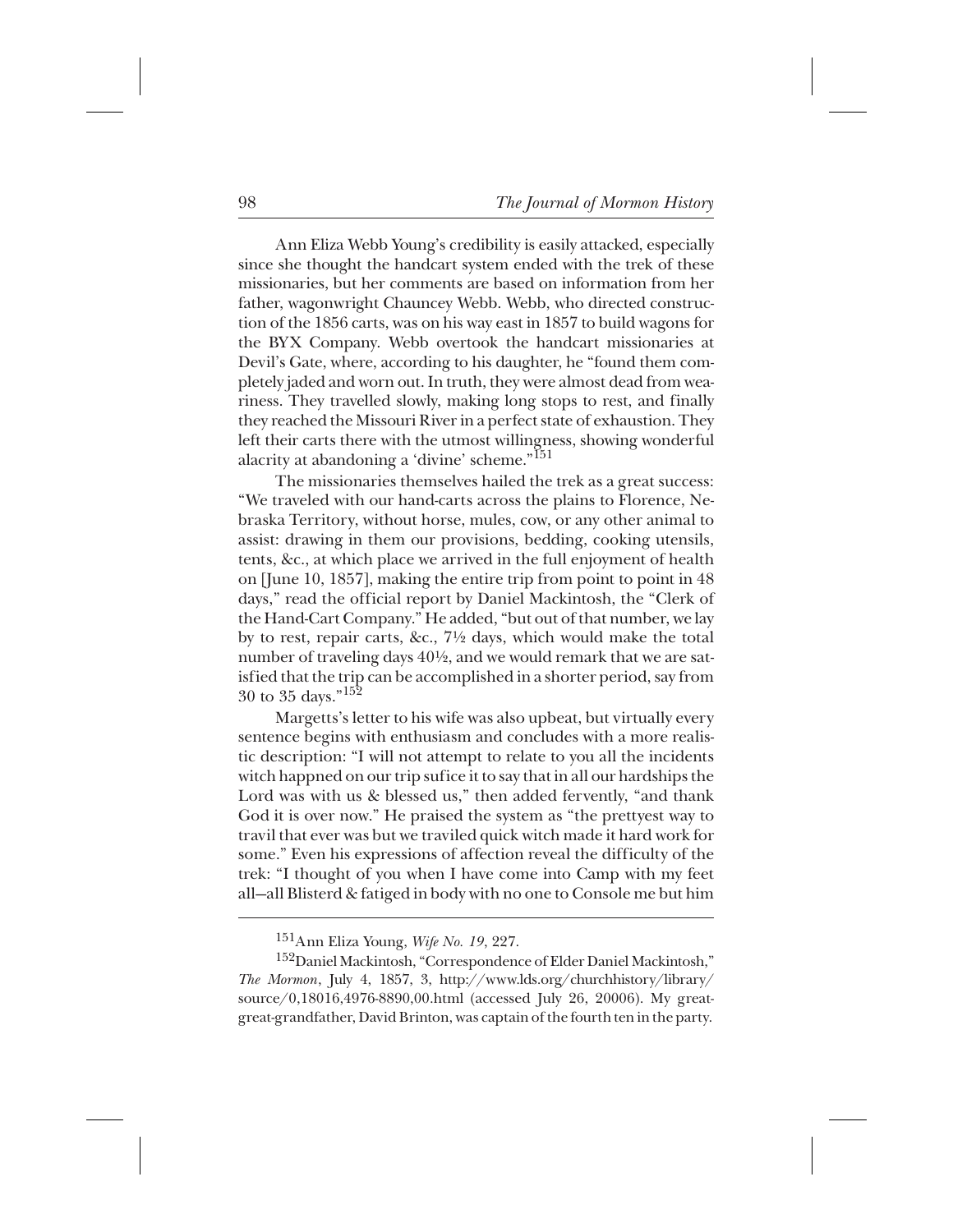Ann Eliza Webb Young's credibility is easily attacked, especially since she thought the handcart system ended with the trek of these missionaries, but her comments are based on information from her father, wagonwright Chauncey Webb. Webb, who directed construction of the 1856 carts, was on his way east in 1857 to build wagons for the BYX Company. Webb overtook the handcart missionaries at Devil's Gate, where, according to his daughter, he "found them completely jaded and worn out. In truth, they were almost dead from weariness. They travelled slowly, making long stops to rest, and finally they reached the Missouri River in a perfect state of exhaustion. They left their carts there with the utmost willingness, showing wonderful alacrity at abandoning a 'divine' scheme."[151]

The missionaries themselves hailed the trek as a great success: "We traveled with our hand-carts across the plains to Florence, Nebraska Territory, without horse, mules, cow, or any other animal to assist: drawing in them our provisions, bedding, cooking utensils, tents, &c., at which place we arrived in the full enjoyment of health on [June 10, 1857], making the entire trip from point to point in 48 days," read the official report by Daniel Mackintosh, the "Clerk of the Hand-Cart Company." He added, "but out of that number, we lay by to rest, repair carts, &c., 7½ days, which would make the total number of traveling days 40½, and we would remark that we are satisfied that the trip can be accomplished in a shorter period, say from 30 to 35 days."[152]

Margetts's letter to his wife was also upbeat, but virtually every sentence begins with enthusiasm and concludes with a more realistic description: "I will not attempt to relate to you all the incidents witch happned on our trip sufice it to say that in all our hardships the Lord was with us & blessed us," then added fervently, "and thank God it is over now." He praised the system as "the prettyest way to travil that ever was but we traviled quick witch made it hard work for some." Even his expressions of affection reveal the difficulty of the trek: "I thought of you when I have come into Camp with my feet all—all Blisterd & fatiged in body with no one to Console me but him

---

[151]Ann Eliza Young, *Wife No. 19*, 227.

[152]Daniel Mackintosh, "Correspondence of Elder Daniel Mackintosh," *The Mormon*, July 4, 1857, 3, http://www.lds.org/churchhistory/library/source/0,18016,4976-8890,00.html (accessed July 26, 20006). My great-great-grandfather, David Brinton, was captain of the fourth ten in the party.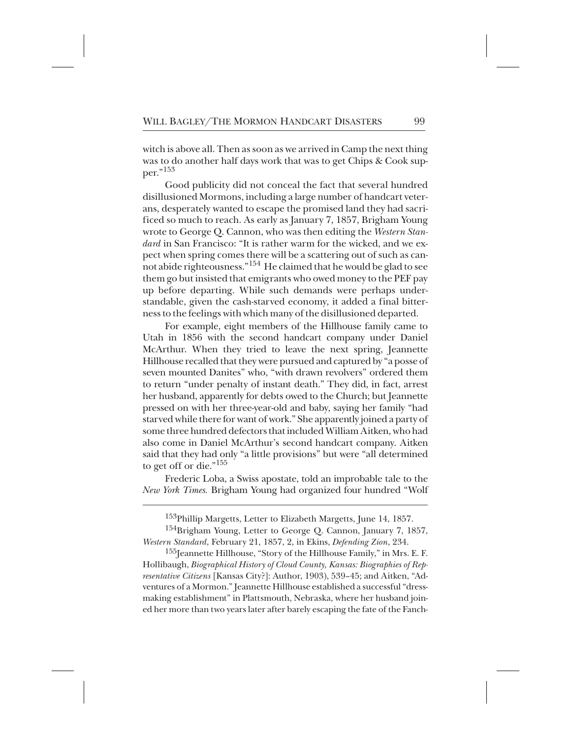witch is above all. Then as soon as we arrived in Camp the next thing was to do another half days work that was to get Chips & Cook supper."[153]

Good publicity did not conceal the fact that several hundred disillusioned Mormons, including a large number of handcart veterans, desperately wanted to escape the promised land they had sacrificed so much to reach. As early as January 7, 1857, Brigham Young wrote to George Q. Cannon, who was then editing the *Western Standard* in San Francisco: "It is rather warm for the wicked, and we expect when spring comes there will be a scattering out of such as cannot abide righteousness."[154] He claimed that he would be glad to see them go but insisted that emigrants who owed money to the PEF pay up before departing. While such demands were perhaps understandable, given the cash-starved economy, it added a final bitterness to the feelings with which many of the disillusioned departed.

For example, eight members of the Hillhouse family came to Utah in 1856 with the second handcart company under Daniel McArthur. When they tried to leave the next spring, Jeannette Hillhouse recalled that they were pursued and captured by "a posse of seven mounted Danites" who, "with drawn revolvers" ordered them to return "under penalty of instant death." They did, in fact, arrest her husband, apparently for debts owed to the Church; but Jeannette pressed on with her three-year-old and baby, saying her family "had starved while there for want of work." She apparently joined a party of some three hundred defectors that included William Aitken, who had also come in Daniel McArthur's second handcart company. Aitken said that they had only "a little provisions" but were "all determined to get off or die."[155]

Frederic Loba, a Swiss apostate, told an improbable tale to the *New York Times*. Brigham Young had organized four hundred "Wolf

---

[153]Phillip Margetts, Letter to Elizabeth Margetts, June 14, 1857.

[154]Brigham Young, Letter to George Q. Cannon, January 7, 1857, *Western Standard*, February 21, 1857, 2, in Ekins, *Defending Zion*, 234.

[155]Jeannette Hillhouse, "Story of the Hillhouse Family," in Mrs. E. F. Hollibaugh, *Biographical History of Cloud County, Kansas: Biographies of Representative Citizens* [Kansas City?]: Author, 1903), 539–45; and Aitken, "Adventures of a Mormon." Jeannette Hillhouse established a successful "dressmaking establishment" in Plattsmouth, Nebraska, where her husband joined her more than two years later after barely escaping the fate of the Fanch-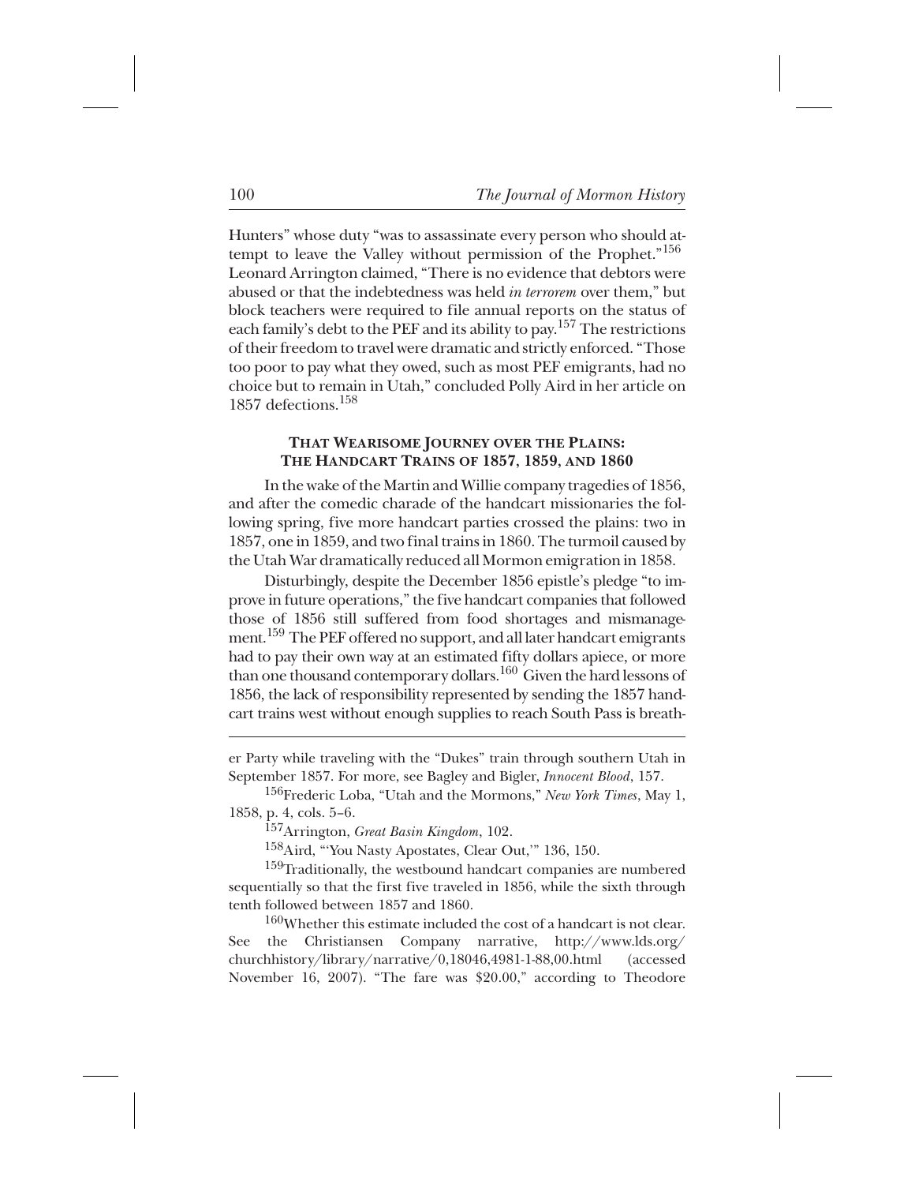Hunters" whose duty "was to assassinate every person who should attempt to leave the Valley without permission of the Prophet."[156] Leonard Arrington claimed, "There is no evidence that debtors were abused or that the indebtedness was held *in terrorem* over them," but block teachers were required to file annual reports on the status of each family's debt to the PEF and its ability to pay.[157] The restrictions of their freedom to travel were dramatic and strictly enforced. "Those too poor to pay what they owed, such as most PEF emigrants, had no choice but to remain in Utah," concluded Polly Aird in her article on 1857 defections.[158]

### THAT WEARISOME JOURNEY OVER THE PLAINS: THE HANDCART TRAINS OF 1857, 1859, AND 1860

In the wake of the Martin and Willie company tragedies of 1856, and after the comedic charade of the handcart missionaries the following spring, five more handcart parties crossed the plains: two in 1857, one in 1859, and two final trains in 1860. The turmoil caused by the Utah War dramatically reduced all Mormon emigration in 1858.

Disturbingly, despite the December 1856 epistle's pledge "to improve in future operations," the five handcart companies that followed those of 1856 still suffered from food shortages and mismanagement.[159] The PEF offered no support, and all later handcart emigrants had to pay their own way at an estimated fifty dollars apiece, or more than one thousand contemporary dollars.[160] Given the hard lessons of 1856, the lack of responsibility represented by sending the 1857 handcart trains west without enough supplies to reach South Pass is breath-

---

er Party while traveling with the "Dukes" train through southern Utah in September 1857. For more, see Bagley and Bigler, *Innocent Blood*, 157.

[156] Frederic Loba, "Utah and the Mormons," *New York Times*, May 1, 1858, p. 4, cols. 5–6.

[157] Arrington, *Great Basin Kingdom*, 102.

[158] Aird, "'You Nasty Apostates, Clear Out,'" 136, 150.

[159] Traditionally, the westbound handcart companies are numbered sequentially so that the first five traveled in 1856, while the sixth through tenth followed between 1857 and 1860.

[160] Whether this estimate included the cost of a handcart is not clear. See the Christiansen Company narrative, http://www.lds.org/churchhistory/library/narrative/0,18046,4981-1-88,00.html (accessed November 16, 2007). "The fare was $20.00," according to Theodore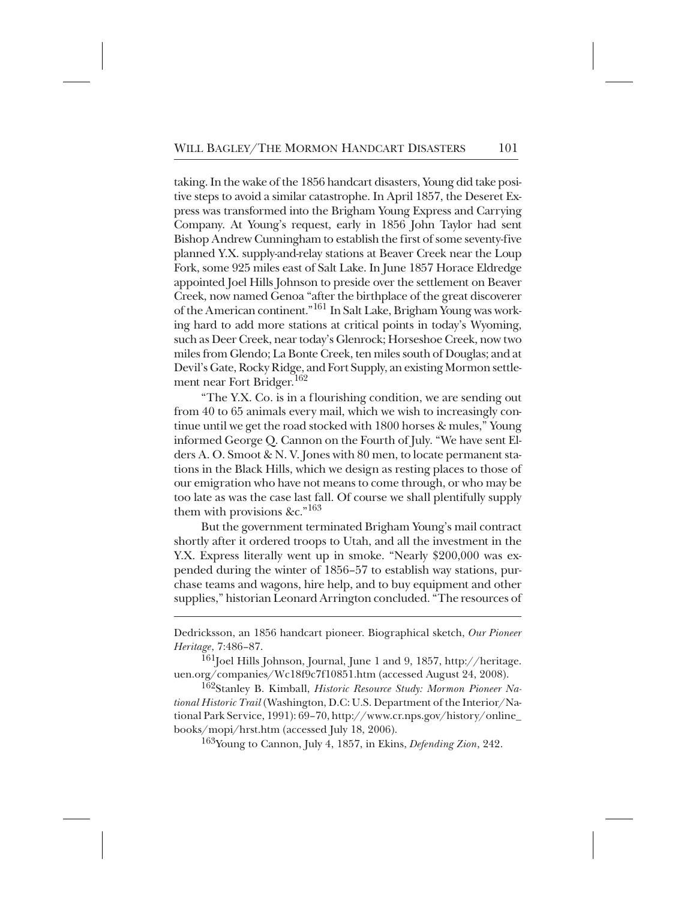taking. In the wake of the 1856 handcart disasters, Young did take positive steps to avoid a similar catastrophe. In April 1857, the Deseret Express was transformed into the Brigham Young Express and Carrying Company. At Young's request, early in 1856 John Taylor had sent Bishop Andrew Cunningham to establish the first of some seventy-five planned Y.X. supply-and-relay stations at Beaver Creek near the Loup Fork, some 925 miles east of Salt Lake. In June 1857 Horace Eldredge appointed Joel Hills Johnson to preside over the settlement on Beaver Creek, now named Genoa "after the birthplace of the great discoverer of the American continent."[161] In Salt Lake, Brigham Young was working hard to add more stations at critical points in today's Wyoming, such as Deer Creek, near today's Glenrock; Horseshoe Creek, now two miles from Glendo; La Bonte Creek, ten miles south of Douglas; and at Devil's Gate, Rocky Ridge, and Fort Supply, an existing Mormon settlement near Fort Bridger.[162]

"The Y.X. Co. is in a flourishing condition, we are sending out from 40 to 65 animals every mail, which we wish to increasingly continue until we get the road stocked with 1800 horses & mules," Young informed George Q. Cannon on the Fourth of July. "We have sent Elders A. O. Smoot & N. V. Jones with 80 men, to locate permanent stations in the Black Hills, which we design as resting places to those of our emigration who have not means to come through, or who may be too late as was the case last fall. Of course we shall plentifully supply them with provisions &c."[163]

But the government terminated Brigham Young's mail contract shortly after it ordered troops to Utah, and all the investment in the Y.X. Express literally went up in smoke. "Nearly $200,000 was expended during the winter of 1856–57 to establish way stations, purchase teams and wagons, hire help, and to buy equipment and other supplies," historian Leonard Arrington concluded. "The resources of

---

Dedricksson, an 1856 handcart pioneer. Biographical sketch, *Our Pioneer Heritage*, 7:486–87.

[161]Joel Hills Johnson, Journal, June 1 and 9, 1857, http://heritage.uen.org/companies/Wc18f9c7f10851.htm (accessed August 24, 2008).

[162]Stanley B. Kimball, *Historic Resource Study: Mormon Pioneer National Historic Trail* (Washington, D.C: U.S. Department of the Interior/National Park Service, 1991): 69–70, http://www.cr.nps.gov/history/online_books/mopi/hrst.htm (accessed July 18, 2006).

[163]Young to Cannon, July 4, 1857, in Ekins, *Defending Zion*, 242.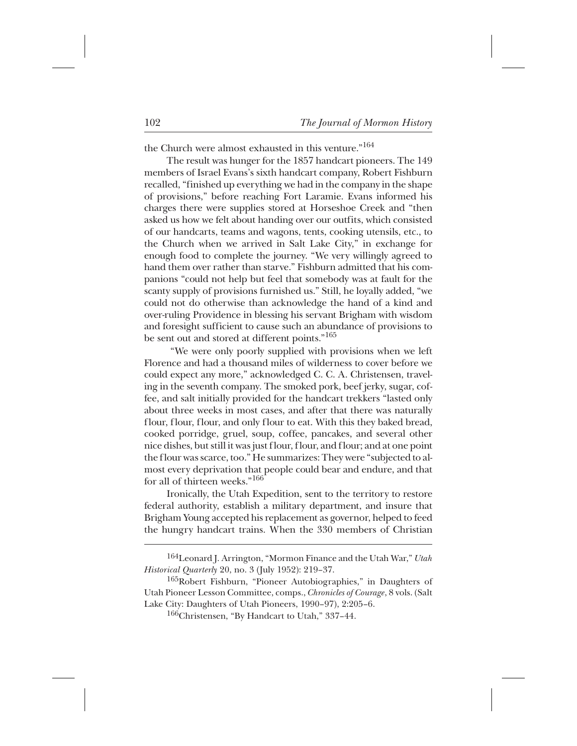the Church were almost exhausted in this venture."[164]

The result was hunger for the 1857 handcart pioneers. The 149 members of Israel Evans's sixth handcart company, Robert Fishburn recalled, "finished up everything we had in the company in the shape of provisions," before reaching Fort Laramie. Evans informed his charges there were supplies stored at Horseshoe Creek and "then asked us how we felt about handing over our outfits, which consisted of our handcarts, teams and wagons, tents, cooking utensils, etc., to the Church when we arrived in Salt Lake City," in exchange for enough food to complete the journey. "We very willingly agreed to hand them over rather than starve." Fishburn admitted that his companions "could not help but feel that somebody was at fault for the scanty supply of provisions furnished us." Still, he loyally added, "we could not do otherwise than acknowledge the hand of a kind and over-ruling Providence in blessing his servant Brigham with wisdom and foresight sufficient to cause such an abundance of provisions to be sent out and stored at different points."[165]

"We were only poorly supplied with provisions when we left Florence and had a thousand miles of wilderness to cover before we could expect any more," acknowledged C. C. A. Christensen, traveling in the seventh company. The smoked pork, beef jerky, sugar, coffee, and salt initially provided for the handcart trekkers "lasted only about three weeks in most cases, and after that there was naturally flour, flour, flour, and only flour to eat. With this they baked bread, cooked porridge, gruel, soup, coffee, pancakes, and several other nice dishes, but still it was just flour, flour, and flour; and at one point the flour was scarce, too." He summarizes: They were "subjected to almost every deprivation that people could bear and endure, and that for all of thirteen weeks."[166]

Ironically, the Utah Expedition, sent to the territory to restore federal authority, establish a military department, and insure that Brigham Young accepted his replacement as governor, helped to feed the hungry handcart trains. When the 330 members of Christian

---

[164] Leonard J. Arrington, "Mormon Finance and the Utah War," *Utah Historical Quarterly* 20, no. 3 (July 1952): 219–37.

[165] Robert Fishburn, "Pioneer Autobiographies," in Daughters of Utah Pioneer Lesson Committee, comps., *Chronicles of Courage*, 8 vols. (Salt Lake City: Daughters of Utah Pioneers, 1990–97), 2:205–6.

[166] Christensen, "By Handcart to Utah," 337–44.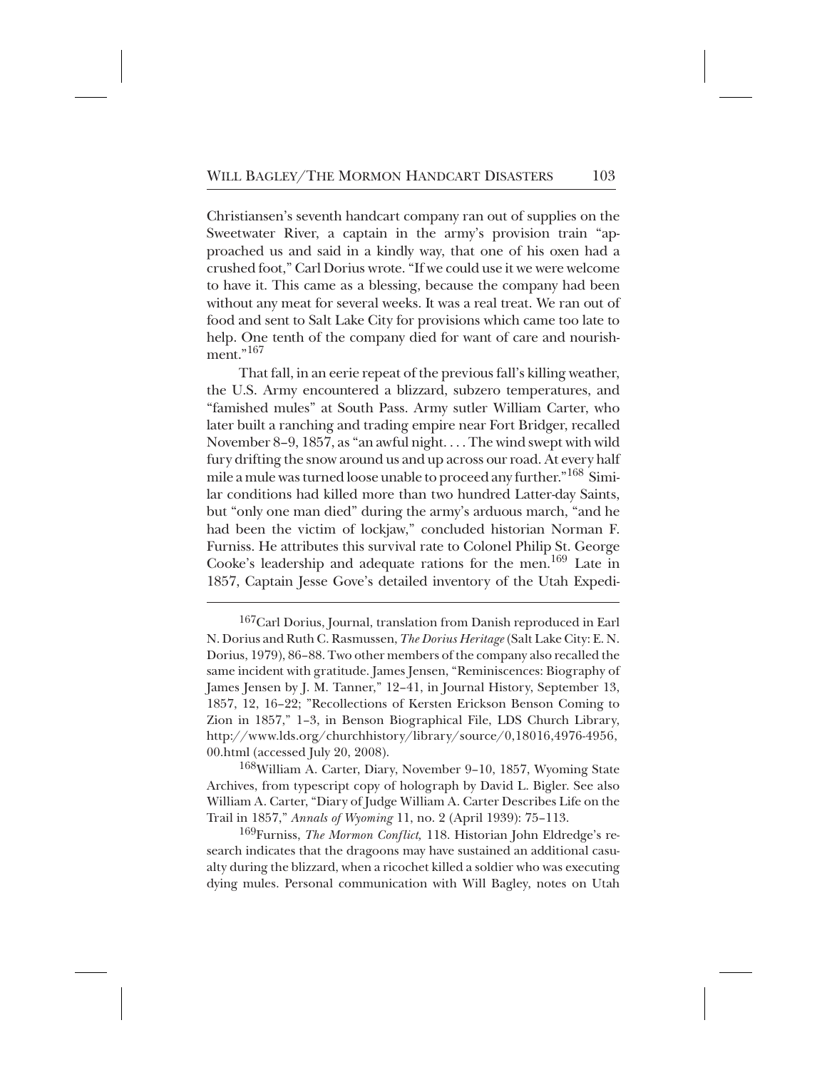Christiansen's seventh handcart company ran out of supplies on the Sweetwater River, a captain in the army's provision train "approached us and said in a kindly way, that one of his oxen had a crushed foot," Carl Dorius wrote. "If we could use it we were welcome to have it. This came as a blessing, because the company had been without any meat for several weeks. It was a real treat. We ran out of food and sent to Salt Lake City for provisions which came too late to help. One tenth of the company died for want of care and nourishment."[167]

That fall, in an eerie repeat of the previous fall's killing weather, the U.S. Army encountered a blizzard, subzero temperatures, and "famished mules" at South Pass. Army sutler William Carter, who later built a ranching and trading empire near Fort Bridger, recalled November 8–9, 1857, as "an awful night. . . . The wind swept with wild fury drifting the snow around us and up across our road. At every half mile a mule was turned loose unable to proceed any further."[168] Similar conditions had killed more than two hundred Latter-day Saints, but "only one man died" during the army's arduous march, "and he had been the victim of lockjaw," concluded historian Norman F. Furniss. He attributes this survival rate to Colonel Philip St. George Cooke's leadership and adequate rations for the men.[169] Late in 1857, Captain Jesse Gove's detailed inventory of the Utah Expedi-

---

[167]Carl Dorius, Journal, translation from Danish reproduced in Earl N. Dorius and Ruth C. Rasmussen, *The Dorius Heritage* (Salt Lake City: E. N. Dorius, 1979), 86–88. Two other members of the company also recalled the same incident with gratitude. James Jensen, "Reminiscences: Biography of James Jensen by J. M. Tanner," 12–41, in Journal History, September 13, 1857, 12, 16–22; "Recollections of Kersten Erickson Benson Coming to Zion in 1857," 1–3, in Benson Biographical File, LDS Church Library, http://www.lds.org/churchhistory/library/source/0,18016,4976-4956,00.html (accessed July 20, 2008).

[168]William A. Carter, Diary, November 9–10, 1857, Wyoming State Archives, from typescript copy of holograph by David L. Bigler. See also William A. Carter, "Diary of Judge William A. Carter Describes Life on the Trail in 1857," *Annals of Wyoming* 11, no. 2 (April 1939): 75–113.

[169]Furniss, *The Mormon Conflict,* 118. Historian John Eldredge's research indicates that the dragoons may have sustained an additional casualty during the blizzard, when a ricochet killed a soldier who was executing dying mules. Personal communication with Will Bagley, notes on Utah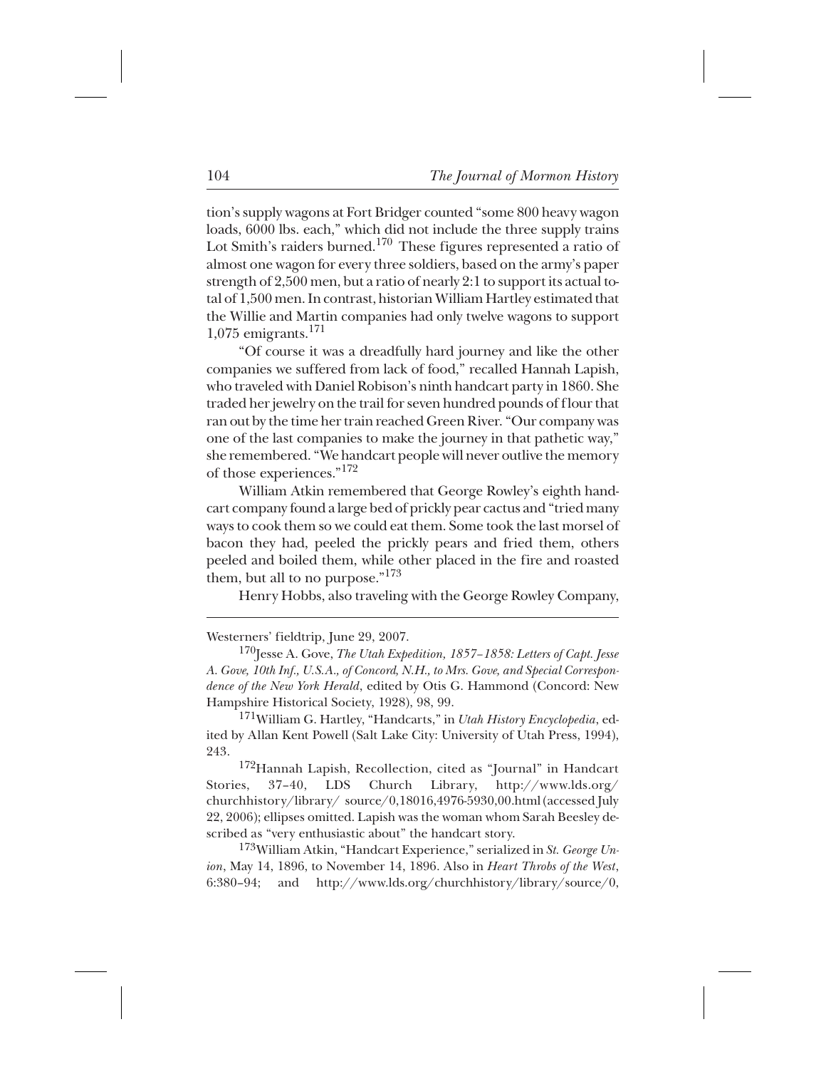tion's supply wagons at Fort Bridger counted "some 800 heavy wagon loads, 6000 lbs. each," which did not include the three supply trains Lot Smith's raiders burned.[170] These figures represented a ratio of almost one wagon for every three soldiers, based on the army's paper strength of 2,500 men, but a ratio of nearly 2:1 to support its actual total of 1,500 men. In contrast, historian William Hartley estimated that the Willie and Martin companies had only twelve wagons to support 1,075 emigrants.[171]

"Of course it was a dreadfully hard journey and like the other companies we suffered from lack of food," recalled Hannah Lapish, who traveled with Daniel Robison's ninth handcart party in 1860. She traded her jewelry on the trail for seven hundred pounds of flour that ran out by the time her train reached Green River. "Our company was one of the last companies to make the journey in that pathetic way," she remembered. "We handcart people will never outlive the memory of those experiences."[172]

William Atkin remembered that George Rowley's eighth handcart company found a large bed of prickly pear cactus and "tried many ways to cook them so we could eat them. Some took the last morsel of bacon they had, peeled the prickly pears and fried them, others peeled and boiled them, while other placed in the fire and roasted them, but all to no purpose."[173]

Henry Hobbs, also traveling with the George Rowley Company,

---

Westerners' fieldtrip, June 29, 2007.

[170]Jesse A. Gove, *The Utah Expedition, 1857–1858: Letters of Capt. Jesse A. Gove, 10th Inf., U.S.A., of Concord, N.H., to Mrs. Gove, and Special Correspondence of the New York Herald*, edited by Otis G. Hammond (Concord: New Hampshire Historical Society, 1928), 98, 99.

[171]William G. Hartley, "Handcarts," in *Utah History Encyclopedia*, edited by Allan Kent Powell (Salt Lake City: University of Utah Press, 1994), 243.

[172]Hannah Lapish, Recollection, cited as "Journal" in Handcart Stories, 37–40, LDS Church Library, http://www.lds.org/churchhistory/library/ source/0,18016,4976-5930,00.html (accessed July 22, 2006); ellipses omitted. Lapish was the woman whom Sarah Beesley described as "very enthusiastic about" the handcart story.

[173]William Atkin, "Handcart Experience," serialized in *St. George Union*, May 14, 1896, to November 14, 1896. Also in *Heart Throbs of the West*, 6:380–94; and http://www.lds.org/churchhistory/library/source/0,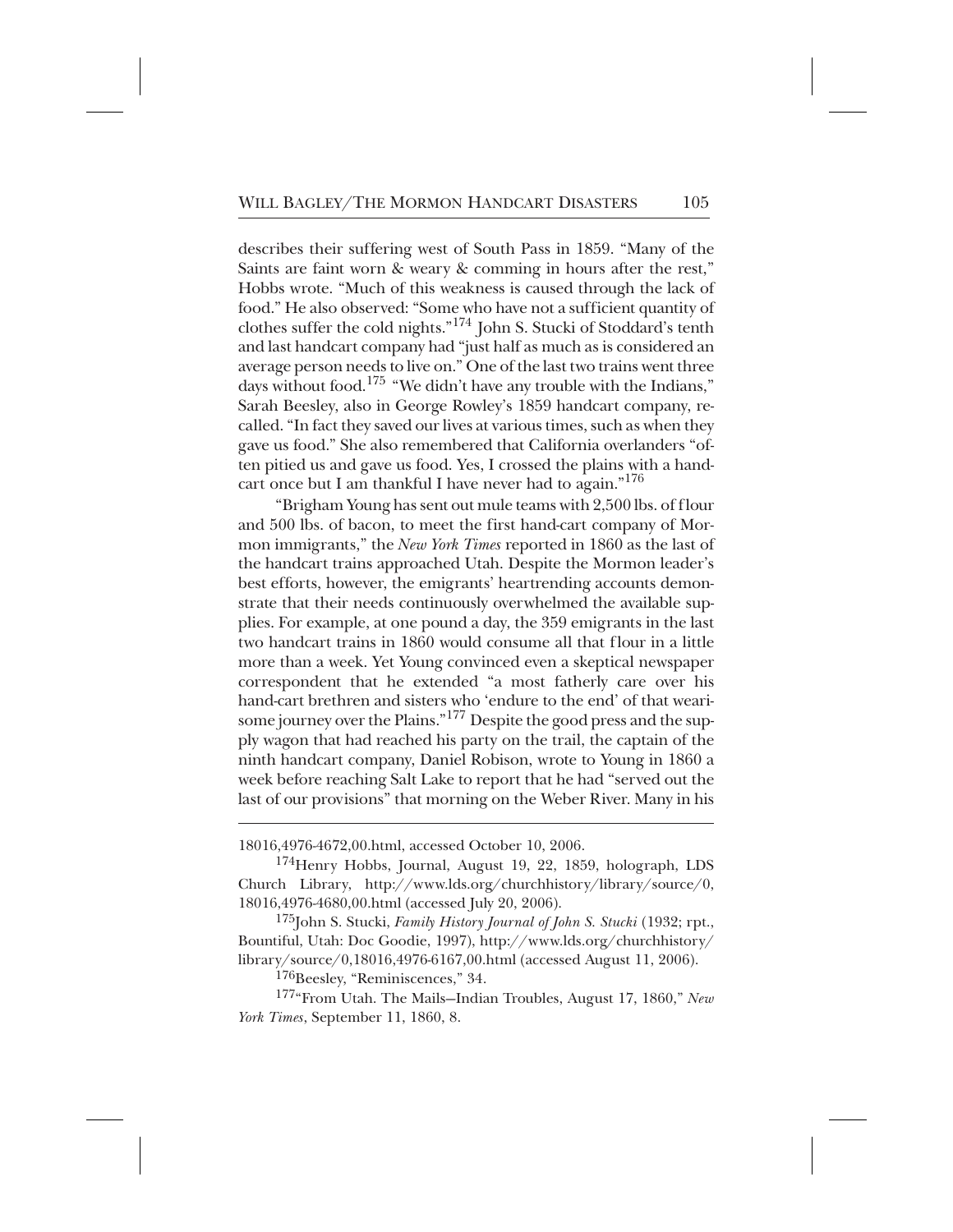describes their suffering west of South Pass in 1859. "Many of the Saints are faint worn & weary & comming in hours after the rest," Hobbs wrote. "Much of this weakness is caused through the lack of food." He also observed: "Some who have not a sufficient quantity of clothes suffer the cold nights."[174] John S. Stucki of Stoddard's tenth and last handcart company had "just half as much as is considered an average person needs to live on." One of the last two trains went three days without food.[175] "We didn't have any trouble with the Indians," Sarah Beesley, also in George Rowley's 1859 handcart company, recalled. "In fact they saved our lives at various times, such as when they gave us food." She also remembered that California overlanders "often pitied us and gave us food. Yes, I crossed the plains with a handcart once but I am thankful I have never had to again."[176]

"Brigham Young has sent out mule teams with 2,500 lbs. of flour and 500 lbs. of bacon, to meet the first hand-cart company of Mormon immigrants," the *New York Times* reported in 1860 as the last of the handcart trains approached Utah. Despite the Mormon leader's best efforts, however, the emigrants' heartrending accounts demonstrate that their needs continuously overwhelmed the available supplies. For example, at one pound a day, the 359 emigrants in the last two handcart trains in 1860 would consume all that flour in a little more than a week. Yet Young convinced even a skeptical newspaper correspondent that he extended "a most fatherly care over his hand-cart brethren and sisters who 'endure to the end' of that wearisome journey over the Plains."[177] Despite the good press and the supply wagon that had reached his party on the trail, the captain of the ninth handcart company, Daniel Robison, wrote to Young in 1860 a week before reaching Salt Lake to report that he had "served out the last of our provisions" that morning on the Weber River. Many in his

---

18016,4976-4672,00.html, accessed October 10, 2006.

[174]Henry Hobbs, Journal, August 19, 22, 1859, holograph, LDS Church Library, http://www.lds.org/churchhistory/library/source/0,18016,4976-4680,00.html (accessed July 20, 2006).

[175]John S. Stucki, *Family History Journal of John S. Stucki* (1932; rpt., Bountiful, Utah: Doc Goodie, 1997), http://www.lds.org/churchhistory/library/source/0,18016,4976-6167,00.html (accessed August 11, 2006).

[176]Beesley, "Reminiscences," 34.

[177]"From Utah. The Mails—Indian Troubles, August 17, 1860," *New York Times*, September 11, 1860, 8.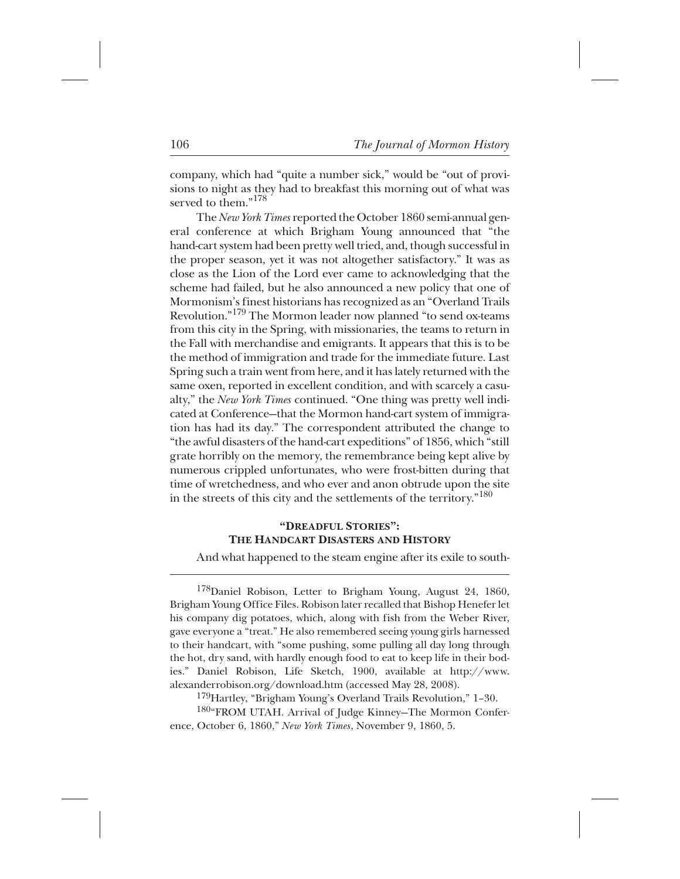company, which had "quite a number sick," would be "out of provisions to night as they had to breakfast this morning out of what was served to them."[178]

The *New York Times* reported the October 1860 semi-annual general conference at which Brigham Young announced that "the hand-cart system had been pretty well tried, and, though successful in the proper season, yet it was not altogether satisfactory." It was as close as the Lion of the Lord ever came to acknowledging that the scheme had failed, but he also announced a new policy that one of Mormonism's finest historians has recognized as an "Overland Trails Revolution."[179] The Mormon leader now planned "to send ox-teams from this city in the Spring, with missionaries, the teams to return in the Fall with merchandise and emigrants. It appears that this is to be the method of immigration and trade for the immediate future. Last Spring such a train went from here, and it has lately returned with the same oxen, reported in excellent condition, and with scarcely a casualty," the *New York Times* continued. "One thing was pretty well indicated at Conference—that the Mormon hand-cart system of immigration has had its day." The correspondent attributed the change to "the awful disasters of the hand-cart expeditions" of 1856, which "still grate horribly on the memory, the remembrance being kept alive by numerous crippled unfortunates, who were frost-bitten during that time of wretchedness, and who ever and anon obtrude upon the site in the streets of this city and the settlements of the territory."[180]

## "Dreadful Stories": The Handcart Disasters and History

And what happened to the steam engine after its exile to south-

---

[178]Daniel Robison, Letter to Brigham Young, August 24, 1860, Brigham Young Office Files. Robison later recalled that Bishop Henefer let his company dig potatoes, which, along with fish from the Weber River, gave everyone a "treat." He also remembered seeing young girls harnessed to their handcart, with "some pushing, some pulling all day long through the hot, dry sand, with hardly enough food to eat to keep life in their bodies." Daniel Robison, Life Sketch, 1900, available at http://www.alexanderrobison.org/download.htm (accessed May 28, 2008).

[179]Hartley, "Brigham Young's Overland Trails Revolution," 1–30.

[180]"FROM UTAH. Arrival of Judge Kinney—The Mormon Conference, October 6, 1860," *New York Times*, November 9, 1860, 5.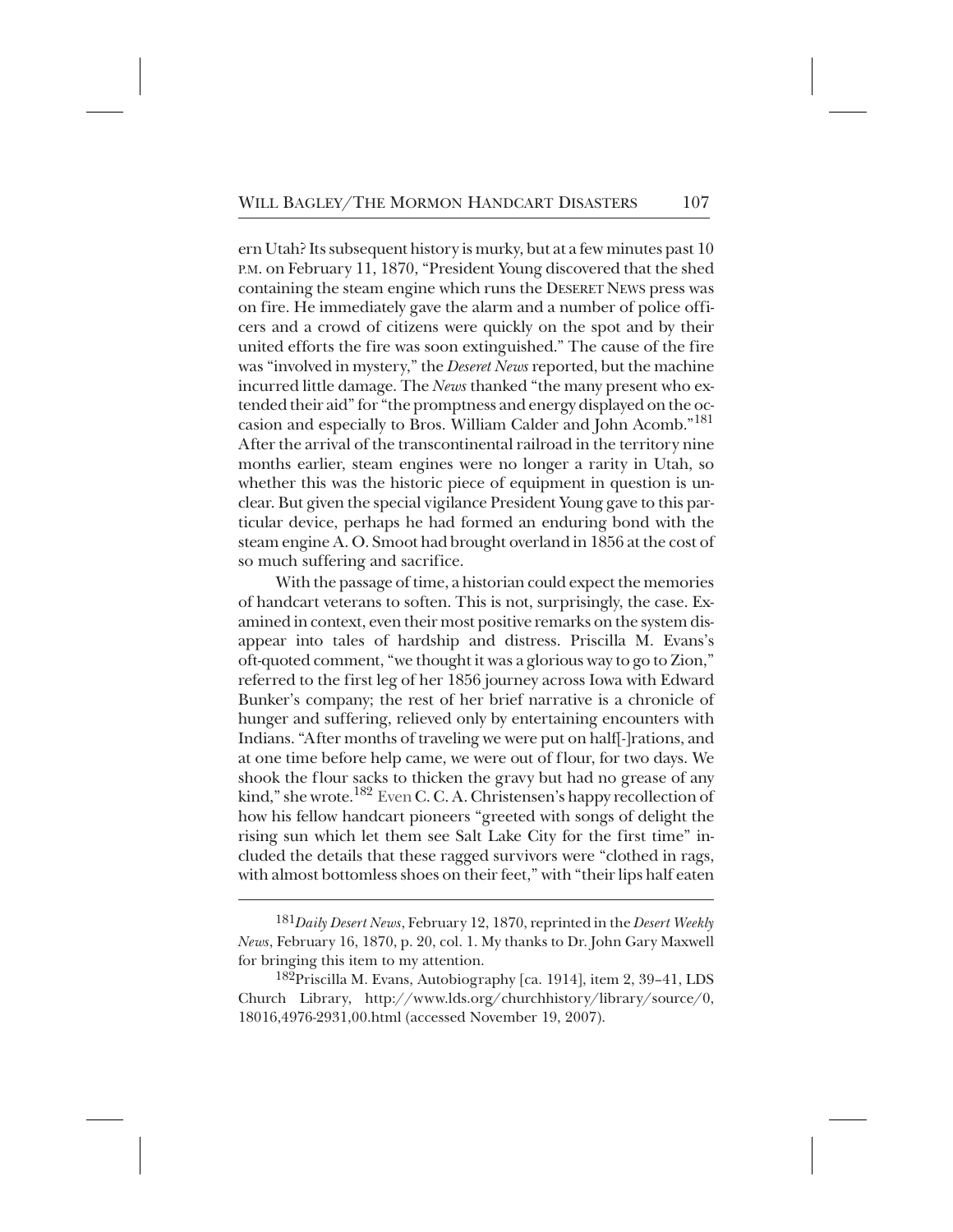ern Utah? Its subsequent history is murky, but at a few minutes past 10 P.M. on February 11, 1870, "President Young discovered that the shed containing the steam engine which runs the DESERET NEWS press was on fire. He immediately gave the alarm and a number of police officers and a crowd of citizens were quickly on the spot and by their united efforts the fire was soon extinguished." The cause of the fire was "involved in mystery," the *Deseret News* reported, but the machine incurred little damage. The *News* thanked "the many present who extended their aid" for "the promptness and energy displayed on the occasion and especially to Bros. William Calder and John Acomb."[181] After the arrival of the transcontinental railroad in the territory nine months earlier, steam engines were no longer a rarity in Utah, so whether this was the historic piece of equipment in question is unclear. But given the special vigilance President Young gave to this particular device, perhaps he had formed an enduring bond with the steam engine A. O. Smoot had brought overland in 1856 at the cost of so much suffering and sacrifice.

With the passage of time, a historian could expect the memories of handcart veterans to soften. This is not, surprisingly, the case. Examined in context, even their most positive remarks on the system disappear into tales of hardship and distress. Priscilla M. Evans's oft-quoted comment, "we thought it was a glorious way to go to Zion," referred to the first leg of her 1856 journey across Iowa with Edward Bunker's company; the rest of her brief narrative is a chronicle of hunger and suffering, relieved only by entertaining encounters with Indians. "After months of traveling we were put on half[-]rations, and at one time before help came, we were out of flour, for two days. We shook the flour sacks to thicken the gravy but had no grease of any kind," she wrote.[182] Even C. C. A. Christensen's happy recollection of how his fellow handcart pioneers "greeted with songs of delight the rising sun which let them see Salt Lake City for the first time" included the details that these ragged survivors were "clothed in rags, with almost bottomless shoes on their feet," with "their lips half eaten

---

[181]*Daily Desert News*, February 12, 1870, reprinted in the *Desert Weekly News*, February 16, 1870, p. 20, col. 1. My thanks to Dr. John Gary Maxwell for bringing this item to my attention.

[182]Priscilla M. Evans, Autobiography [ca. 1914], item 2, 39–41, LDS Church Library, http://www.lds.org/churchhistory/library/source/0,18016,4976-2931,00.html (accessed November 19, 2007).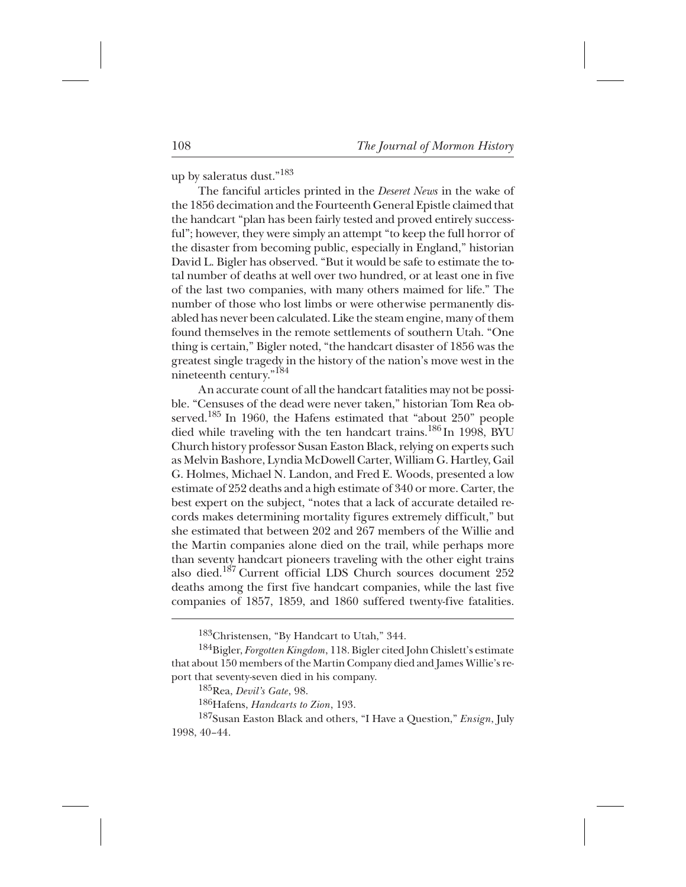up by saleratus dust."[183]

The fanciful articles printed in the *Deseret News* in the wake of the 1856 decimation and the Fourteenth General Epistle claimed that the handcart "plan has been fairly tested and proved entirely successful"; however, they were simply an attempt "to keep the full horror of the disaster from becoming public, especially in England," historian David L. Bigler has observed. "But it would be safe to estimate the total number of deaths at well over two hundred, or at least one in five of the last two companies, with many others maimed for life." The number of those who lost limbs or were otherwise permanently disabled has never been calculated. Like the steam engine, many of them found themselves in the remote settlements of southern Utah. "One thing is certain," Bigler noted, "the handcart disaster of 1856 was the greatest single tragedy in the history of the nation's move west in the nineteenth century."[184]

An accurate count of all the handcart fatalities may not be possible. "Censuses of the dead were never taken," historian Tom Rea observed.[185] In 1960, the Hafens estimated that "about 250" people died while traveling with the ten handcart trains.[186] In 1998, BYU Church history professor Susan Easton Black, relying on experts such as Melvin Bashore, Lyndia McDowell Carter, William G. Hartley, Gail G. Holmes, Michael N. Landon, and Fred E. Woods, presented a low estimate of 252 deaths and a high estimate of 340 or more. Carter, the best expert on the subject, "notes that a lack of accurate detailed records makes determining mortality figures extremely difficult," but she estimated that between 202 and 267 members of the Willie and the Martin companies alone died on the trail, while perhaps more than seventy handcart pioneers traveling with the other eight trains also died.[187] Current official LDS Church sources document 252 deaths among the first five handcart companies, while the last five companies of 1857, 1859, and 1860 suffered twenty-five fatalities.

---

[183]Christensen, "By Handcart to Utah," 344.

[184]Bigler, *Forgotten Kingdom*, 118. Bigler cited John Chislett's estimate that about 150 members of the Martin Company died and James Willie's report that seventy-seven died in his company.

[185]Rea, *Devil's Gate*, 98.

[186]Hafens, *Handcarts to Zion*, 193.

[187]Susan Easton Black and others, "I Have a Question," *Ensign*, July 1998, 40–44.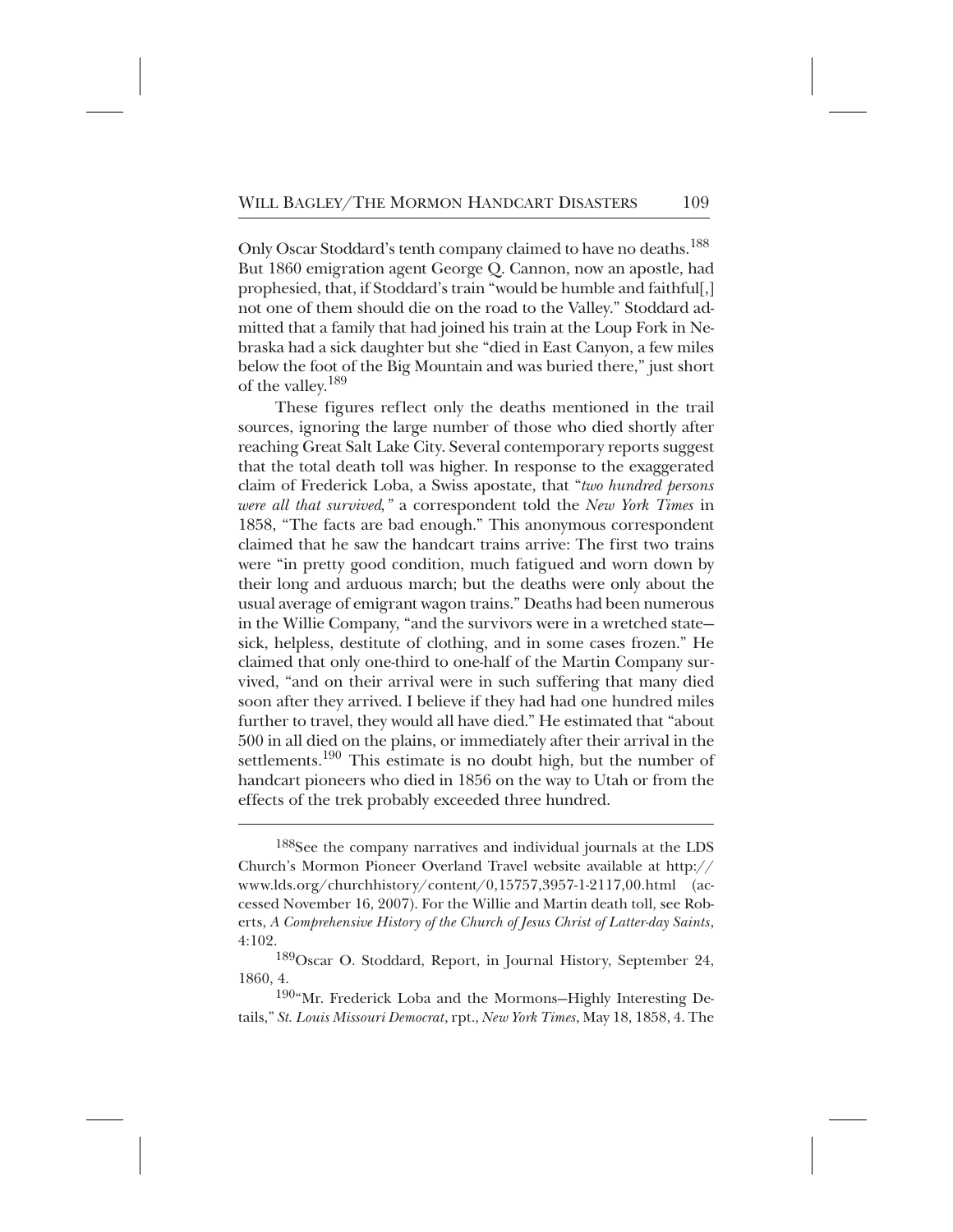Only Oscar Stoddard's tenth company claimed to have no deaths.[188] But 1860 emigration agent George Q. Cannon, now an apostle, had prophesied, that, if Stoddard's train "would be humble and faithful[,] not one of them should die on the road to the Valley." Stoddard admitted that a family that had joined his train at the Loup Fork in Nebraska had a sick daughter but she "died in East Canyon, a few miles below the foot of the Big Mountain and was buried there," just short of the valley.[189]

These figures reflect only the deaths mentioned in the trail sources, ignoring the large number of those who died shortly after reaching Great Salt Lake City. Several contemporary reports suggest that the total death toll was higher. In response to the exaggerated claim of Frederick Loba, a Swiss apostate, that "*two hundred persons were all that survived*," a correspondent told the *New York Times* in 1858, "The facts are bad enough." This anonymous correspondent claimed that he saw the handcart trains arrive: The first two trains were "in pretty good condition, much fatigued and worn down by their long and arduous march; but the deaths were only about the usual average of emigrant wagon trains." Deaths had been numerous in the Willie Company, "and the survivors were in a wretched state—sick, helpless, destitute of clothing, and in some cases frozen." He claimed that only one-third to one-half of the Martin Company survived, "and on their arrival were in such suffering that many died soon after they arrived. I believe if they had had one hundred miles further to travel, they would all have died." He estimated that "about 500 in all died on the plains, or immediately after their arrival in the settlements.[190] This estimate is no doubt high, but the number of handcart pioneers who died in 1856 on the way to Utah or from the effects of the trek probably exceeded three hundred.

---

[188]See the company narratives and individual journals at the LDS Church's Mormon Pioneer Overland Travel website available at http://www.lds.org/churchhistory/content/0,15757,3957-1-2117,00.html (accessed November 16, 2007). For the Willie and Martin death toll, see Roberts, *A Comprehensive History of the Church of Jesus Christ of Latter-day Saints*, 4:102.

[189]Oscar O. Stoddard, Report, in Journal History, September 24, 1860, 4.

[190]"Mr. Frederick Loba and the Mormons—Highly Interesting Details," *St. Louis Missouri Democrat*, rpt., *New York Times*, May 18, 1858, 4. The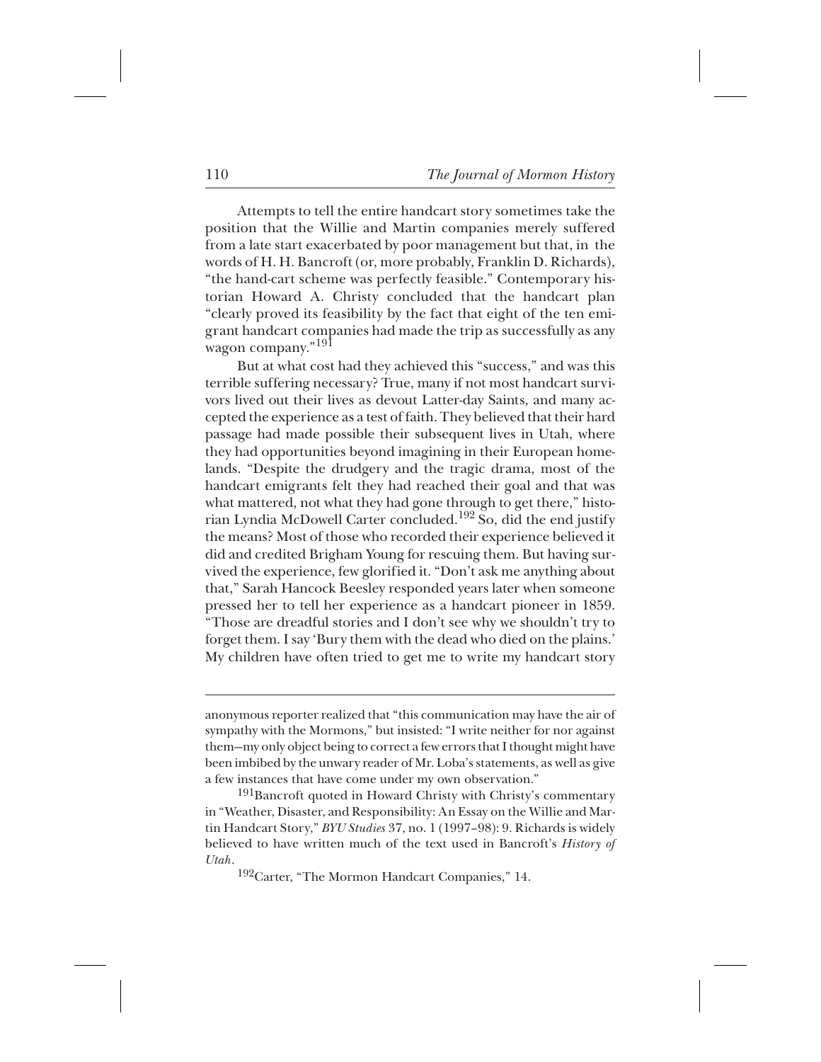Attempts to tell the entire handcart story sometimes take the position that the Willie and Martin companies merely suffered from a late start exacerbated by poor management but that, in the words of H. H. Bancroft (or, more probably, Franklin D. Richards), "the hand-cart scheme was perfectly feasible." Contemporary historian Howard A. Christy concluded that the handcart plan "clearly proved its feasibility by the fact that eight of the ten emigrant handcart companies had made the trip as successfully as any wagon company."[191]

But at what cost had they achieved this "success," and was this terrible suffering necessary? True, many if not most handcart survivors lived out their lives as devout Latter-day Saints, and many accepted the experience as a test of faith. They believed that their hard passage had made possible their subsequent lives in Utah, where they had opportunities beyond imagining in their European homelands. "Despite the drudgery and the tragic drama, most of the handcart emigrants felt they had reached their goal and that was what mattered, not what they had gone through to get there," historian Lyndia McDowell Carter concluded.[192] So, did the end justify the means? Most of those who recorded their experience believed it did and credited Brigham Young for rescuing them. But having survived the experience, few glorified it. "Don't ask me anything about that," Sarah Hancock Beesley responded years later when someone pressed her to tell her experience as a handcart pioneer in 1859. "Those are dreadful stories and I don't see why we shouldn't try to forget them. I say 'Bury them with the dead who died on the plains.' My children have often tried to get me to write my handcart story

---

anonymous reporter realized that "this communication may have the air of sympathy with the Mormons," but insisted: "I write neither for nor against them—my only object being to correct a few errors that I thought might have been imbibed by the unwary reader of Mr. Loba's statements, as well as give a few instances that have come under my own observation."

[191]Bancroft quoted in Howard Christy with Christy's commentary in "Weather, Disaster, and Responsibility: An Essay on the Willie and Martin Handcart Story," *BYU Studies* 37, no. 1 (1997–98): 9. Richards is widely believed to have written much of the text used in Bancroft's *History of Utah*.

[192]Carter, "The Mormon Handcart Companies," 14.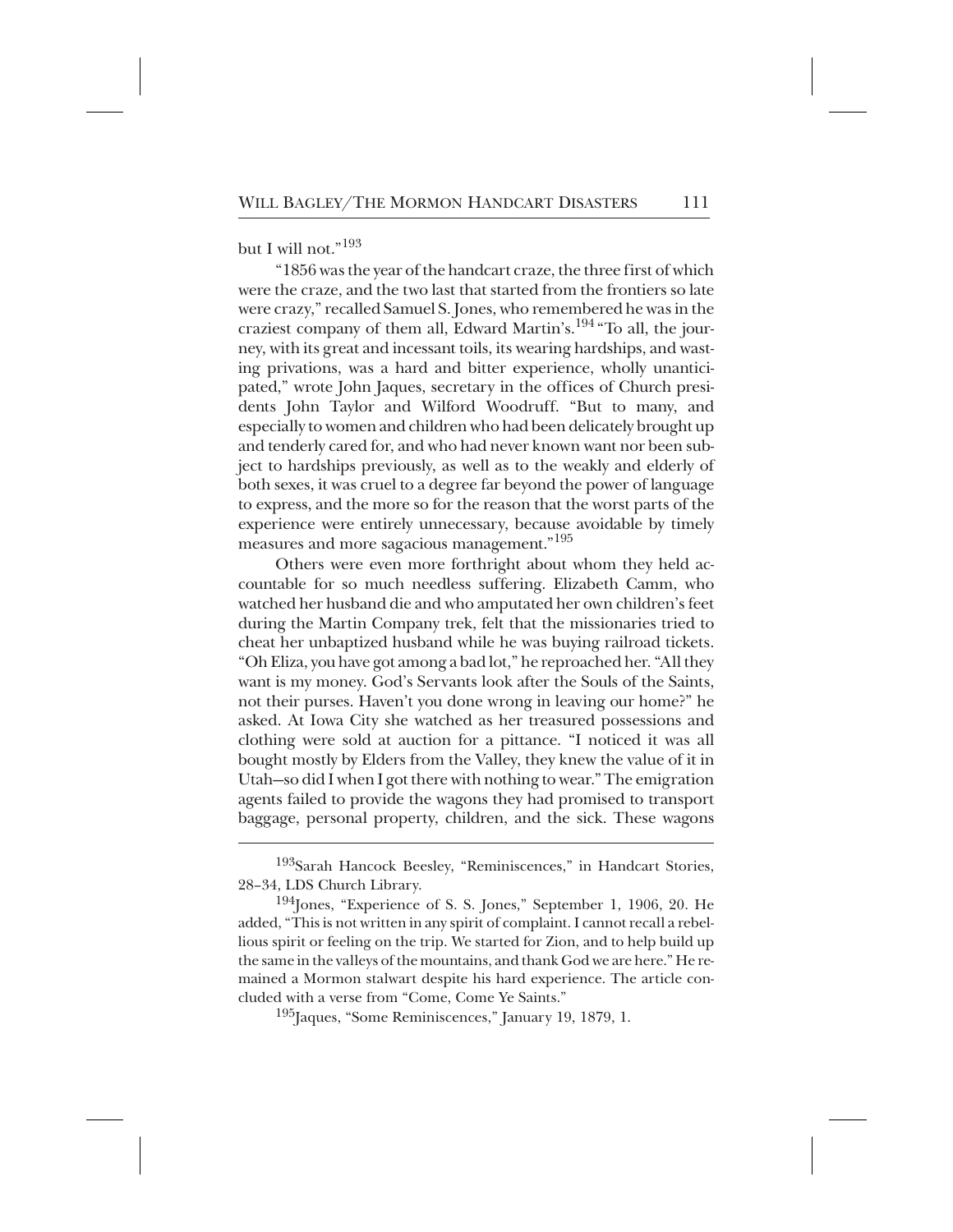but I will not."[193]

"1856 was the year of the handcart craze, the three first of which were the craze, and the two last that started from the frontiers so late were crazy," recalled Samuel S. Jones, who remembered he was in the craziest company of them all, Edward Martin's.[194] "To all, the journey, with its great and incessant toils, its wearing hardships, and wasting privations, was a hard and bitter experience, wholly unanticipated," wrote John Jaques, secretary in the offices of Church presidents John Taylor and Wilford Woodruff. "But to many, and especially to women and children who had been delicately brought up and tenderly cared for, and who had never known want nor been subject to hardships previously, as well as to the weakly and elderly of both sexes, it was cruel to a degree far beyond the power of language to express, and the more so for the reason that the worst parts of the experience were entirely unnecessary, because avoidable by timely measures and more sagacious management."[195]

Others were even more forthright about whom they held accountable for so much needless suffering. Elizabeth Camm, who watched her husband die and who amputated her own children's feet during the Martin Company trek, felt that the missionaries tried to cheat her unbaptized husband while he was buying railroad tickets. "Oh Eliza, you have got among a bad lot," he reproached her. "All they want is my money. God's Servants look after the Souls of the Saints, not their purses. Haven't you done wrong in leaving our home?" he asked. At Iowa City she watched as her treasured possessions and clothing were sold at auction for a pittance. "I noticed it was all bought mostly by Elders from the Valley, they knew the value of it in Utah—so did I when I got there with nothing to wear." The emigration agents failed to provide the wagons they had promised to transport baggage, personal property, children, and the sick. These wagons

---

[193] Sarah Hancock Beesley, "Reminiscences," in Handcart Stories, 28–34, LDS Church Library.

[194] Jones, "Experience of S. S. Jones," September 1, 1906, 20. He added, "This is not written in any spirit of complaint. I cannot recall a rebellious spirit or feeling on the trip. We started for Zion, and to help build up the same in the valleys of the mountains, and thank God we are here." He remained a Mormon stalwart despite his hard experience. The article concluded with a verse from "Come, Come Ye Saints."

[195] Jaques, "Some Reminiscences," January 19, 1879, 1.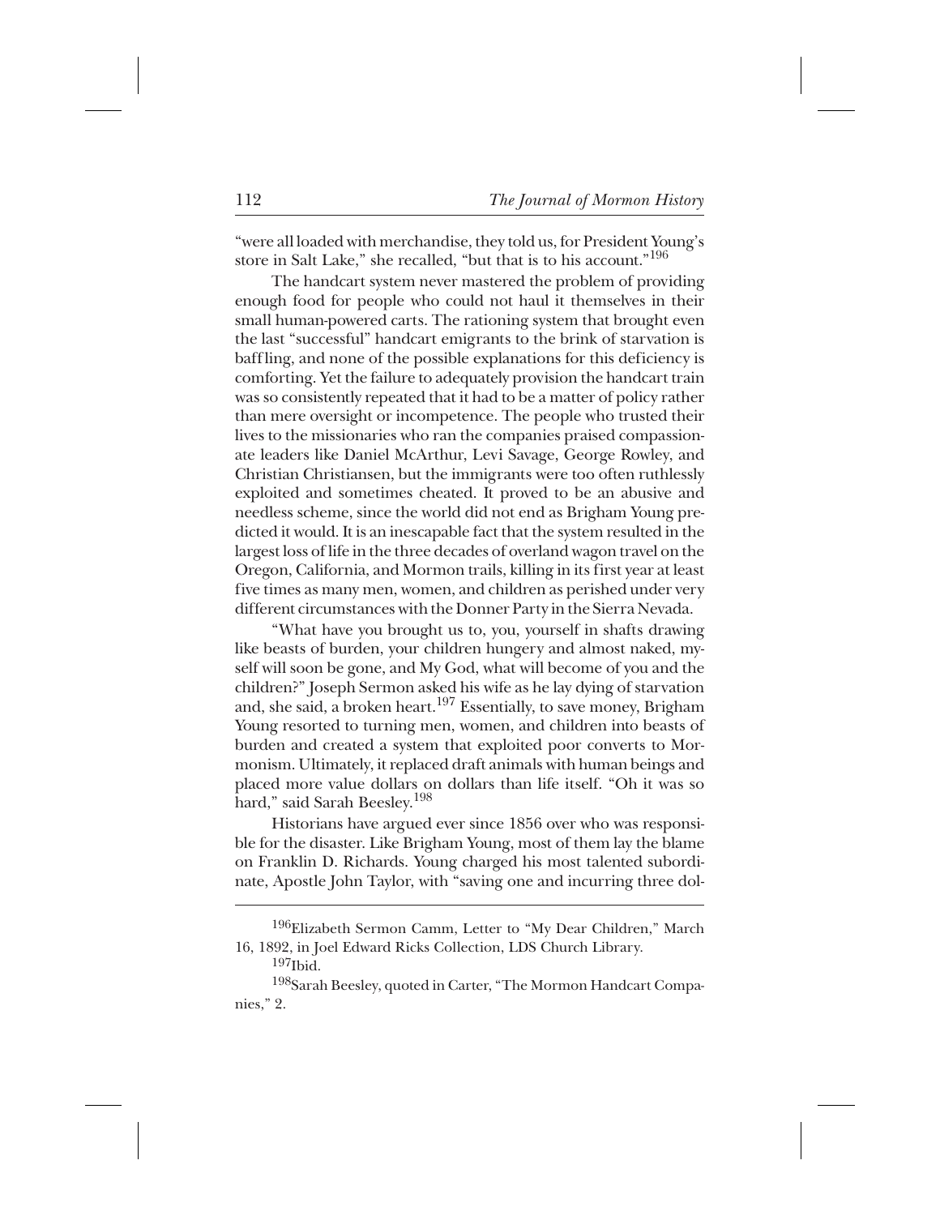"were all loaded with merchandise, they told us, for President Young's store in Salt Lake," she recalled, "but that is to his account."[196]

The handcart system never mastered the problem of providing enough food for people who could not haul it themselves in their small human-powered carts. The rationing system that brought even the last "successful" handcart emigrants to the brink of starvation is baffling, and none of the possible explanations for this deficiency is comforting. Yet the failure to adequately provision the handcart train was so consistently repeated that it had to be a matter of policy rather than mere oversight or incompetence. The people who trusted their lives to the missionaries who ran the companies praised compassionate leaders like Daniel McArthur, Levi Savage, George Rowley, and Christian Christiansen, but the immigrants were too often ruthlessly exploited and sometimes cheated. It proved to be an abusive and needless scheme, since the world did not end as Brigham Young predicted it would. It is an inescapable fact that the system resulted in the largest loss of life in the three decades of overland wagon travel on the Oregon, California, and Mormon trails, killing in its first year at least five times as many men, women, and children as perished under very different circumstances with the Donner Party in the Sierra Nevada.

"What have you brought us to, you, yourself in shafts drawing like beasts of burden, your children hungery and almost naked, myself will soon be gone, and My God, what will become of you and the children?" Joseph Sermon asked his wife as he lay dying of starvation and, she said, a broken heart.[197] Essentially, to save money, Brigham Young resorted to turning men, women, and children into beasts of burden and created a system that exploited poor converts to Mormonism. Ultimately, it replaced draft animals with human beings and placed more value dollars on dollars than life itself. "Oh it was so hard," said Sarah Beesley.[198]

Historians have argued ever since 1856 over who was responsible for the disaster. Like Brigham Young, most of them lay the blame on Franklin D. Richards. Young charged his most talented subordinate, Apostle John Taylor, with "saving one and incurring three dol-

---

[196]Elizabeth Sermon Camm, Letter to "My Dear Children," March 16, 1892, in Joel Edward Ricks Collection, LDS Church Library.

[197]Ibid.

[198]Sarah Beesley, quoted in Carter, "The Mormon Handcart Companies," 2.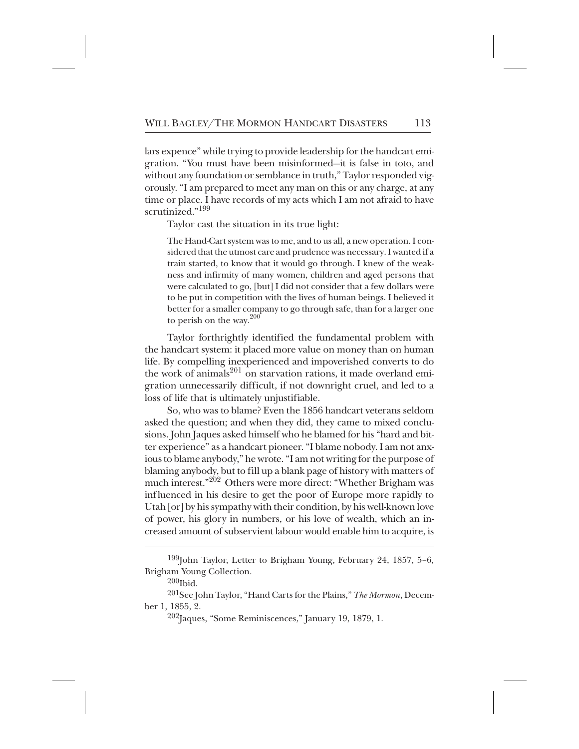lars expence" while trying to provide leadership for the handcart emigration. "You must have been misinformed—it is false in toto, and without any foundation or semblance in truth," Taylor responded vigorously. "I am prepared to meet any man on this or any charge, at any time or place. I have records of my acts which I am not afraid to have scrutinized."[199]

Taylor cast the situation in its true light:

> The Hand-Cart system was to me, and to us all, a new operation. I considered that the utmost care and prudence was necessary. I wanted if a train started, to know that it would go through. I knew of the weakness and infirmity of many women, children and aged persons that were calculated to go, [but] I did not consider that a few dollars were to be put in competition with the lives of human beings. I believed it better for a smaller company to go through safe, than for a larger one to perish on the way.[200]

Taylor forthrightly identified the fundamental problem with the handcart system: it placed more value on money than on human life. By compelling inexperienced and impoverished converts to do the work of animals[201] on starvation rations, it made overland emigration unnecessarily difficult, if not downright cruel, and led to a loss of life that is ultimately unjustifiable.

So, who was to blame? Even the 1856 handcart veterans seldom asked the question; and when they did, they came to mixed conclusions. John Jaques asked himself who he blamed for his "hard and bitter experience" as a handcart pioneer. "I blame nobody. I am not anxious to blame anybody," he wrote. "I am not writing for the purpose of blaming anybody, but to fill up a blank page of history with matters of much interest."[202] Others were more direct: "Whether Brigham was influenced in his desire to get the poor of Europe more rapidly to Utah [or] by his sympathy with their condition, by his well-known love of power, his glory in numbers, or his love of wealth, which an increased amount of subservient labour would enable him to acquire, is

---

[199]John Taylor, Letter to Brigham Young, February 24, 1857, 5–6, Brigham Young Collection.

[200]Ibid.

[201]See John Taylor, "Hand Carts for the Plains," *The Mormon*, December 1, 1855, 2.

[202]Jaques, "Some Reminiscences," January 19, 1879, 1.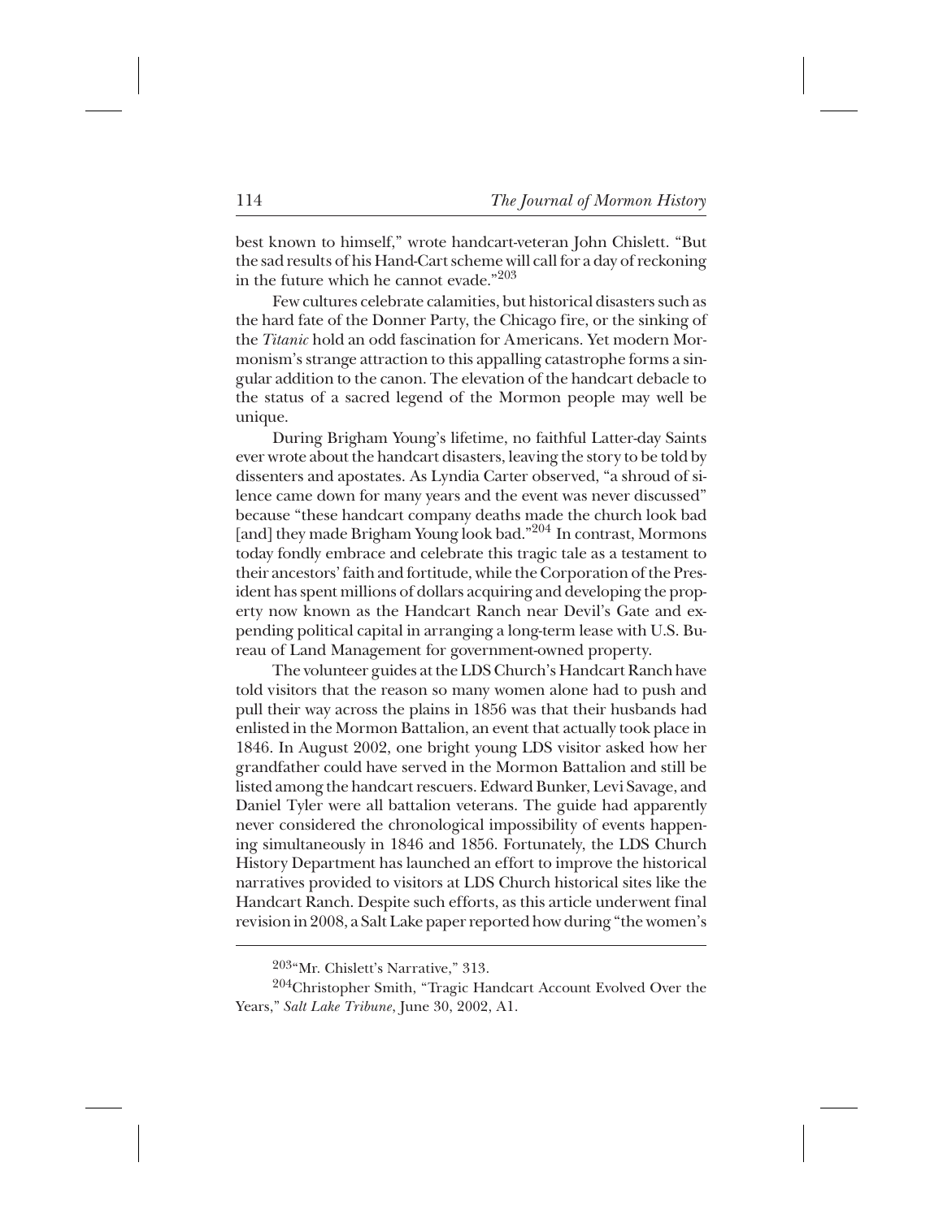best known to himself," wrote handcart-veteran John Chislett. "But the sad results of his Hand-Cart scheme will call for a day of reckoning in the future which he cannot evade."[203]

Few cultures celebrate calamities, but historical disasters such as the hard fate of the Donner Party, the Chicago fire, or the sinking of the *Titanic* hold an odd fascination for Americans. Yet modern Mormonism's strange attraction to this appalling catastrophe forms a singular addition to the canon. The elevation of the handcart debacle to the status of a sacred legend of the Mormon people may well be unique.

During Brigham Young's lifetime, no faithful Latter-day Saints ever wrote about the handcart disasters, leaving the story to be told by dissenters and apostates. As Lyndia Carter observed, "a shroud of silence came down for many years and the event was never discussed" because "these handcart company deaths made the church look bad [and] they made Brigham Young look bad."[204] In contrast, Mormons today fondly embrace and celebrate this tragic tale as a testament to their ancestors' faith and fortitude, while the Corporation of the President has spent millions of dollars acquiring and developing the property now known as the Handcart Ranch near Devil's Gate and expending political capital in arranging a long-term lease with U.S. Bureau of Land Management for government-owned property.

The volunteer guides at the LDS Church's Handcart Ranch have told visitors that the reason so many women alone had to push and pull their way across the plains in 1856 was that their husbands had enlisted in the Mormon Battalion, an event that actually took place in 1846. In August 2002, one bright young LDS visitor asked how her grandfather could have served in the Mormon Battalion and still be listed among the handcart rescuers. Edward Bunker, Levi Savage, and Daniel Tyler were all battalion veterans. The guide had apparently never considered the chronological impossibility of events happening simultaneously in 1846 and 1856. Fortunately, the LDS Church History Department has launched an effort to improve the historical narratives provided to visitors at LDS Church historical sites like the Handcart Ranch. Despite such efforts, as this article underwent final revision in 2008, a Salt Lake paper reported how during "the women's

---

[203] "Mr. Chislett's Narrative," 313.

[204] Christopher Smith, "Tragic Handcart Account Evolved Over the Years," *Salt Lake Tribune*, June 30, 2002, A1.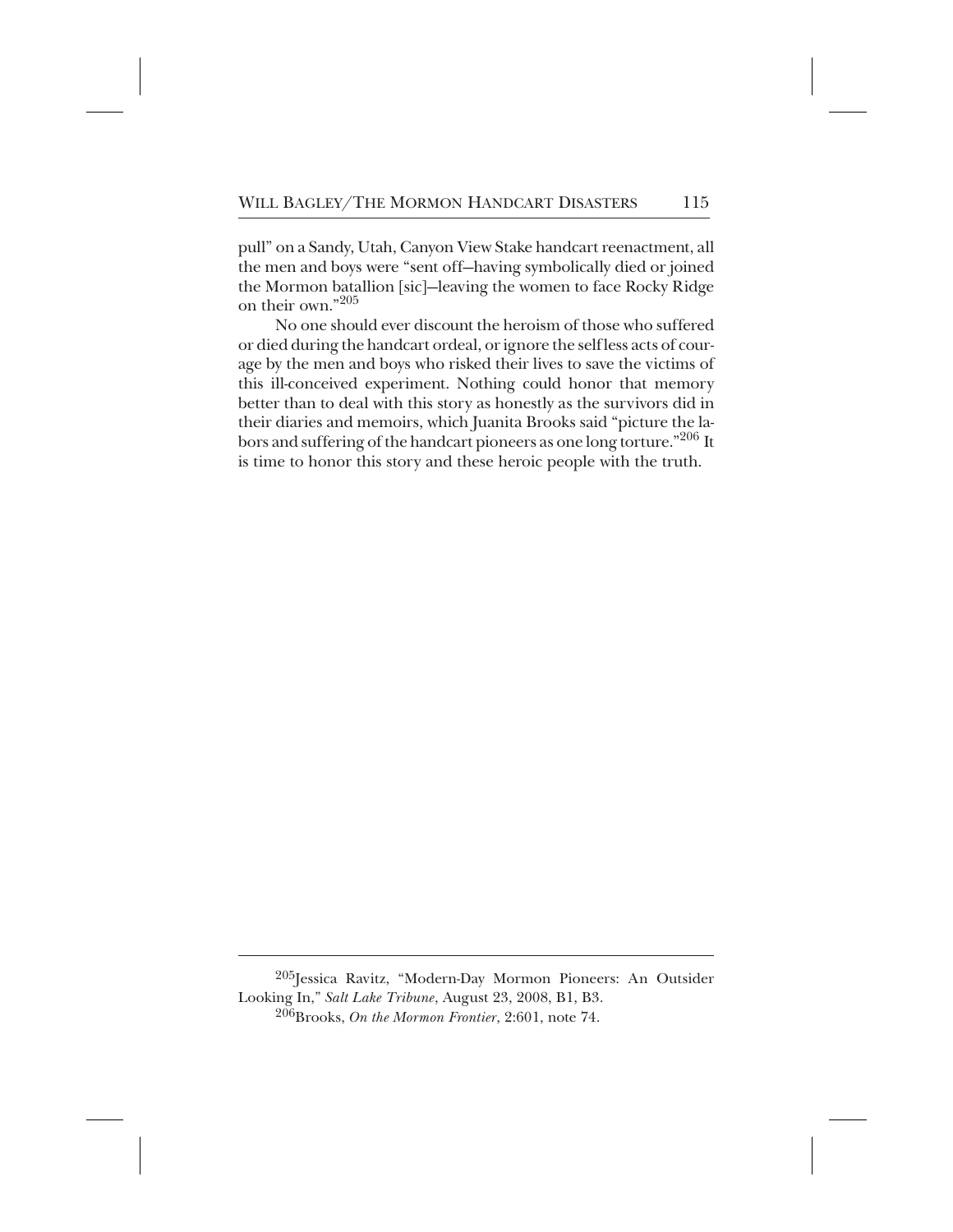pull" on a Sandy, Utah, Canyon View Stake handcart reenactment, all the men and boys were "sent off—having symbolically died or joined the Mormon batallion [sic]—leaving the women to face Rocky Ridge on their own."[205]

No one should ever discount the heroism of those who suffered or died during the handcart ordeal, or ignore the selfless acts of courage by the men and boys who risked their lives to save the victims of this ill-conceived experiment. Nothing could honor that memory better than to deal with this story as honestly as the survivors did in their diaries and memoirs, which Juanita Brooks said "picture the labors and suffering of the handcart pioneers as one long torture."[206] It is time to honor this story and these heroic people with the truth.

---

[205] Jessica Ravitz, "Modern-Day Mormon Pioneers: An Outsider Looking In," *Salt Lake Tribune*, August 23, 2008, B1, B3.

[206] Brooks, *On the Mormon Frontier*, 2:601, note 74.